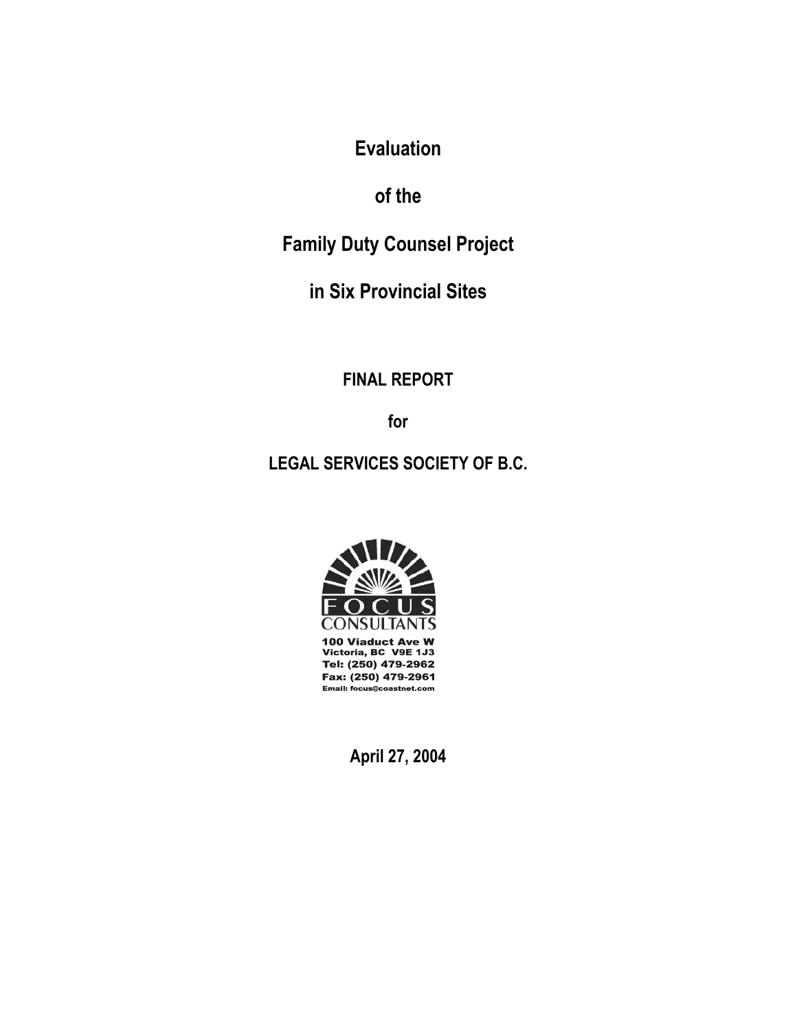# Evaluation

# of the

# Family Duty Counsel Project

# in Six Provincial Sites

**FINAL REPORT**

**for**

**LEGAL SERVICES SOCIETY OF B.C.**

FOCUS CONSULTANTS

100 Viaduct Ave W
Victoria, BC V9E 1J3
Tel: (250) 479-2962
Fax: (250) 479-2961
Email: focus@coastnet.com

**April 27, 2004**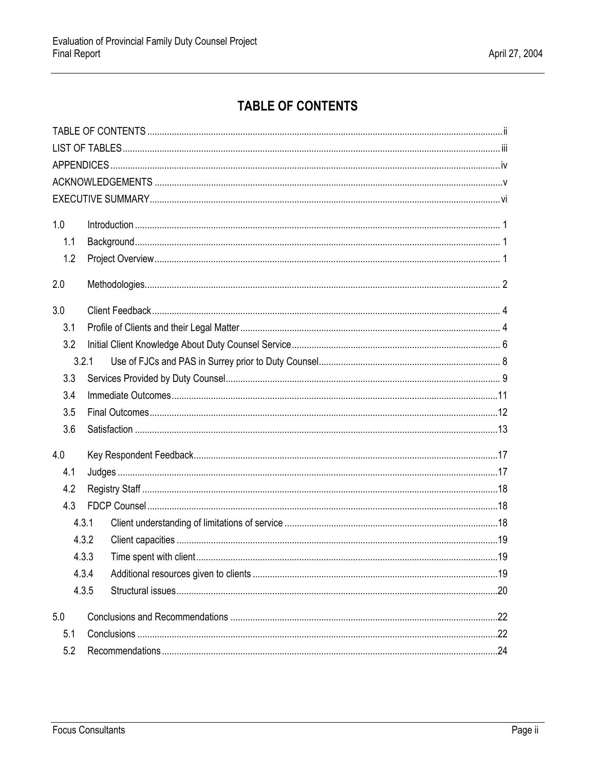# TABLE OF CONTENTS

TABLE OF CONTENTS ..... ii
LIST OF TABLES ..... iii
APPENDICES ..... iv
ACKNOWLEDGEMENTS ..... v
EXECUTIVE SUMMARY ..... vi

1.0 Introduction ..... 1
- 1.1 Background ..... 1
- 1.2 Project Overview ..... 1

2.0 Methodologies ..... 2

3.0 Client Feedback ..... 4
- 3.1 Profile of Clients and their Legal Matter ..... 4
- 3.2 Initial Client Knowledge About Duty Counsel Service ..... 6
  - 3.2.1 Use of FJCs and PAS in Surrey prior to Duty Counsel ..... 8
- 3.3 Services Provided by Duty Counsel ..... 9
- 3.4 Immediate Outcomes ..... 11
- 3.5 Final Outcomes ..... 12
- 3.6 Satisfaction ..... 13

4.0 Key Respondent Feedback ..... 17
- 4.1 Judges ..... 17
- 4.2 Registry Staff ..... 18
- 4.3 FDCP Counsel ..... 18
  - 4.3.1 Client understanding of limitations of service ..... 18
  - 4.3.2 Client capacities ..... 19
  - 4.3.3 Time spent with client ..... 19
  - 4.3.4 Additional resources given to clients ..... 19
  - 4.3.5 Structural issues ..... 20

5.0 Conclusions and Recommendations ..... 22
- 5.1 Conclusions ..... 22
- 5.2 Recommendations ..... 24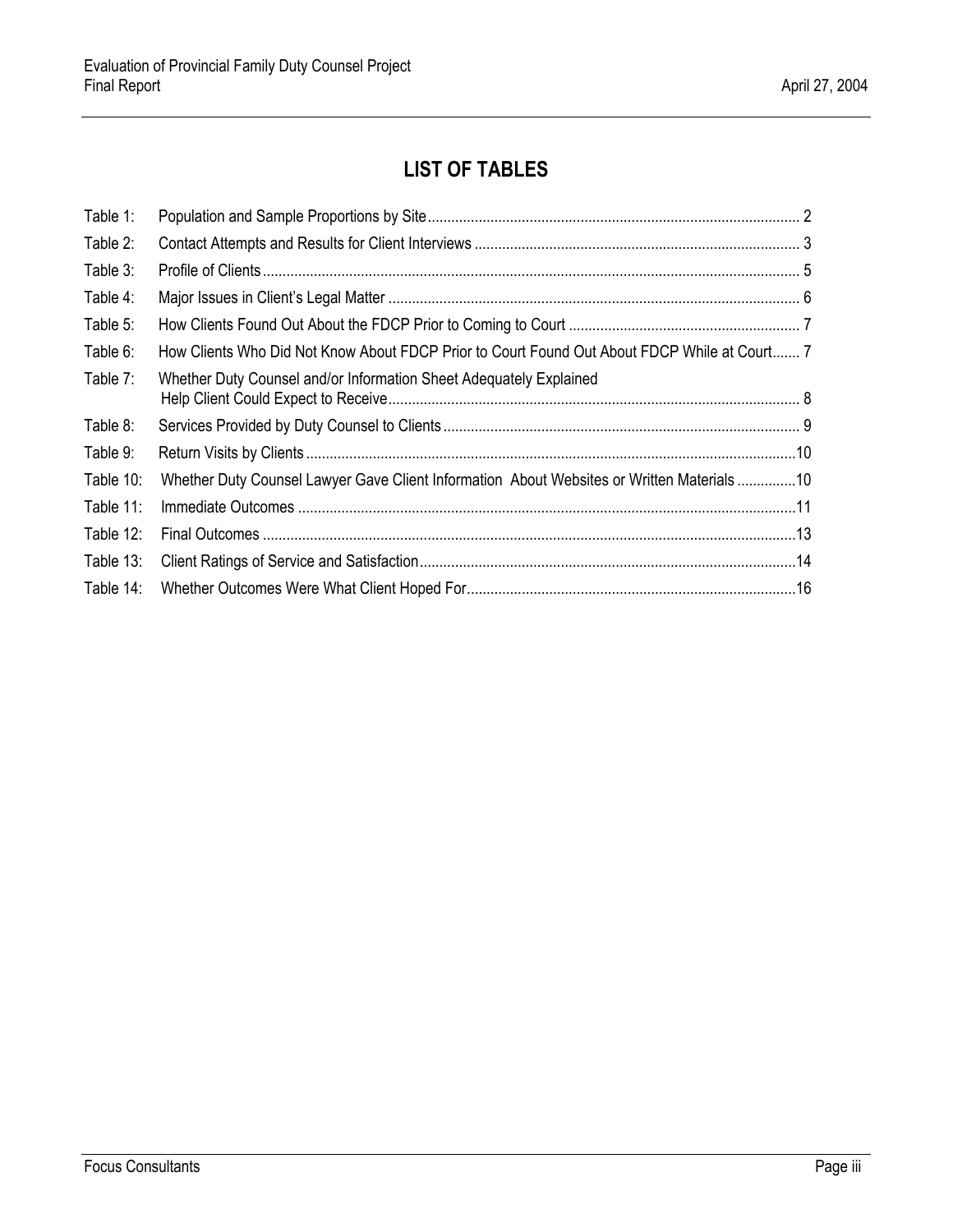# LIST OF TABLES

| | | |
|---|---|---|
| Table 1: | Population and Sample Proportions by Site | 2 |
| Table 2: | Contact Attempts and Results for Client Interviews | 3 |
| Table 3: | Profile of Clients | 5 |
| Table 4: | Major Issues in Client's Legal Matter | 6 |
| Table 5: | How Clients Found Out About the FDCP Prior to Coming to Court | 7 |
| Table 6: | How Clients Who Did Not Know About FDCP Prior to Court Found Out About FDCP While at Court | 7 |
| Table 7: | Whether Duty Counsel and/or Information Sheet Adequately Explained Help Client Could Expect to Receive | 8 |
| Table 8: | Services Provided by Duty Counsel to Clients | 9 |
| Table 9: | Return Visits by Clients | 10 |
| Table 10: | Whether Duty Counsel Lawyer Gave Client Information About Websites or Written Materials | 10 |
| Table 11: | Immediate Outcomes | 11 |
| Table 12: | Final Outcomes | 13 |
| Table 13: | Client Ratings of Service and Satisfaction | 14 |
| Table 14: | Whether Outcomes Were What Client Hoped For | 16 |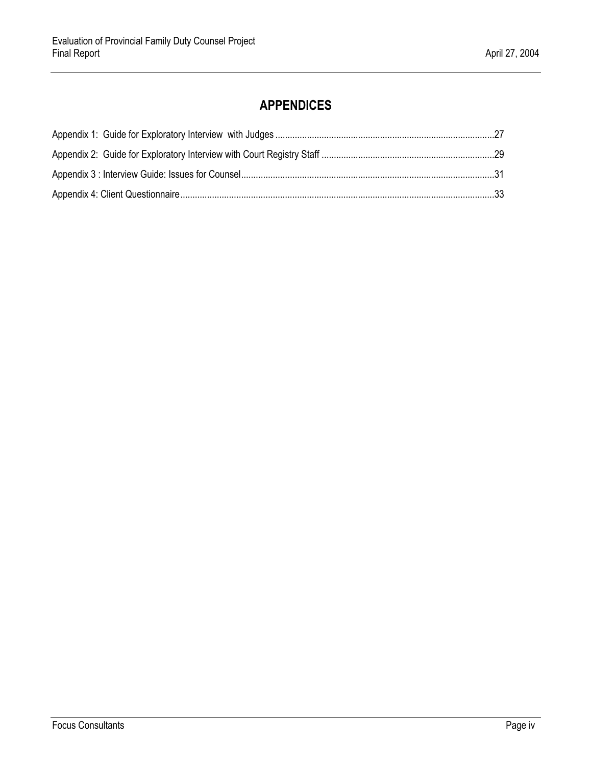## APPENDICES

Appendix 1: Guide for Exploratory Interview with Judges ........................................................................................27

Appendix 2: Guide for Exploratory Interview with Court Registry Staff .....................................................................29

Appendix 3 : Interview Guide: Issues for Counsel......................................................................................................31

Appendix 4: Client Questionnaire...............................................................................................................................33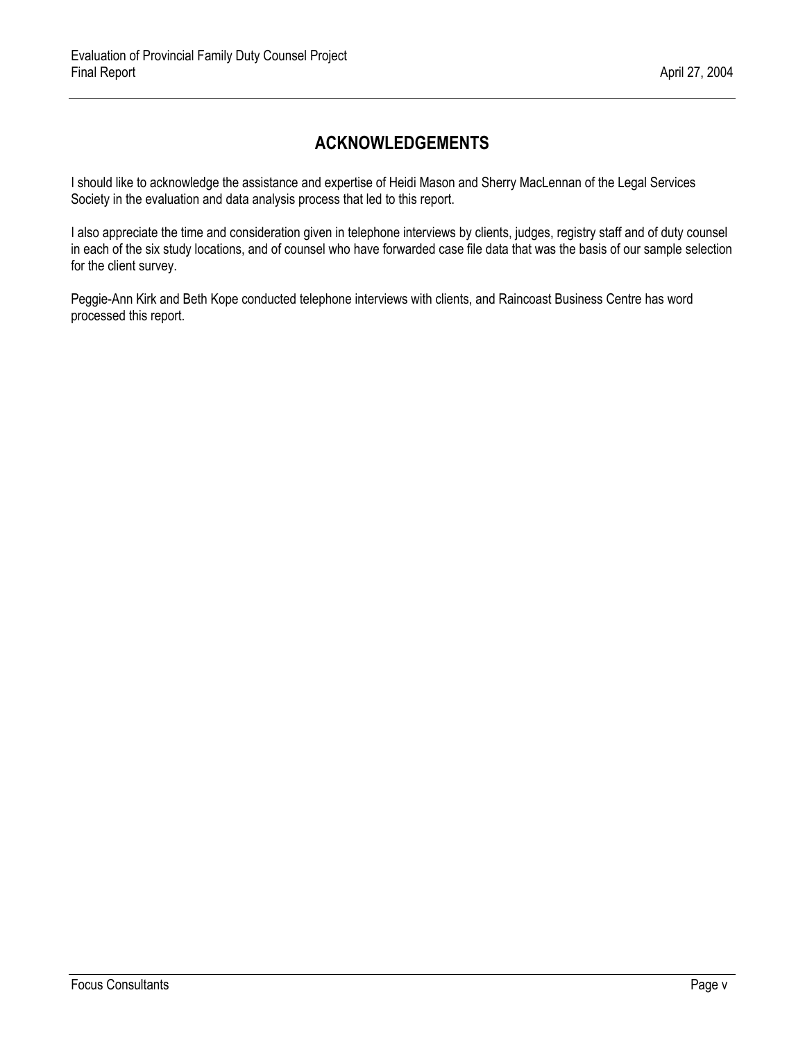# ACKNOWLEDGEMENTS

I should like to acknowledge the assistance and expertise of Heidi Mason and Sherry MacLennan of the Legal Services Society in the evaluation and data analysis process that led to this report.

I also appreciate the time and consideration given in telephone interviews by clients, judges, registry staff and of duty counsel in each of the six study locations, and of counsel who have forwarded case file data that was the basis of our sample selection for the client survey.

Peggie-Ann Kirk and Beth Kope conducted telephone interviews with clients, and Raincoast Business Centre has word processed this report.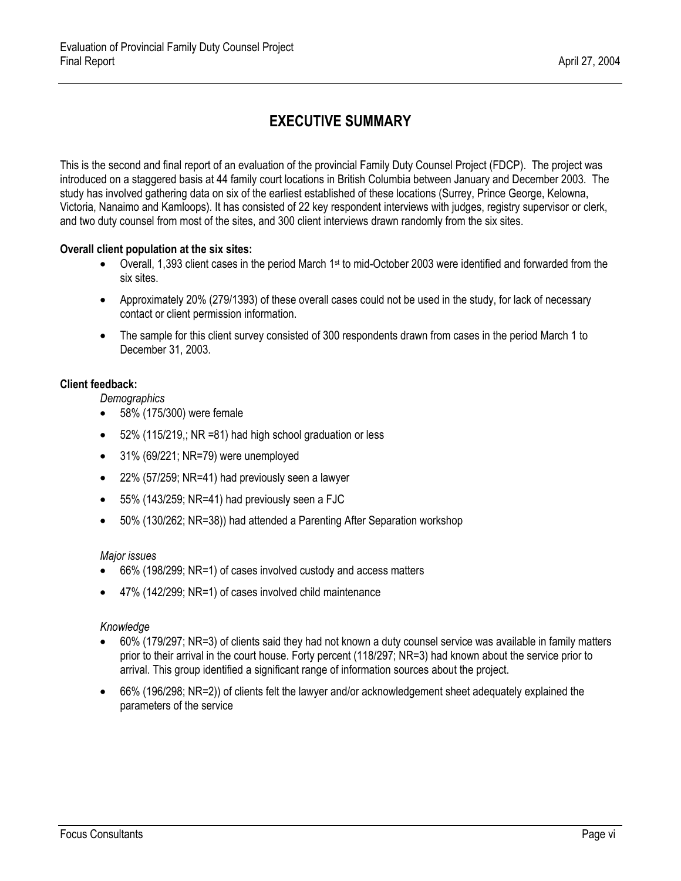# EXECUTIVE SUMMARY

This is the second and final report of an evaluation of the provincial Family Duty Counsel Project (FDCP). The project was introduced on a staggered basis at 44 family court locations in British Columbia between January and December 2003. The study has involved gathering data on six of the earliest established of these locations (Surrey, Prince George, Kelowna, Victoria, Nanaimo and Kamloops). It has consisted of 22 key respondent interviews with judges, registry supervisor or clerk, and two duty counsel from most of the sites, and 300 client interviews drawn randomly from the six sites.

**Overall client population at the six sites:**

- Overall, 1,393 client cases in the period March 1st to mid-October 2003 were identified and forwarded from the six sites.
- Approximately 20% (279/1393) of these overall cases could not be used in the study, for lack of necessary contact or client permission information.
- The sample for this client survey consisted of 300 respondents drawn from cases in the period March 1 to December 31, 2003.

**Client feedback:**

*Demographics*

- 58% (175/300) were female
- 52% (115/219,; NR =81) had high school graduation or less
- 31% (69/221; NR=79) were unemployed
- 22% (57/259; NR=41) had previously seen a lawyer
- 55% (143/259; NR=41) had previously seen a FJC
- 50% (130/262; NR=38)) had attended a Parenting After Separation workshop

*Major issues*

- 66% (198/299; NR=1) of cases involved custody and access matters
- 47% (142/299; NR=1) of cases involved child maintenance

*Knowledge*

- 60% (179/297; NR=3) of clients said they had not known a duty counsel service was available in family matters prior to their arrival in the court house. Forty percent (118/297; NR=3) had known about the service prior to arrival. This group identified a significant range of information sources about the project.
- 66% (196/298; NR=2)) of clients felt the lawyer and/or acknowledgement sheet adequately explained the parameters of the service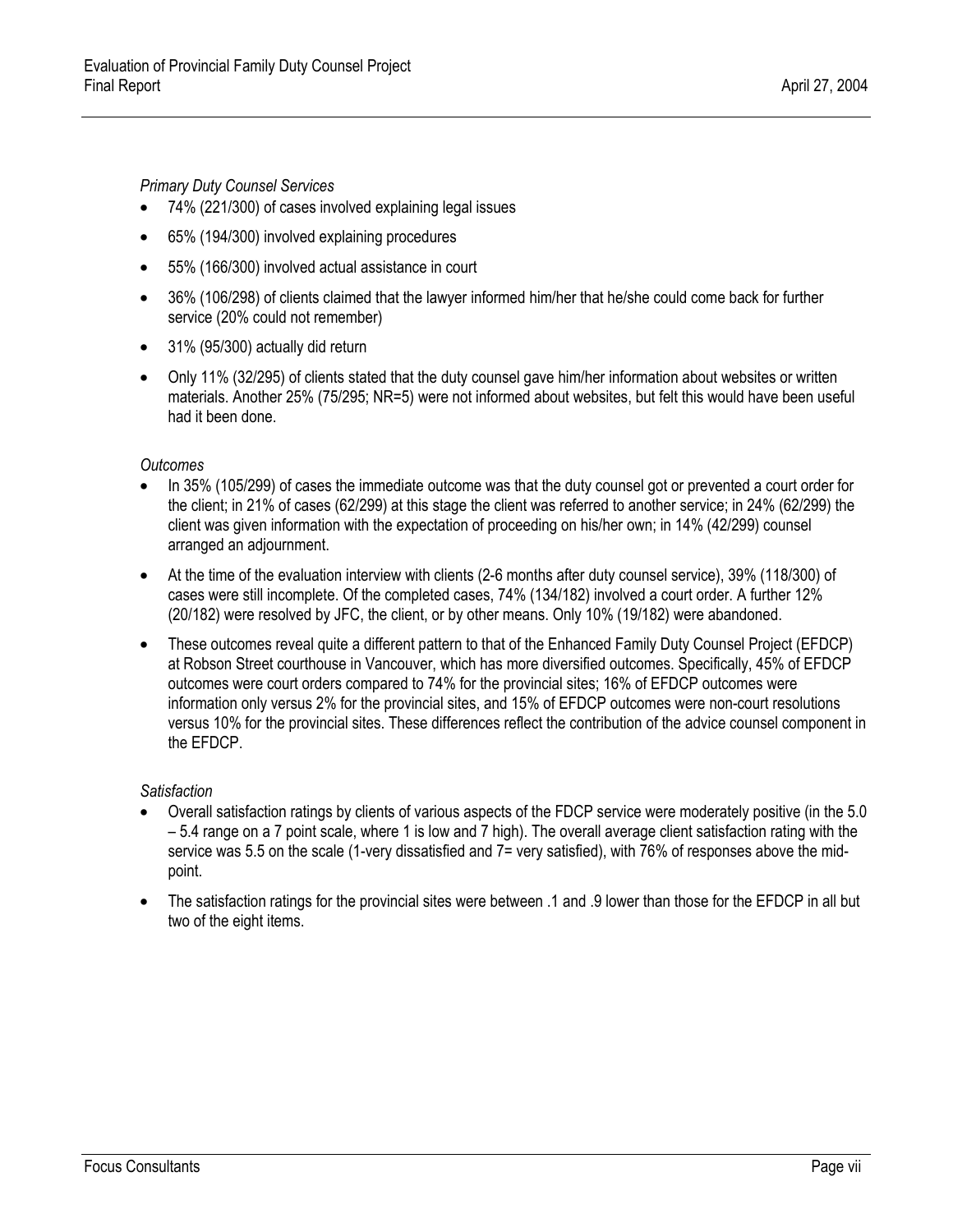*Primary Duty Counsel Services*

- 74% (221/300) of cases involved explaining legal issues
- 65% (194/300) involved explaining procedures
- 55% (166/300) involved actual assistance in court
- 36% (106/298) of clients claimed that the lawyer informed him/her that he/she could come back for further service (20% could not remember)
- 31% (95/300) actually did return
- Only 11% (32/295) of clients stated that the duty counsel gave him/her information about websites or written materials. Another 25% (75/295; NR=5) were not informed about websites, but felt this would have been useful had it been done.

*Outcomes*

- In 35% (105/299) of cases the immediate outcome was that the duty counsel got or prevented a court order for the client; in 21% of cases (62/299) at this stage the client was referred to another service; in 24% (62/299) the client was given information with the expectation of proceeding on his/her own; in 14% (42/299) counsel arranged an adjournment.
- At the time of the evaluation interview with clients (2-6 months after duty counsel service), 39% (118/300) of cases were still incomplete. Of the completed cases, 74% (134/182) involved a court order. A further 12% (20/182) were resolved by JFC, the client, or by other means. Only 10% (19/182) were abandoned.
- These outcomes reveal quite a different pattern to that of the Enhanced Family Duty Counsel Project (EFDCP) at Robson Street courthouse in Vancouver, which has more diversified outcomes. Specifically, 45% of EFDCP outcomes were court orders compared to 74% for the provincial sites; 16% of EFDCP outcomes were information only versus 2% for the provincial sites, and 15% of EFDCP outcomes were non-court resolutions versus 10% for the provincial sites. These differences reflect the contribution of the advice counsel component in the EFDCP.

*Satisfaction*

- Overall satisfaction ratings by clients of various aspects of the FDCP service were moderately positive (in the 5.0 – 5.4 range on a 7 point scale, where 1 is low and 7 high). The overall average client satisfaction rating with the service was 5.5 on the scale (1-very dissatisfied and 7= very satisfied), with 76% of responses above the mid-point.
- The satisfaction ratings for the provincial sites were between .1 and .9 lower than those for the EFDCP in all but two of the eight items.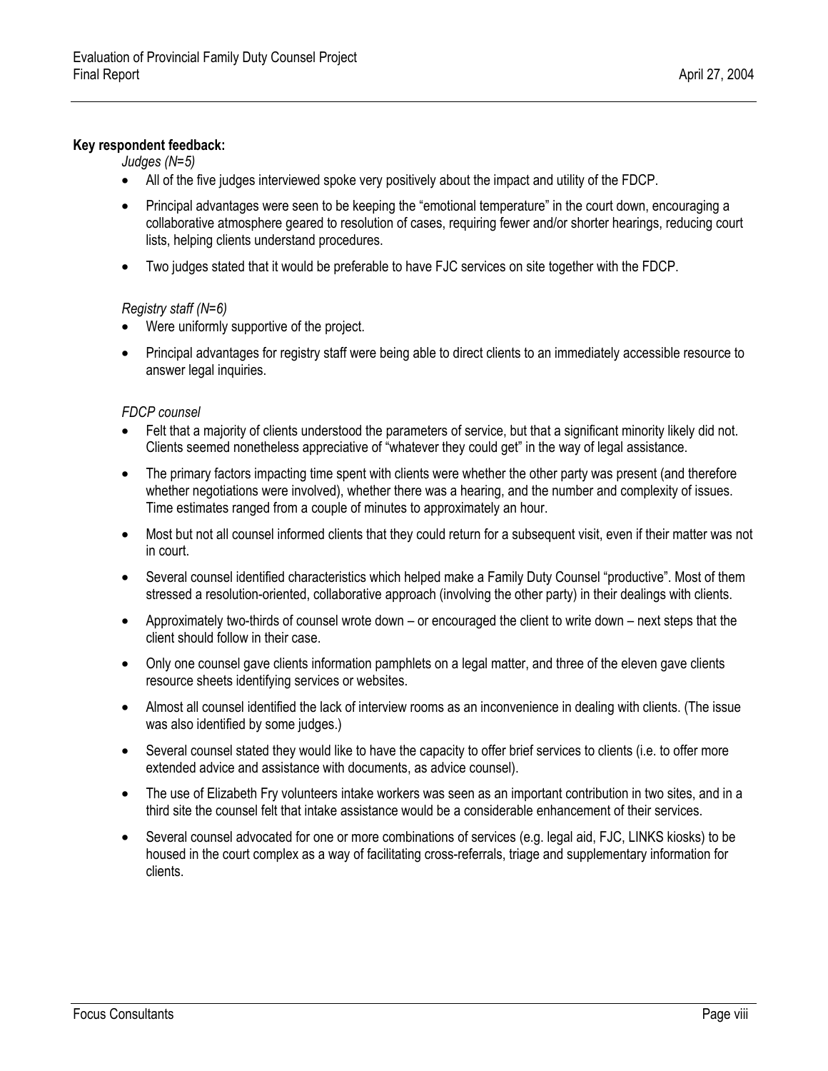**Key respondent feedback:**

*Judges (N=5)*

- All of the five judges interviewed spoke very positively about the impact and utility of the FDCP.
- Principal advantages were seen to be keeping the "emotional temperature" in the court down, encouraging a collaborative atmosphere geared to resolution of cases, requiring fewer and/or shorter hearings, reducing court lists, helping clients understand procedures.
- Two judges stated that it would be preferable to have FJC services on site together with the FDCP.

*Registry staff (N=6)*

- Were uniformly supportive of the project.
- Principal advantages for registry staff were being able to direct clients to an immediately accessible resource to answer legal inquiries.

*FDCP counsel*

- Felt that a majority of clients understood the parameters of service, but that a significant minority likely did not. Clients seemed nonetheless appreciative of "whatever they could get" in the way of legal assistance.
- The primary factors impacting time spent with clients were whether the other party was present (and therefore whether negotiations were involved), whether there was a hearing, and the number and complexity of issues. Time estimates ranged from a couple of minutes to approximately an hour.
- Most but not all counsel informed clients that they could return for a subsequent visit, even if their matter was not in court.
- Several counsel identified characteristics which helped make a Family Duty Counsel "productive". Most of them stressed a resolution-oriented, collaborative approach (involving the other party) in their dealings with clients.
- Approximately two-thirds of counsel wrote down – or encouraged the client to write down – next steps that the client should follow in their case.
- Only one counsel gave clients information pamphlets on a legal matter, and three of the eleven gave clients resource sheets identifying services or websites.
- Almost all counsel identified the lack of interview rooms as an inconvenience in dealing with clients. (The issue was also identified by some judges.)
- Several counsel stated they would like to have the capacity to offer brief services to clients (i.e. to offer more extended advice and assistance with documents, as advice counsel).
- The use of Elizabeth Fry volunteers intake workers was seen as an important contribution in two sites, and in a third site the counsel felt that intake assistance would be a considerable enhancement of their services.
- Several counsel advocated for one or more combinations of services (e.g. legal aid, FJC, LINKS kiosks) to be housed in the court complex as a way of facilitating cross-referrals, triage and supplementary information for clients.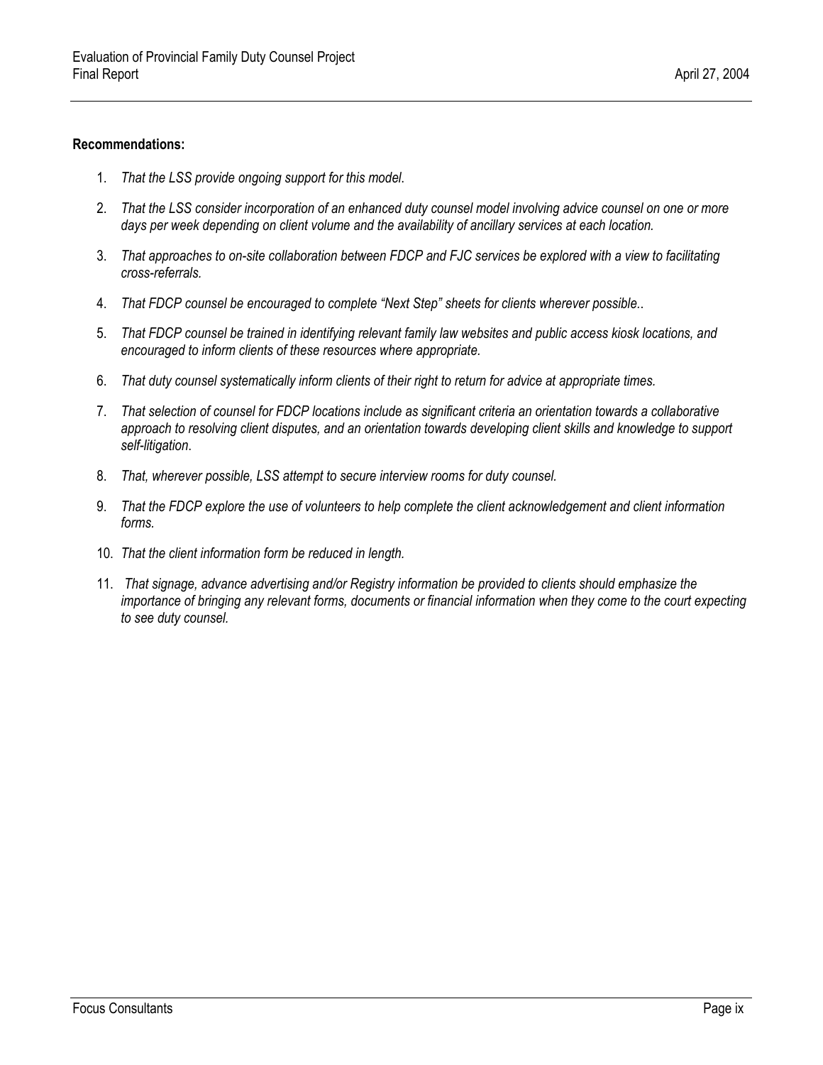**Recommendations:**

1. *That the LSS provide ongoing support for this model*.
2. *That the LSS consider incorporation of an enhanced duty counsel model involving advice counsel on one or more days per week depending on client volume and the availability of ancillary services at each location.*
3. *That approaches to on-site collaboration between FDCP and FJC services be explored with a view to facilitating cross-referrals.*
4. *That FDCP counsel be encouraged to complete "Next Step" sheets for clients wherever possible..*
5. *That FDCP counsel be trained in identifying relevant family law websites and public access kiosk locations, and encouraged to inform clients of these resources where appropriate.*
6. *That duty counsel systematically inform clients of their right to return for advice at appropriate times.*
7. *That selection of counsel for FDCP locations include as significant criteria an orientation towards a collaborative approach to resolving client disputes, and an orientation towards developing client skills and knowledge to support self-litigation*.
8. *That, wherever possible, LSS attempt to secure interview rooms for duty counsel.*
9. *That the FDCP explore the use of volunteers to help complete the client acknowledgement and client information forms.*
10. *That the client information form be reduced in length.*
11. *That signage, advance advertising and/or Registry information be provided to clients should emphasize the importance of bringing any relevant forms, documents or financial information when they come to the court expecting to see duty counsel.*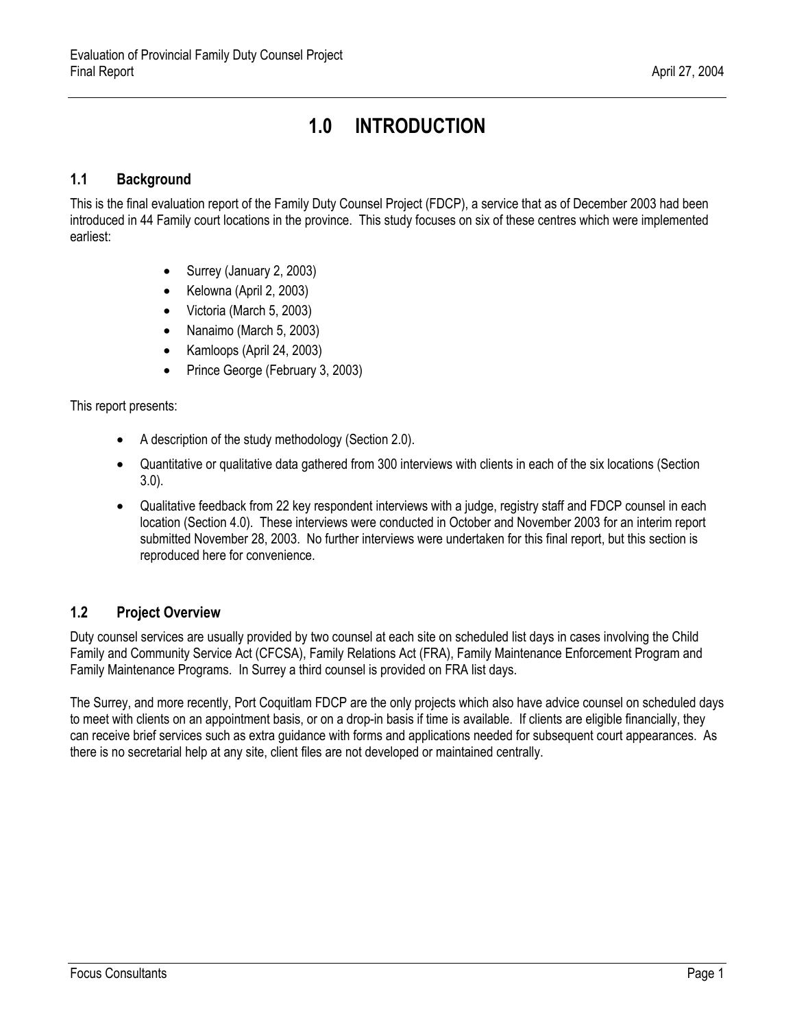# 1.0 INTRODUCTION

## 1.1 Background

This is the final evaluation report of the Family Duty Counsel Project (FDCP), a service that as of December 2003 had been introduced in 44 Family court locations in the province. This study focuses on six of these centres which were implemented earliest:

- Surrey (January 2, 2003)
- Kelowna (April 2, 2003)
- Victoria (March 5, 2003)
- Nanaimo (March 5, 2003)
- Kamloops (April 24, 2003)
- Prince George (February 3, 2003)

This report presents:

- A description of the study methodology (Section 2.0).
- Quantitative or qualitative data gathered from 300 interviews with clients in each of the six locations (Section 3.0).
- Qualitative feedback from 22 key respondent interviews with a judge, registry staff and FDCP counsel in each location (Section 4.0). These interviews were conducted in October and November 2003 for an interim report submitted November 28, 2003. No further interviews were undertaken for this final report, but this section is reproduced here for convenience.

## 1.2 Project Overview

Duty counsel services are usually provided by two counsel at each site on scheduled list days in cases involving the Child Family and Community Service Act (CFCSA), Family Relations Act (FRA), Family Maintenance Enforcement Program and Family Maintenance Programs. In Surrey a third counsel is provided on FRA list days.

The Surrey, and more recently, Port Coquitlam FDCP are the only projects which also have advice counsel on scheduled days to meet with clients on an appointment basis, or on a drop-in basis if time is available. If clients are eligible financially, they can receive brief services such as extra guidance with forms and applications needed for subsequent court appearances. As there is no secretarial help at any site, client files are not developed or maintained centrally.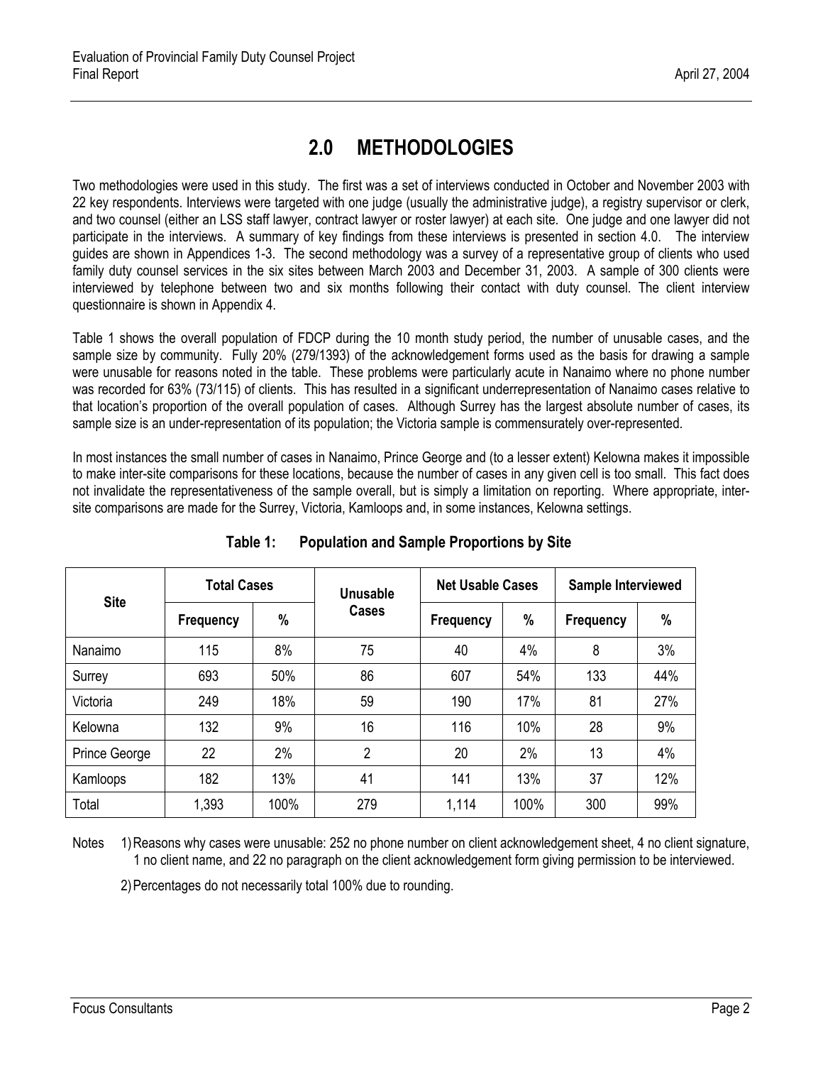# 2.0 METHODOLOGIES

Two methodologies were used in this study. The first was a set of interviews conducted in October and November 2003 with 22 key respondents. Interviews were targeted with one judge (usually the administrative judge), a registry supervisor or clerk, and two counsel (either an LSS staff lawyer, contract lawyer or roster lawyer) at each site. One judge and one lawyer did not participate in the interviews. A summary of key findings from these interviews is presented in section 4.0. The interview guides are shown in Appendices 1-3. The second methodology was a survey of a representative group of clients who used family duty counsel services in the six sites between March 2003 and December 31, 2003. A sample of 300 clients were interviewed by telephone between two and six months following their contact with duty counsel. The client interview questionnaire is shown in Appendix 4.

Table 1 shows the overall population of FDCP during the 10 month study period, the number of unusable cases, and the sample size by community. Fully 20% (279/1393) of the acknowledgement forms used as the basis for drawing a sample were unusable for reasons noted in the table. These problems were particularly acute in Nanaimo where no phone number was recorded for 63% (73/115) of clients. This has resulted in a significant underrepresentation of Nanaimo cases relative to that location's proportion of the overall population of cases. Although Surrey has the largest absolute number of cases, its sample size is an under-representation of its population; the Victoria sample is commensurately over-represented.

In most instances the small number of cases in Nanaimo, Prince George and (to a lesser extent) Kelowna makes it impossible to make inter-site comparisons for these locations, because the number of cases in any given cell is too small. This fact does not invalidate the representativeness of the sample overall, but is simply a limitation on reporting. Where appropriate, inter-site comparisons are made for the Surrey, Victoria, Kamloops and, in some instances, Kelowna settings.

**Table 1: Population and Sample Proportions by Site**

| Site | Total Cases | | Unusable Cases | Net Usable Cases | | Sample Interviewed | |
|---|---|---|---|---|---|---|---|
| | Frequency | % | | Frequency | % | Frequency | % |
| Nanaimo | 115 | 8% | 75 | 40 | 4% | 8 | 3% |
| Surrey | 693 | 50% | 86 | 607 | 54% | 133 | 44% |
| Victoria | 249 | 18% | 59 | 190 | 17% | 81 | 27% |
| Kelowna | 132 | 9% | 16 | 116 | 10% | 28 | 9% |
| Prince George | 22 | 2% | 2 | 20 | 2% | 13 | 4% |
| Kamloops | 182 | 13% | 41 | 141 | 13% | 37 | 12% |
| Total | 1,393 | 100% | 279 | 1,114 | 100% | 300 | 99% |

Notes 1) Reasons why cases were unusable: 252 no phone number on client acknowledgement sheet, 4 no client signature, 1 no client name, and 22 no paragraph on the client acknowledgement form giving permission to be interviewed.

2) Percentages do not necessarily total 100% due to rounding.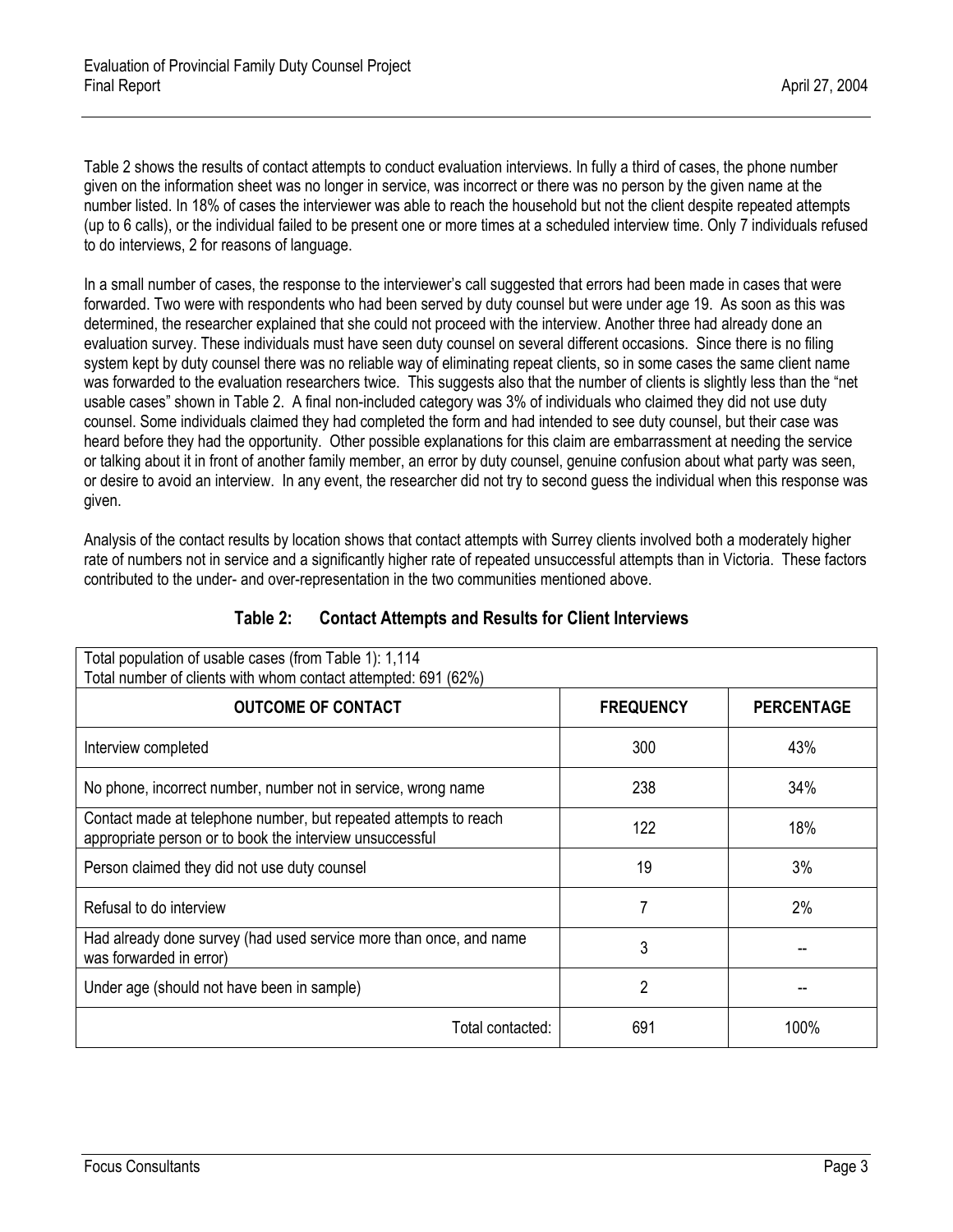Table 2 shows the results of contact attempts to conduct evaluation interviews. In fully a third of cases, the phone number given on the information sheet was no longer in service, was incorrect or there was no person by the given name at the number listed. In 18% of cases the interviewer was able to reach the household but not the client despite repeated attempts (up to 6 calls), or the individual failed to be present one or more times at a scheduled interview time. Only 7 individuals refused to do interviews, 2 for reasons of language.

In a small number of cases, the response to the interviewer's call suggested that errors had been made in cases that were forwarded. Two were with respondents who had been served by duty counsel but were under age 19. As soon as this was determined, the researcher explained that she could not proceed with the interview. Another three had already done an evaluation survey. These individuals must have seen duty counsel on several different occasions. Since there is no filing system kept by duty counsel there was no reliable way of eliminating repeat clients, so in some cases the same client name was forwarded to the evaluation researchers twice. This suggests also that the number of clients is slightly less than the "net usable cases" shown in Table 2. A final non-included category was 3% of individuals who claimed they did not use duty counsel. Some individuals claimed they had completed the form and had intended to see duty counsel, but their case was heard before they had the opportunity. Other possible explanations for this claim are embarrassment at needing the service or talking about it in front of another family member, an error by duty counsel, genuine confusion about what party was seen, or desire to avoid an interview. In any event, the researcher did not try to second guess the individual when this response was given.

Analysis of the contact results by location shows that contact attempts with Surrey clients involved both a moderately higher rate of numbers not in service and a significantly higher rate of repeated unsuccessful attempts than in Victoria. These factors contributed to the under- and over-representation in the two communities mentioned above.

### Table 2: Contact Attempts and Results for Client Interviews

| Total population of usable cases (from Table 1): 1,114<br>Total number of clients with whom contact attempted: 691 (62%) | | |
|---|---|---|
| **OUTCOME OF CONTACT** | **FREQUENCY** | **PERCENTAGE** |
| Interview completed | 300 | 43% |
| No phone, incorrect number, number not in service, wrong name | 238 | 34% |
| Contact made at telephone number, but repeated attempts to reach appropriate person or to book the interview unsuccessful | 122 | 18% |
| Person claimed they did not use duty counsel | 19 | 3% |
| Refusal to do interview | 7 | 2% |
| Had already done survey (had used service more than once, and name was forwarded in error) | 3 | -- |
| Under age (should not have been in sample) | 2 | -- |
| Total contacted: | 691 | 100% |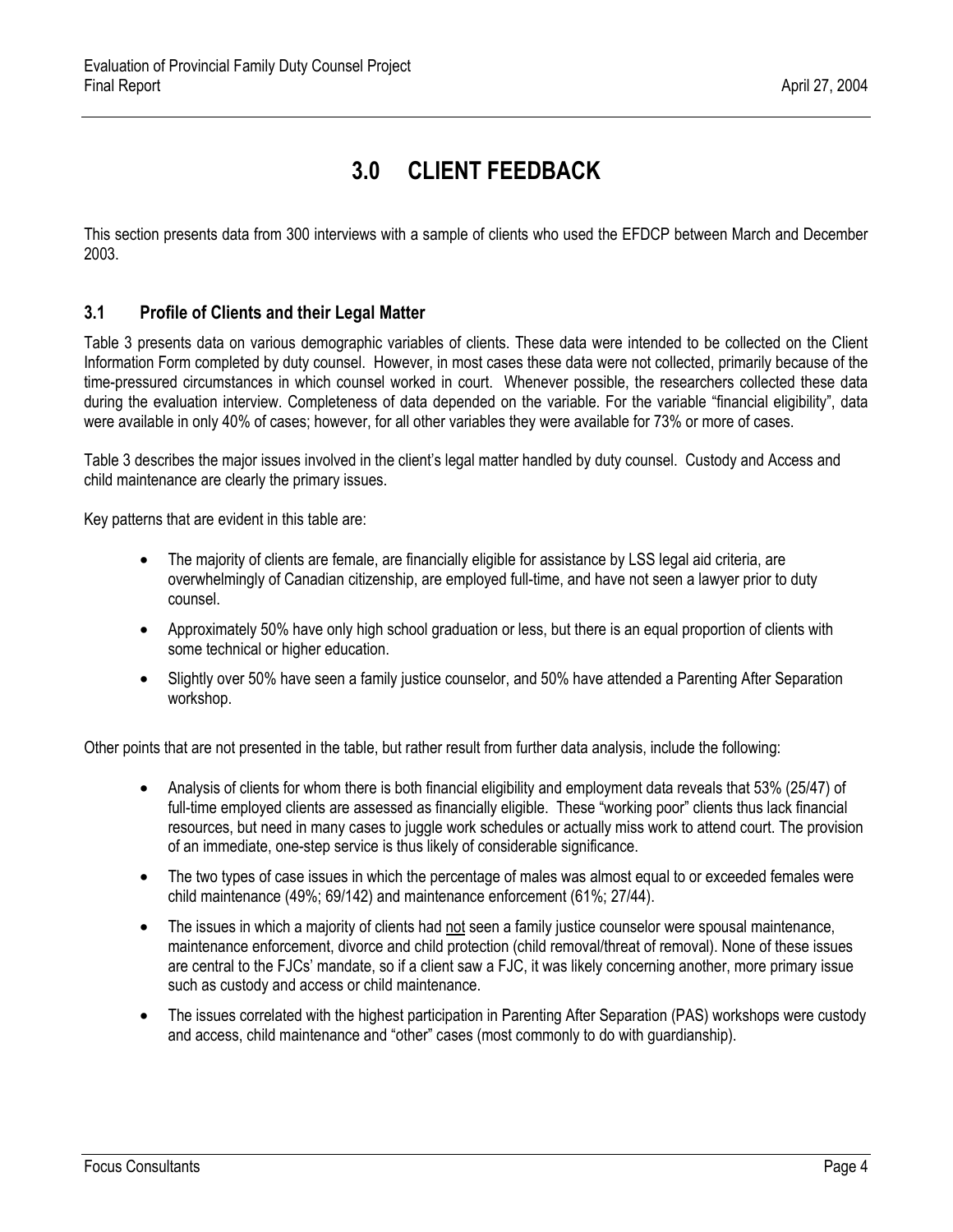# 3.0 CLIENT FEEDBACK

This section presents data from 300 interviews with a sample of clients who used the EFDCP between March and December 2003.

## 3.1 Profile of Clients and their Legal Matter

Table 3 presents data on various demographic variables of clients. These data were intended to be collected on the Client Information Form completed by duty counsel. However, in most cases these data were not collected, primarily because of the time-pressured circumstances in which counsel worked in court. Whenever possible, the researchers collected these data during the evaluation interview. Completeness of data depended on the variable. For the variable "financial eligibility", data were available in only 40% of cases; however, for all other variables they were available for 73% or more of cases.

Table 3 describes the major issues involved in the client's legal matter handled by duty counsel. Custody and Access and child maintenance are clearly the primary issues.

Key patterns that are evident in this table are:

- The majority of clients are female, are financially eligible for assistance by LSS legal aid criteria, are overwhelmingly of Canadian citizenship, are employed full-time, and have not seen a lawyer prior to duty counsel.
- Approximately 50% have only high school graduation or less, but there is an equal proportion of clients with some technical or higher education.
- Slightly over 50% have seen a family justice counselor, and 50% have attended a Parenting After Separation workshop.

Other points that are not presented in the table, but rather result from further data analysis, include the following:

- Analysis of clients for whom there is both financial eligibility and employment data reveals that 53% (25/47) of full-time employed clients are assessed as financially eligible. These "working poor" clients thus lack financial resources, but need in many cases to juggle work schedules or actually miss work to attend court. The provision of an immediate, one-step service is thus likely of considerable significance.
- The two types of case issues in which the percentage of males was almost equal to or exceeded females were child maintenance (49%; 69/142) and maintenance enforcement (61%; 27/44).
- The issues in which a majority of clients had <u>not</u> seen a family justice counselor were spousal maintenance, maintenance enforcement, divorce and child protection (child removal/threat of removal). None of these issues are central to the FJCs' mandate, so if a client saw a FJC, it was likely concerning another, more primary issue such as custody and access or child maintenance.
- The issues correlated with the highest participation in Parenting After Separation (PAS) workshops were custody and access, child maintenance and "other" cases (most commonly to do with guardianship).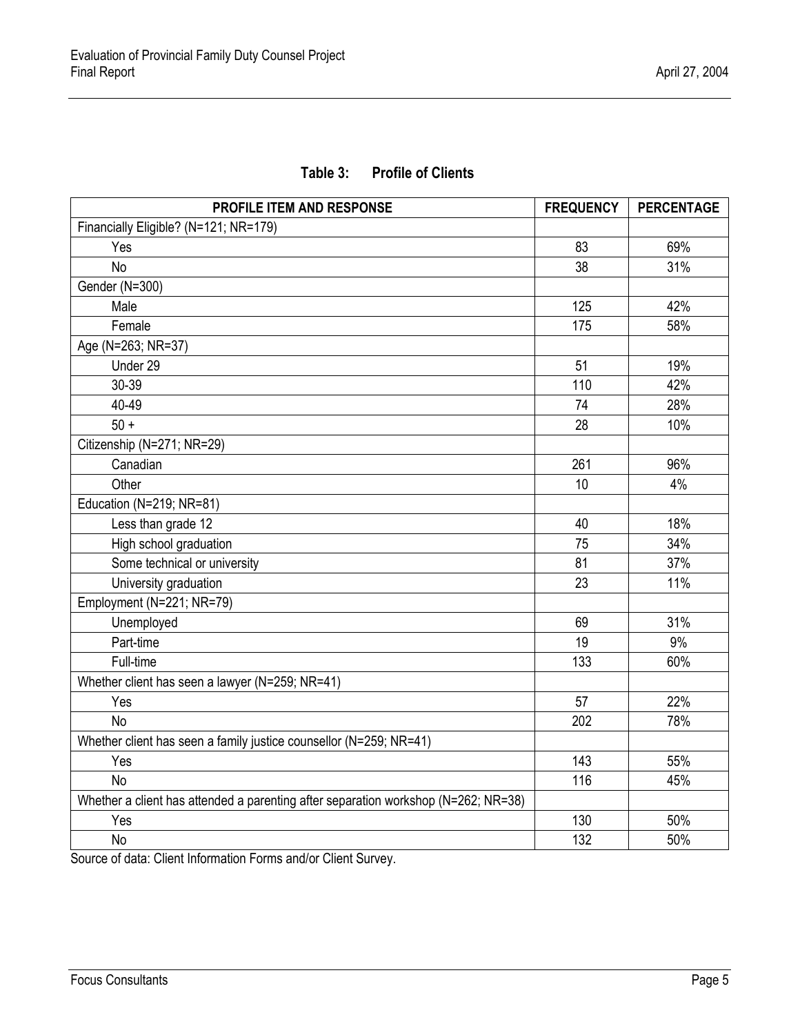**Table 3: Profile of Clients**

| PROFILE ITEM AND RESPONSE | FREQUENCY | PERCENTAGE |
|---|---|---|
| Financially Eligible? (N=121; NR=179) | | |
| Yes | 83 | 69% |
| No | 38 | 31% |
| Gender (N=300) | | |
| Male | 125 | 42% |
| Female | 175 | 58% |
| Age (N=263; NR=37) | | |
| Under 29 | 51 | 19% |
| 30-39 | 110 | 42% |
| 40-49 | 74 | 28% |
| 50 + | 28 | 10% |
| Citizenship (N=271; NR=29) | | |
| Canadian | 261 | 96% |
| Other | 10 | 4% |
| Education (N=219; NR=81) | | |
| Less than grade 12 | 40 | 18% |
| High school graduation | 75 | 34% |
| Some technical or university | 81 | 37% |
| University graduation | 23 | 11% |
| Employment (N=221; NR=79) | | |
| Unemployed | 69 | 31% |
| Part-time | 19 | 9% |
| Full-time | 133 | 60% |
| Whether client has seen a lawyer (N=259; NR=41) | | |
| Yes | 57 | 22% |
| No | 202 | 78% |
| Whether client has seen a family justice counsellor (N=259; NR=41) | | |
| Yes | 143 | 55% |
| No | 116 | 45% |
| Whether a client has attended a parenting after separation workshop (N=262; NR=38) | | |
| Yes | 130 | 50% |
| No | 132 | 50% |

Source of data: Client Information Forms and/or Client Survey.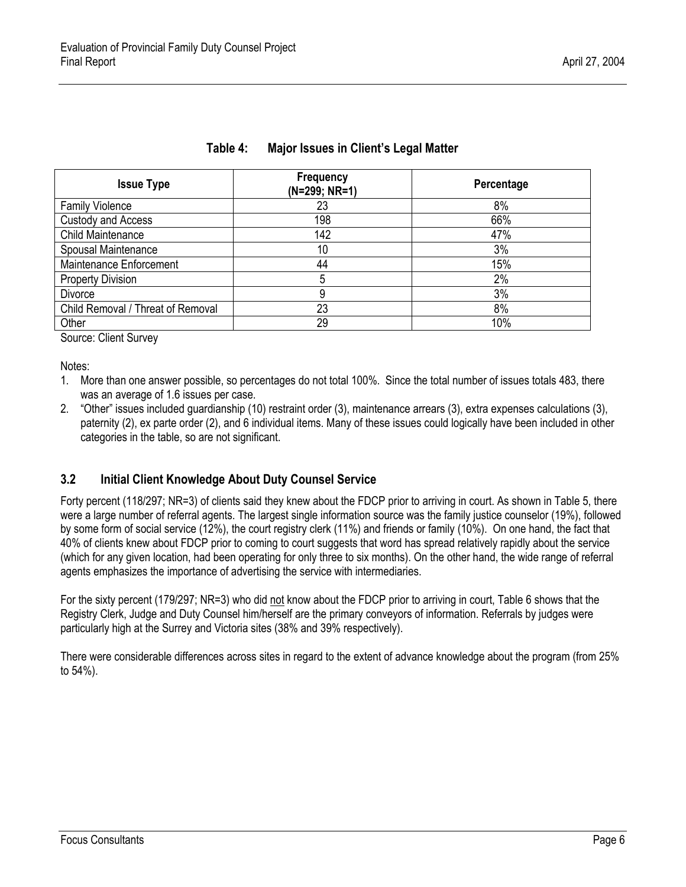**Table 4: Major Issues in Client's Legal Matter**

| Issue Type | Frequency (N=299; NR=1) | Percentage |
|---|---|---|
| Family Violence | 23 | 8% |
| Custody and Access | 198 | 66% |
| Child Maintenance | 142 | 47% |
| Spousal Maintenance | 10 | 3% |
| Maintenance Enforcement | 44 | 15% |
| Property Division | 5 | 2% |
| Divorce | 9 | 3% |
| Child Removal / Threat of Removal | 23 | 8% |
| Other | 29 | 10% |

Source: Client Survey

Notes:

1. More than one answer possible, so percentages do not total 100%. Since the total number of issues totals 483, there was an average of 1.6 issues per case.
2. "Other" issues included guardianship (10) restraint order (3), maintenance arrears (3), extra expenses calculations (3), paternity (2), ex parte order (2), and 6 individual items. Many of these issues could logically have been included in other categories in the table, so are not significant.

### 3.2 Initial Client Knowledge About Duty Counsel Service

Forty percent (118/297; NR=3) of clients said they knew about the FDCP prior to arriving in court. As shown in Table 5, there were a large number of referral agents. The largest single information source was the family justice counselor (19%), followed by some form of social service (12%), the court registry clerk (11%) and friends or family (10%). On one hand, the fact that 40% of clients knew about FDCP prior to coming to court suggests that word has spread relatively rapidly about the service (which for any given location, had been operating for only three to six months). On the other hand, the wide range of referral agents emphasizes the importance of advertising the service with intermediaries.

For the sixty percent (179/297; NR=3) who did not know about the FDCP prior to arriving in court, Table 6 shows that the Registry Clerk, Judge and Duty Counsel him/herself are the primary conveyors of information. Referrals by judges were particularly high at the Surrey and Victoria sites (38% and 39% respectively).

There were considerable differences across sites in regard to the extent of advance knowledge about the program (from 25% to 54%).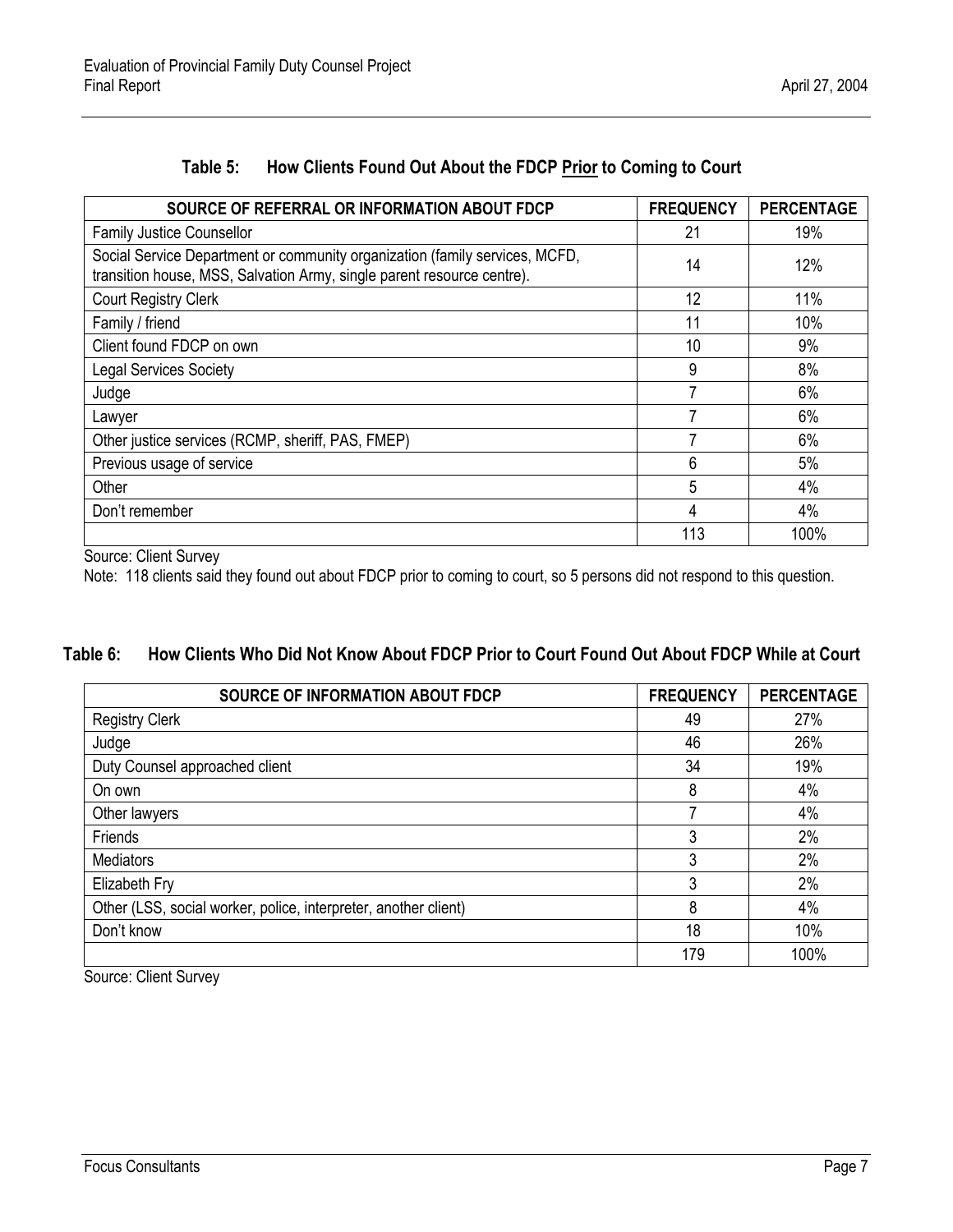**Table 5: How Clients Found Out About the FDCP Prior to Coming to Court**

| SOURCE OF REFERRAL OR INFORMATION ABOUT FDCP | FREQUENCY | PERCENTAGE |
| --- | --- | --- |
| Family Justice Counsellor | 21 | 19% |
| Social Service Department or community organization (family services, MCFD, transition house, MSS, Salvation Army, single parent resource centre). | 14 | 12% |
| Court Registry Clerk | 12 | 11% |
| Family / friend | 11 | 10% |
| Client found FDCP on own | 10 | 9% |
| Legal Services Society | 9 | 8% |
| Judge | 7 | 6% |
| Lawyer | 7 | 6% |
| Other justice services (RCMP, sheriff, PAS, FMEP) | 7 | 6% |
| Previous usage of service | 6 | 5% |
| Other | 5 | 4% |
| Don't remember | 4 | 4% |
| | 113 | 100% |

Source: Client Survey

Note: 118 clients said they found out about FDCP prior to coming to court, so 5 persons did not respond to this question.

**Table 6: How Clients Who Did Not Know About FDCP Prior to Court Found Out About FDCP While at Court**

| SOURCE OF INFORMATION ABOUT FDCP | FREQUENCY | PERCENTAGE |
| --- | --- | --- |
| Registry Clerk | 49 | 27% |
| Judge | 46 | 26% |
| Duty Counsel approached client | 34 | 19% |
| On own | 8 | 4% |
| Other lawyers | 7 | 4% |
| Friends | 3 | 2% |
| Mediators | 3 | 2% |
| Elizabeth Fry | 3 | 2% |
| Other (LSS, social worker, police, interpreter, another client) | 8 | 4% |
| Don't know | 18 | 10% |
| | 179 | 100% |

Source: Client Survey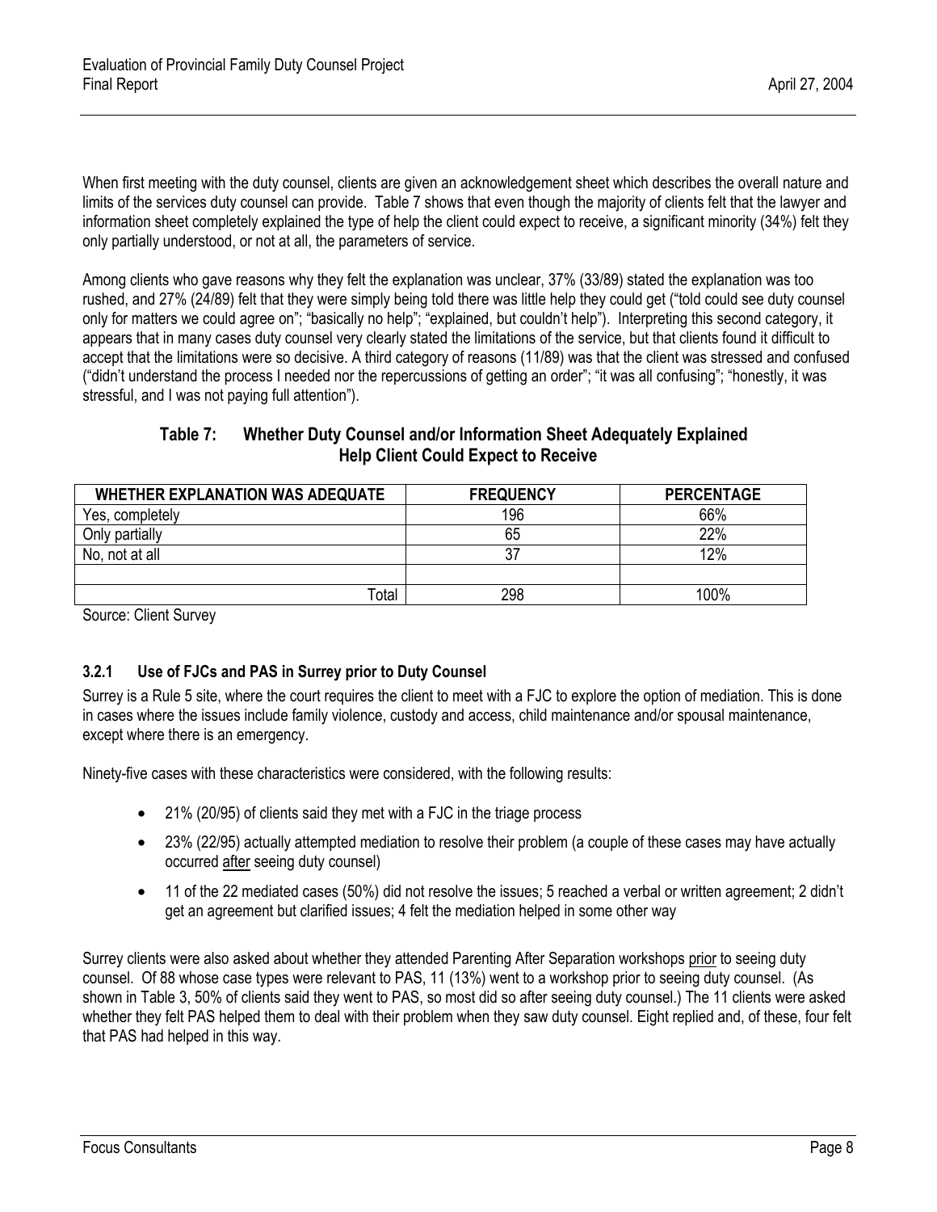When first meeting with the duty counsel, clients are given an acknowledgement sheet which describes the overall nature and limits of the services duty counsel can provide. Table 7 shows that even though the majority of clients felt that the lawyer and information sheet completely explained the type of help the client could expect to receive, a significant minority (34%) felt they only partially understood, or not at all, the parameters of service.

Among clients who gave reasons why they felt the explanation was unclear, 37% (33/89) stated the explanation was too rushed, and 27% (24/89) felt that they were simply being told there was little help they could get ("told could see duty counsel only for matters we could agree on"; "basically no help"; "explained, but couldn't help"). Interpreting this second category, it appears that in many cases duty counsel very clearly stated the limitations of the service, but that clients found it difficult to accept that the limitations were so decisive. A third category of reasons (11/89) was that the client was stressed and confused ("didn't understand the process I needed nor the repercussions of getting an order"; "it was all confusing"; "honestly, it was stressful, and I was not paying full attention").

**Table 7: Whether Duty Counsel and/or Information Sheet Adequately Explained Help Client Could Expect to Receive**

| WHETHER EXPLANATION WAS ADEQUATE | FREQUENCY | PERCENTAGE |
|---|---|---|
| Yes, completely | 196 | 66% |
| Only partially | 65 | 22% |
| No, not at all | 37 | 12% |
| | | |
| Total | 298 | 100% |

Source: Client Survey

### 3.2.1 Use of FJCs and PAS in Surrey prior to Duty Counsel

Surrey is a Rule 5 site, where the court requires the client to meet with a FJC to explore the option of mediation. This is done in cases where the issues include family violence, custody and access, child maintenance and/or spousal maintenance, except where there is an emergency.

Ninety-five cases with these characteristics were considered, with the following results:

- 21% (20/95) of clients said they met with a FJC in the triage process
- 23% (22/95) actually attempted mediation to resolve their problem (a couple of these cases may have actually occurred after seeing duty counsel)
- 11 of the 22 mediated cases (50%) did not resolve the issues; 5 reached a verbal or written agreement; 2 didn't get an agreement but clarified issues; 4 felt the mediation helped in some other way

Surrey clients were also asked about whether they attended Parenting After Separation workshops prior to seeing duty counsel. Of 88 whose case types were relevant to PAS, 11 (13%) went to a workshop prior to seeing duty counsel. (As shown in Table 3, 50% of clients said they went to PAS, so most did so after seeing duty counsel.) The 11 clients were asked whether they felt PAS helped them to deal with their problem when they saw duty counsel. Eight replied and, of these, four felt that PAS had helped in this way.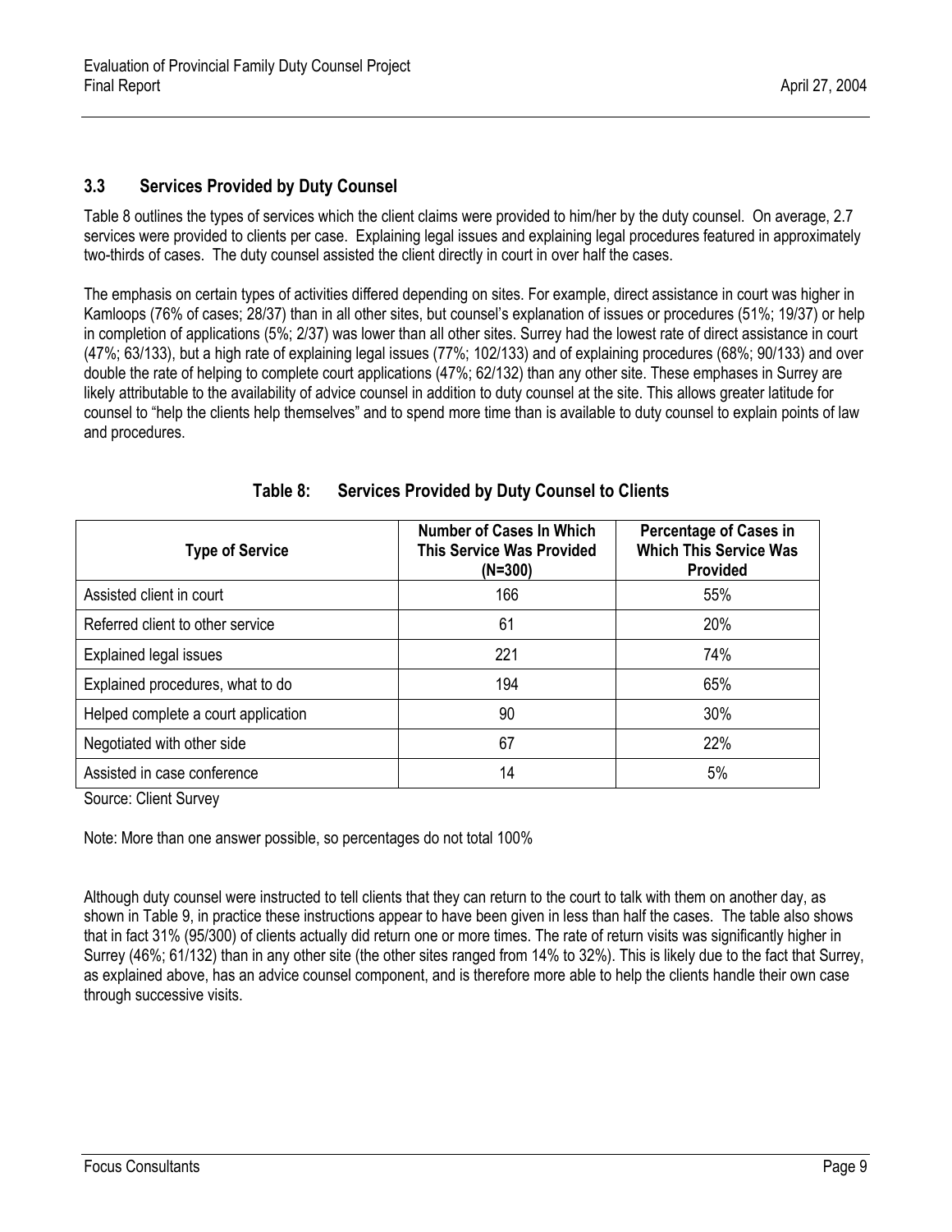### 3.3 Services Provided by Duty Counsel

Table 8 outlines the types of services which the client claims were provided to him/her by the duty counsel. On average, 2.7 services were provided to clients per case. Explaining legal issues and explaining legal procedures featured in approximately two-thirds of cases. The duty counsel assisted the client directly in court in over half the cases.

The emphasis on certain types of activities differed depending on sites. For example, direct assistance in court was higher in Kamloops (76% of cases; 28/37) than in all other sites, but counsel's explanation of issues or procedures (51%; 19/37) or help in completion of applications (5%; 2/37) was lower than all other sites. Surrey had the lowest rate of direct assistance in court (47%; 63/133), but a high rate of explaining legal issues (77%; 102/133) and of explaining procedures (68%; 90/133) and over double the rate of helping to complete court applications (47%; 62/132) than any other site. These emphases in Surrey are likely attributable to the availability of advice counsel in addition to duty counsel at the site. This allows greater latitude for counsel to "help the clients help themselves" and to spend more time than is available to duty counsel to explain points of law and procedures.

**Table 8: Services Provided by Duty Counsel to Clients**

| Type of Service | Number of Cases In Which This Service Was Provided (N=300) | Percentage of Cases in Which This Service Was Provided |
|---|---|---|
| Assisted client in court | 166 | 55% |
| Referred client to other service | 61 | 20% |
| Explained legal issues | 221 | 74% |
| Explained procedures, what to do | 194 | 65% |
| Helped complete a court application | 90 | 30% |
| Negotiated with other side | 67 | 22% |
| Assisted in case conference | 14 | 5% |

Source: Client Survey

Note: More than one answer possible, so percentages do not total 100%

Although duty counsel were instructed to tell clients that they can return to the court to talk with them on another day, as shown in Table 9, in practice these instructions appear to have been given in less than half the cases. The table also shows that in fact 31% (95/300) of clients actually did return one or more times. The rate of return visits was significantly higher in Surrey (46%; 61/132) than in any other site (the other sites ranged from 14% to 32%). This is likely due to the fact that Surrey, as explained above, has an advice counsel component, and is therefore more able to help the clients handle their own case through successive visits.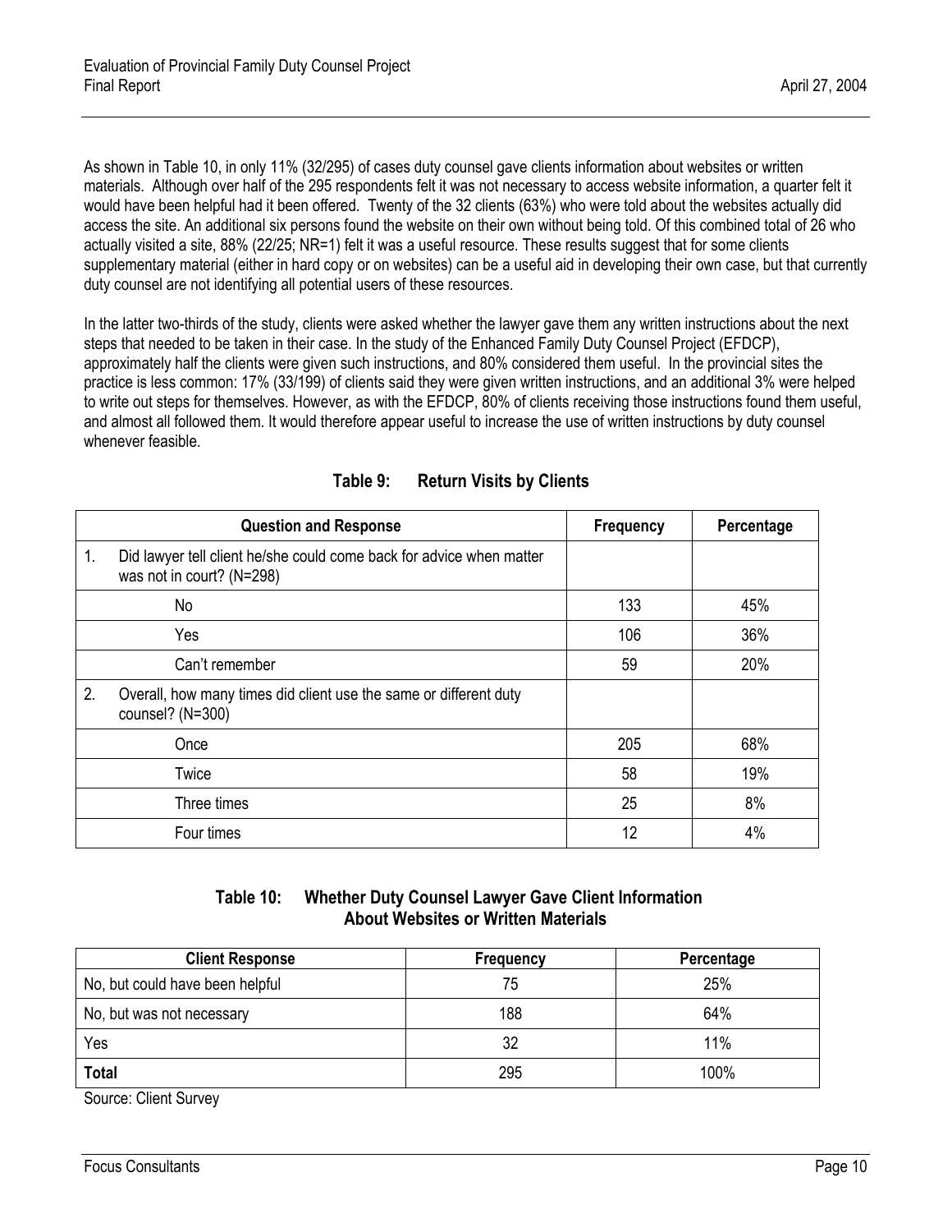As shown in Table 10, in only 11% (32/295) of cases duty counsel gave clients information about websites or written materials. Although over half of the 295 respondents felt it was not necessary to access website information, a quarter felt it would have been helpful had it been offered. Twenty of the 32 clients (63%) who were told about the websites actually did access the site. An additional six persons found the website on their own without being told. Of this combined total of 26 who actually visited a site, 88% (22/25; NR=1) felt it was a useful resource. These results suggest that for some clients supplementary material (either in hard copy or on websites) can be a useful aid in developing their own case, but that currently duty counsel are not identifying all potential users of these resources.

In the latter two-thirds of the study, clients were asked whether the lawyer gave them any written instructions about the next steps that needed to be taken in their case. In the study of the Enhanced Family Duty Counsel Project (EFDCP), approximately half the clients were given such instructions, and 80% considered them useful. In the provincial sites the practice is less common: 17% (33/199) of clients said they were given written instructions, and an additional 3% were helped to write out steps for themselves. However, as with the EFDCP, 80% of clients receiving those instructions found them useful, and almost all followed them. It would therefore appear useful to increase the use of written instructions by duty counsel whenever feasible.

**Table 9: Return Visits by Clients**

| Question and Response | Frequency | Percentage |
|---|---|---|
| 1. Did lawyer tell client he/she could come back for advice when matter was not in court? (N=298) | | |
| No | 133 | 45% |
| Yes | 106 | 36% |
| Can't remember | 59 | 20% |
| 2. Overall, how many times did client use the same or different duty counsel? (N=300) | | |
| Once | 205 | 68% |
| Twice | 58 | 19% |
| Three times | 25 | 8% |
| Four times | 12 | 4% |

**Table 10: Whether Duty Counsel Lawyer Gave Client Information About Websites or Written Materials**

| Client Response | Frequency | Percentage |
|---|---|---|
| No, but could have been helpful | 75 | 25% |
| No, but was not necessary | 188 | 64% |
| Yes | 32 | 11% |
| **Total** | 295 | 100% |

Source: Client Survey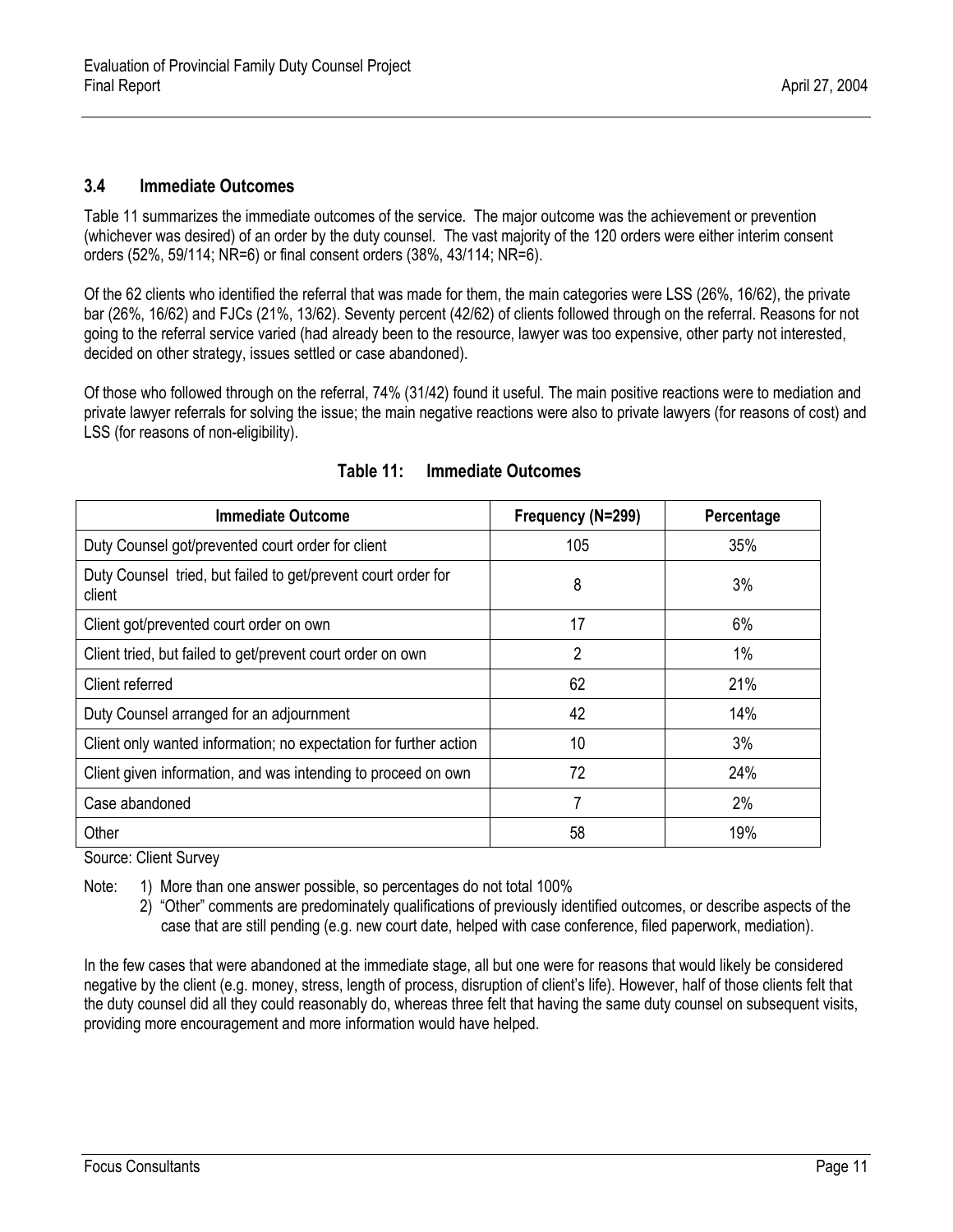### 3.4 Immediate Outcomes

Table 11 summarizes the immediate outcomes of the service. The major outcome was the achievement or prevention (whichever was desired) of an order by the duty counsel. The vast majority of the 120 orders were either interim consent orders (52%, 59/114; NR=6) or final consent orders (38%, 43/114; NR=6).

Of the 62 clients who identified the referral that was made for them, the main categories were LSS (26%, 16/62), the private bar (26%, 16/62) and FJCs (21%, 13/62). Seventy percent (42/62) of clients followed through on the referral. Reasons for not going to the referral service varied (had already been to the resource, lawyer was too expensive, other party not interested, decided on other strategy, issues settled or case abandoned).

Of those who followed through on the referral, 74% (31/42) found it useful. The main positive reactions were to mediation and private lawyer referrals for solving the issue; the main negative reactions were also to private lawyers (for reasons of cost) and LSS (for reasons of non-eligibility).

**Table 11: Immediate Outcomes**

| Immediate Outcome | Frequency (N=299) | Percentage |
|---|---|---|
| Duty Counsel got/prevented court order for client | 105 | 35% |
| Duty Counsel tried, but failed to get/prevent court order for client | 8 | 3% |
| Client got/prevented court order on own | 17 | 6% |
| Client tried, but failed to get/prevent court order on own | 2 | 1% |
| Client referred | 62 | 21% |
| Duty Counsel arranged for an adjournment | 42 | 14% |
| Client only wanted information; no expectation for further action | 10 | 3% |
| Client given information, and was intending to proceed on own | 72 | 24% |
| Case abandoned | 7 | 2% |
| Other | 58 | 19% |

Source: Client Survey

Note: 1) More than one answer possible, so percentages do not total 100%

2) "Other" comments are predominately qualifications of previously identified outcomes, or describe aspects of the case that are still pending (e.g. new court date, helped with case conference, filed paperwork, mediation).

In the few cases that were abandoned at the immediate stage, all but one were for reasons that would likely be considered negative by the client (e.g. money, stress, length of process, disruption of client's life). However, half of those clients felt that the duty counsel did all they could reasonably do, whereas three felt that having the same duty counsel on subsequent visits, providing more encouragement and more information would have helped.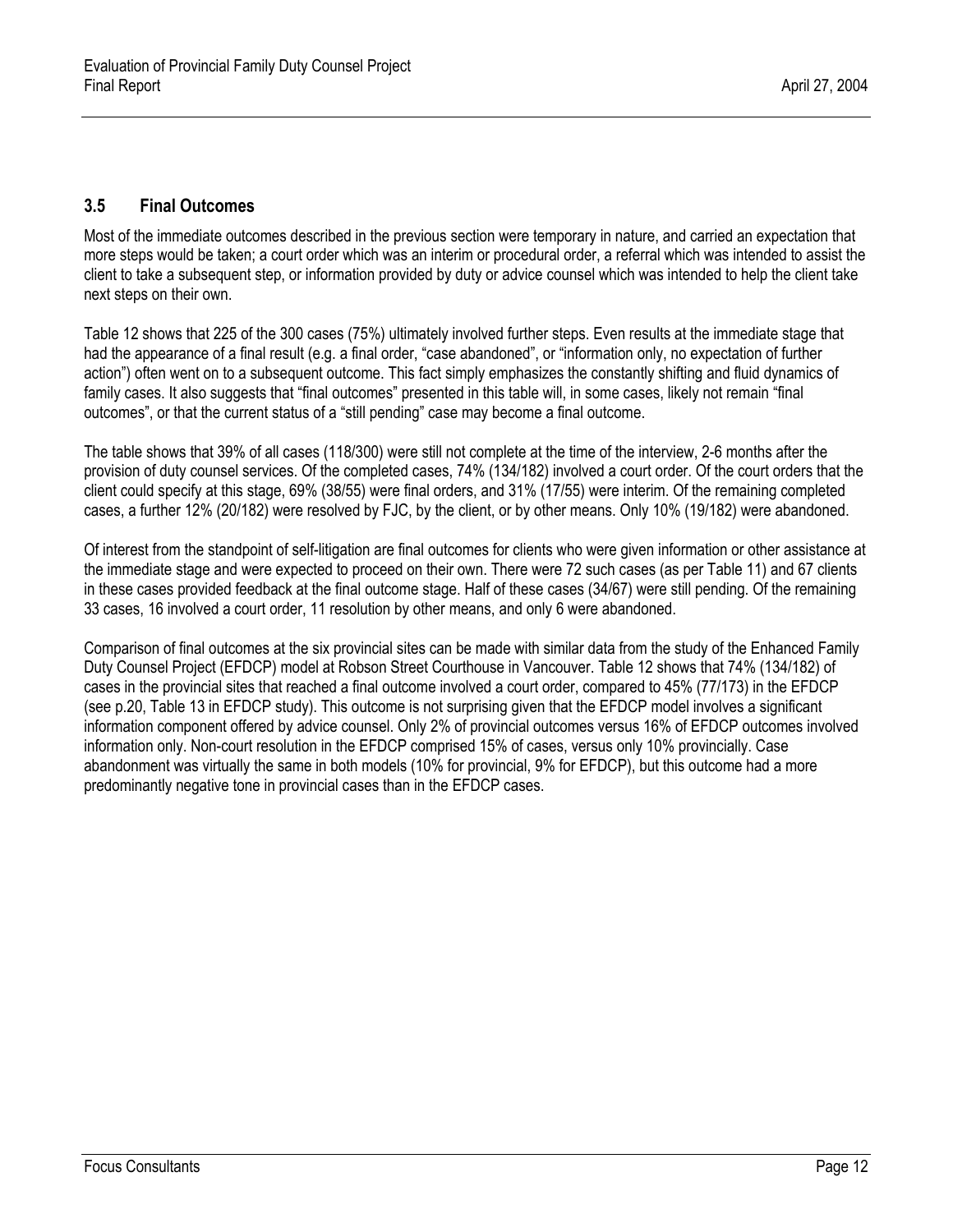### 3.5 Final Outcomes

Most of the immediate outcomes described in the previous section were temporary in nature, and carried an expectation that more steps would be taken; a court order which was an interim or procedural order, a referral which was intended to assist the client to take a subsequent step, or information provided by duty or advice counsel which was intended to help the client take next steps on their own.

Table 12 shows that 225 of the 300 cases (75%) ultimately involved further steps. Even results at the immediate stage that had the appearance of a final result (e.g. a final order, "case abandoned", or "information only, no expectation of further action") often went on to a subsequent outcome. This fact simply emphasizes the constantly shifting and fluid dynamics of family cases. It also suggests that "final outcomes" presented in this table will, in some cases, likely not remain "final outcomes", or that the current status of a "still pending" case may become a final outcome.

The table shows that 39% of all cases (118/300) were still not complete at the time of the interview, 2-6 months after the provision of duty counsel services. Of the completed cases, 74% (134/182) involved a court order. Of the court orders that the client could specify at this stage, 69% (38/55) were final orders, and 31% (17/55) were interim. Of the remaining completed cases, a further 12% (20/182) were resolved by FJC, by the client, or by other means. Only 10% (19/182) were abandoned.

Of interest from the standpoint of self-litigation are final outcomes for clients who were given information or other assistance at the immediate stage and were expected to proceed on their own. There were 72 such cases (as per Table 11) and 67 clients in these cases provided feedback at the final outcome stage. Half of these cases (34/67) were still pending. Of the remaining 33 cases, 16 involved a court order, 11 resolution by other means, and only 6 were abandoned.

Comparison of final outcomes at the six provincial sites can be made with similar data from the study of the Enhanced Family Duty Counsel Project (EFDCP) model at Robson Street Courthouse in Vancouver. Table 12 shows that 74% (134/182) of cases in the provincial sites that reached a final outcome involved a court order, compared to 45% (77/173) in the EFDCP (see p.20, Table 13 in EFDCP study). This outcome is not surprising given that the EFDCP model involves a significant information component offered by advice counsel. Only 2% of provincial outcomes versus 16% of EFDCP outcomes involved information only. Non-court resolution in the EFDCP comprised 15% of cases, versus only 10% provincially. Case abandonment was virtually the same in both models (10% for provincial, 9% for EFDCP), but this outcome had a more predominantly negative tone in provincial cases than in the EFDCP cases.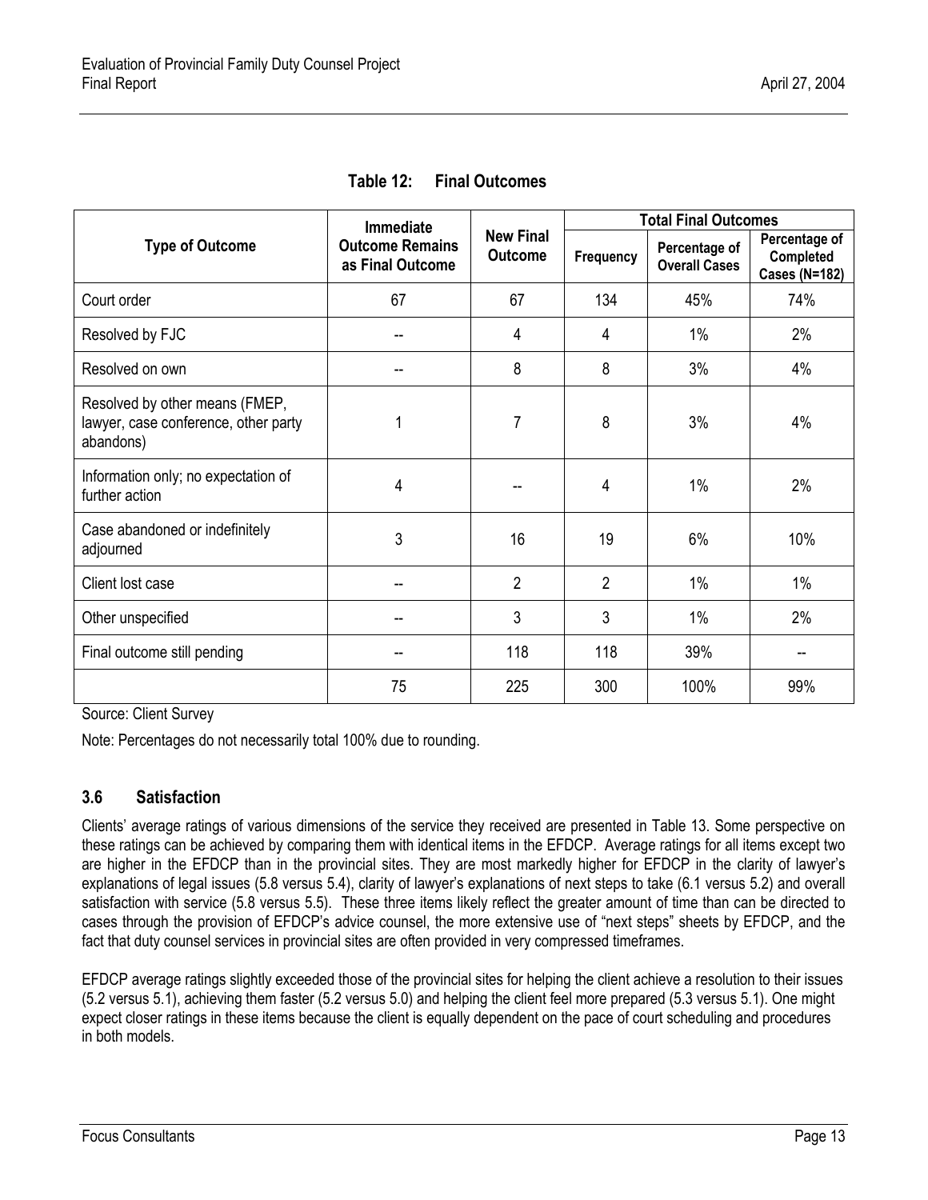**Table 12: Final Outcomes**

| Type of Outcome | Immediate Outcome Remains as Final Outcome | New Final Outcome | Total Final Outcomes | | |
|---|---|---|---|---|---|
| | | | Frequency | Percentage of Overall Cases | Percentage of Completed Cases (N=182) |
| Court order | 67 | 67 | 134 | 45% | 74% |
| Resolved by FJC | -- | 4 | 4 | 1% | 2% |
| Resolved on own | -- | 8 | 8 | 3% | 4% |
| Resolved by other means (FMEP, lawyer, case conference, other party abandons) | 1 | 7 | 8 | 3% | 4% |
| Information only; no expectation of further action | 4 | -- | 4 | 1% | 2% |
| Case abandoned or indefinitely adjourned | 3 | 16 | 19 | 6% | 10% |
| Client lost case | -- | 2 | 2 | 1% | 1% |
| Other unspecified | -- | 3 | 3 | 1% | 2% |
| Final outcome still pending | -- | 118 | 118 | 39% | -- |
| | 75 | 225 | 300 | 100% | 99% |

Source: Client Survey

Note: Percentages do not necessarily total 100% due to rounding.

### 3.6 Satisfaction

Clients' average ratings of various dimensions of the service they received are presented in Table 13. Some perspective on these ratings can be achieved by comparing them with identical items in the EFDCP. Average ratings for all items except two are higher in the EFDCP than in the provincial sites. They are most markedly higher for EFDCP in the clarity of lawyer's explanations of legal issues (5.8 versus 5.4), clarity of lawyer's explanations of next steps to take (6.1 versus 5.2) and overall satisfaction with service (5.8 versus 5.5). These three items likely reflect the greater amount of time than can be directed to cases through the provision of EFDCP's advice counsel, the more extensive use of "next steps" sheets by EFDCP, and the fact that duty counsel services in provincial sites are often provided in very compressed timeframes.

EFDCP average ratings slightly exceeded those of the provincial sites for helping the client achieve a resolution to their issues (5.2 versus 5.1), achieving them faster (5.2 versus 5.0) and helping the client feel more prepared (5.3 versus 5.1). One might expect closer ratings in these items because the client is equally dependent on the pace of court scheduling and procedures in both models.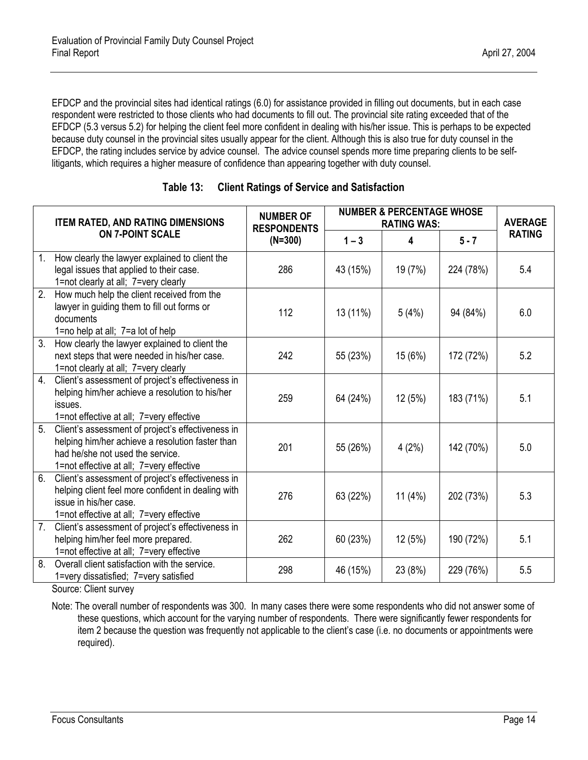EFDCP and the provincial sites had identical ratings (6.0) for assistance provided in filling out documents, but in each case respondent were restricted to those clients who had documents to fill out. The provincial site rating exceeded that of the EFDCP (5.3 versus 5.2) for helping the client feel more confident in dealing with his/her issue. This is perhaps to be expected because duty counsel in the provincial sites usually appear for the client. Although this is also true for duty counsel in the EFDCP, the rating includes service by advice counsel. The advice counsel spends more time preparing clients to be self-litigants, which requires a higher measure of confidence than appearing together with duty counsel.

**Table 13: Client Ratings of Service and Satisfaction**

| ITEM RATED, AND RATING DIMENSIONS ON 7-POINT SCALE | NUMBER OF RESPONDENTS (N=300) | NUMBER & PERCENTAGE WHOSE RATING WAS: | | | AVERAGE RATING |
|---|---|---|---|---|---|
| | | 1 – 3 | 4 | 5 - 7 | |
| 1. How clearly the lawyer explained to client the legal issues that applied to their case. 1=not clearly at all; 7=very clearly | 286 | 43 (15%) | 19 (7%) | 224 (78%) | 5.4 |
| 2. How much help the client received from the lawyer in guiding them to fill out forms or documents 1=no help at all; 7=a lot of help | 112 | 13 (11%) | 5 (4%) | 94 (84%) | 6.0 |
| 3. How clearly the lawyer explained to client the next steps that were needed in his/her case. 1=not clearly at all; 7=very clearly | 242 | 55 (23%) | 15 (6%) | 172 (72%) | 5.2 |
| 4. Client's assessment of project's effectiveness in helping him/her achieve a resolution to his/her issues. 1=not effective at all; 7=very effective | 259 | 64 (24%) | 12 (5%) | 183 (71%) | 5.1 |
| 5. Client's assessment of project's effectiveness in helping him/her achieve a resolution faster than had he/she not used the service. 1=not effective at all; 7=very effective | 201 | 55 (26%) | 4 (2%) | 142 (70%) | 5.0 |
| 6. Client's assessment of project's effectiveness in helping client feel more confident in dealing with issue in his/her case. 1=not effective at all; 7=very effective | 276 | 63 (22%) | 11 (4%) | 202 (73%) | 5.3 |
| 7. Client's assessment of project's effectiveness in helping him/her feel more prepared. 1=not effective at all; 7=very effective | 262 | 60 (23%) | 12 (5%) | 190 (72%) | 5.1 |
| 8. Overall client satisfaction with the service. 1=very dissatisfied; 7=very satisfied | 298 | 46 (15%) | 23 (8%) | 229 (76%) | 5.5 |

Source: Client survey

Note: The overall number of respondents was 300. In many cases there were some respondents who did not answer some of these questions, which account for the varying number of respondents. There were significantly fewer respondents for item 2 because the question was frequently not applicable to the client's case (i.e. no documents or appointments were required).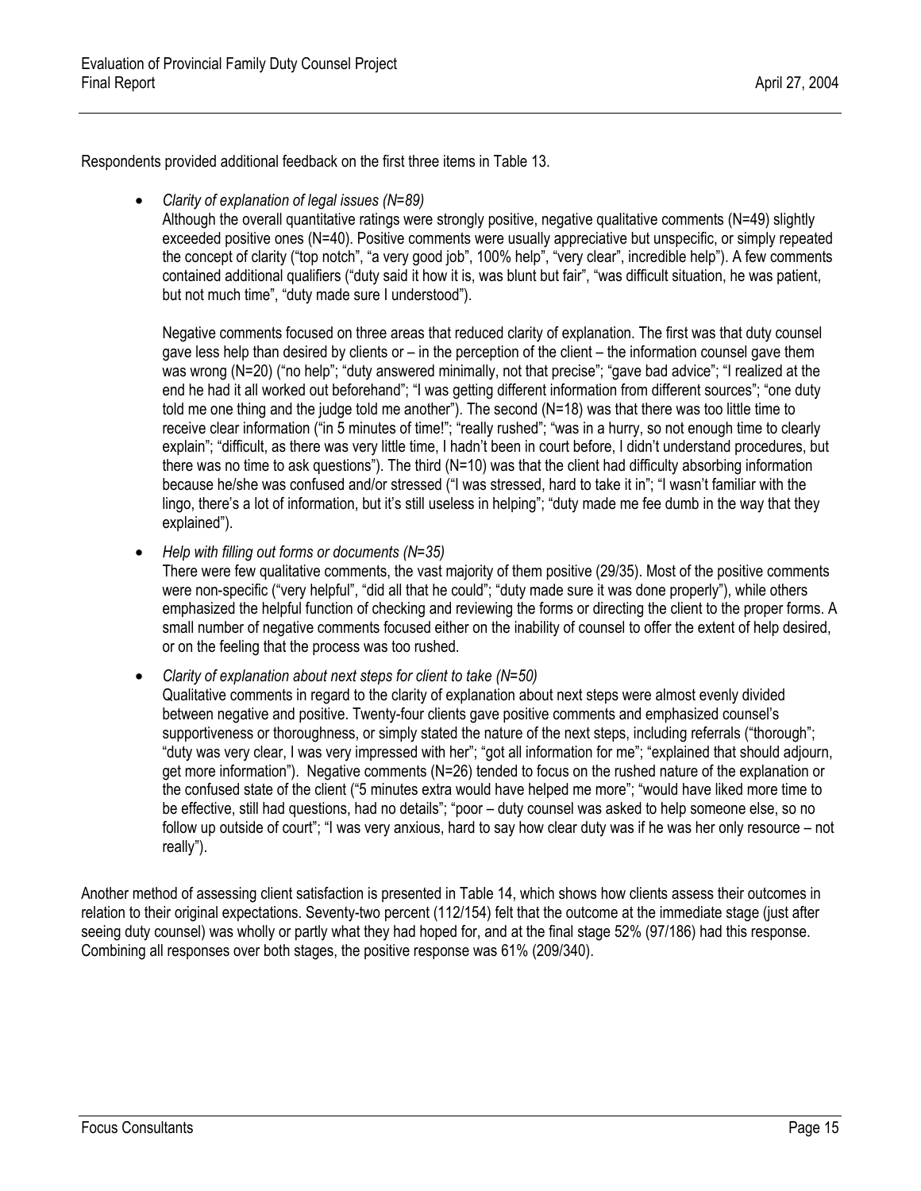Respondents provided additional feedback on the first three items in Table 13.

- *Clarity of explanation of legal issues (N=89)*
  Although the overall quantitative ratings were strongly positive, negative qualitative comments (N=49) slightly exceeded positive ones (N=40). Positive comments were usually appreciative but unspecific, or simply repeated the concept of clarity ("top notch", "a very good job", 100% help", "very clear", incredible help"). A few comments contained additional qualifiers ("duty said it how it is, was blunt but fair", "was difficult situation, he was patient, but not much time", "duty made sure I understood").

  Negative comments focused on three areas that reduced clarity of explanation. The first was that duty counsel gave less help than desired by clients or – in the perception of the client – the information counsel gave them was wrong (N=20) ("no help"; "duty answered minimally, not that precise"; "gave bad advice"; "I realized at the end he had it all worked out beforehand"; "I was getting different information from different sources"; "one duty told me one thing and the judge told me another"). The second (N=18) was that there was too little time to receive clear information ("in 5 minutes of time!"; "really rushed"; "was in a hurry, so not enough time to clearly explain"; "difficult, as there was very little time, I hadn't been in court before, I didn't understand procedures, but there was no time to ask questions"). The third (N=10) was that the client had difficulty absorbing information because he/she was confused and/or stressed ("I was stressed, hard to take it in"; "I wasn't familiar with the lingo, there's a lot of information, but it's still useless in helping"; "duty made me fee dumb in the way that they explained").

- *Help with filling out forms or documents (N=35)*
  There were few qualitative comments, the vast majority of them positive (29/35). Most of the positive comments were non-specific ("very helpful", "did all that he could"; "duty made sure it was done properly"), while others emphasized the helpful function of checking and reviewing the forms or directing the client to the proper forms. A small number of negative comments focused either on the inability of counsel to offer the extent of help desired, or on the feeling that the process was too rushed.

- *Clarity of explanation about next steps for client to take (N=50)*
  Qualitative comments in regard to the clarity of explanation about next steps were almost evenly divided between negative and positive. Twenty-four clients gave positive comments and emphasized counsel's supportiveness or thoroughness, or simply stated the nature of the next steps, including referrals ("thorough"; "duty was very clear, I was very impressed with her"; "got all information for me"; "explained that should adjourn, get more information"). Negative comments (N=26) tended to focus on the rushed nature of the explanation or the confused state of the client ("5 minutes extra would have helped me more"; "would have liked more time to be effective, still had questions, had no details"; "poor – duty counsel was asked to help someone else, so no follow up outside of court"; "I was very anxious, hard to say how clear duty was if he was her only resource – not really").

Another method of assessing client satisfaction is presented in Table 14, which shows how clients assess their outcomes in relation to their original expectations. Seventy-two percent (112/154) felt that the outcome at the immediate stage (just after seeing duty counsel) was wholly or partly what they had hoped for, and at the final stage 52% (97/186) had this response. Combining all responses over both stages, the positive response was 61% (209/340).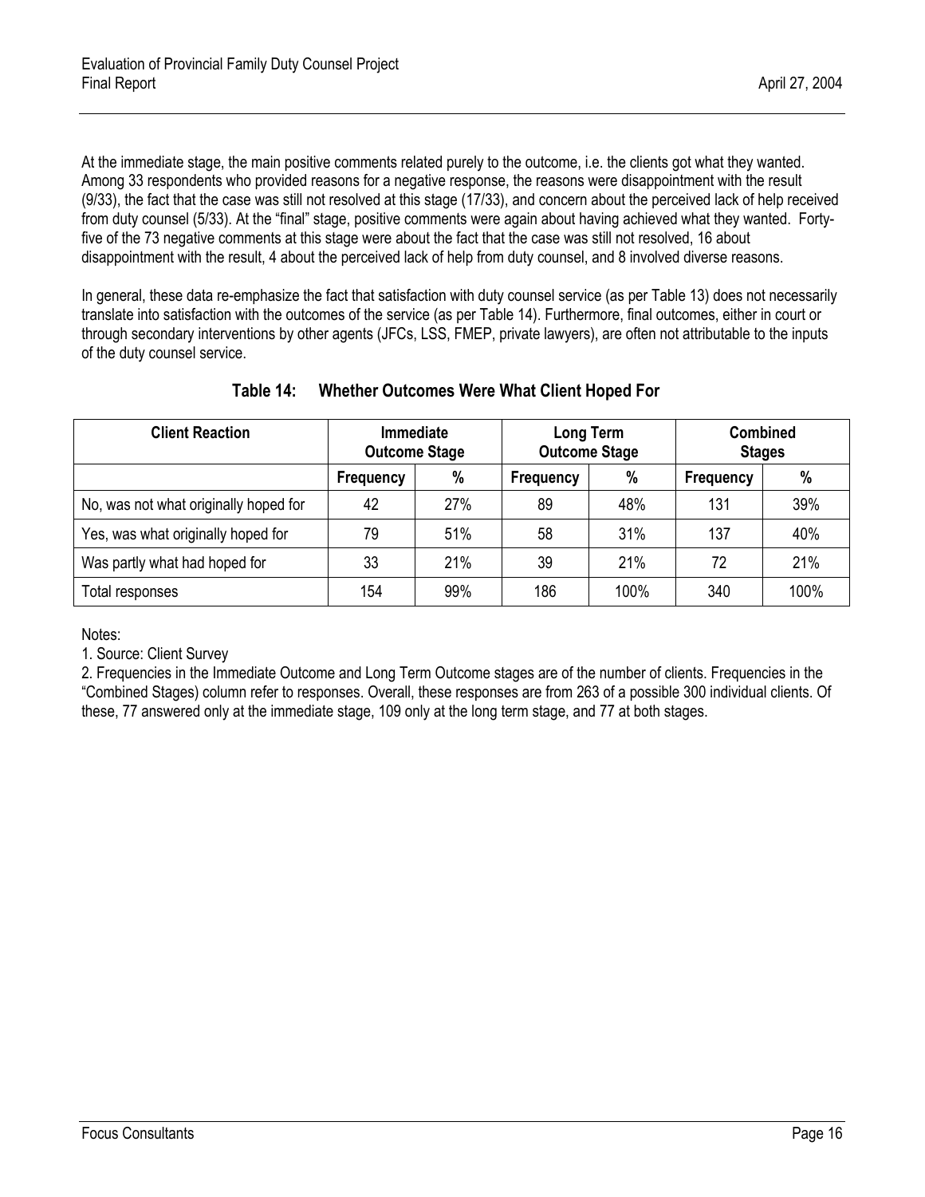At the immediate stage, the main positive comments related purely to the outcome, i.e. the clients got what they wanted. Among 33 respondents who provided reasons for a negative response, the reasons were disappointment with the result (9/33), the fact that the case was still not resolved at this stage (17/33), and concern about the perceived lack of help received from duty counsel (5/33). At the "final" stage, positive comments were again about having achieved what they wanted. Forty-five of the 73 negative comments at this stage were about the fact that the case was still not resolved, 16 about disappointment with the result, 4 about the perceived lack of help from duty counsel, and 8 involved diverse reasons.

In general, these data re-emphasize the fact that satisfaction with duty counsel service (as per Table 13) does not necessarily translate into satisfaction with the outcomes of the service (as per Table 14). Furthermore, final outcomes, either in court or through secondary interventions by other agents (JFCs, LSS, FMEP, private lawyers), are often not attributable to the inputs of the duty counsel service.

**Table 14: Whether Outcomes Were What Client Hoped For**

| Client Reaction | Immediate Outcome Stage | | Long Term Outcome Stage | | Combined Stages | |
|---|---|---|---|---|---|---|
| | Frequency | % | Frequency | % | Frequency | % |
| No, was not what originally hoped for | 42 | 27% | 89 | 48% | 131 | 39% |
| Yes, was what originally hoped for | 79 | 51% | 58 | 31% | 137 | 40% |
| Was partly what had hoped for | 33 | 21% | 39 | 21% | 72 | 21% |
| Total responses | 154 | 99% | 186 | 100% | 340 | 100% |

Notes:

1. Source: Client Survey

2. Frequencies in the Immediate Outcome and Long Term Outcome stages are of the number of clients. Frequencies in the "Combined Stages) column refer to responses. Overall, these responses are from 263 of a possible 300 individual clients. Of these, 77 answered only at the immediate stage, 109 only at the long term stage, and 77 at both stages.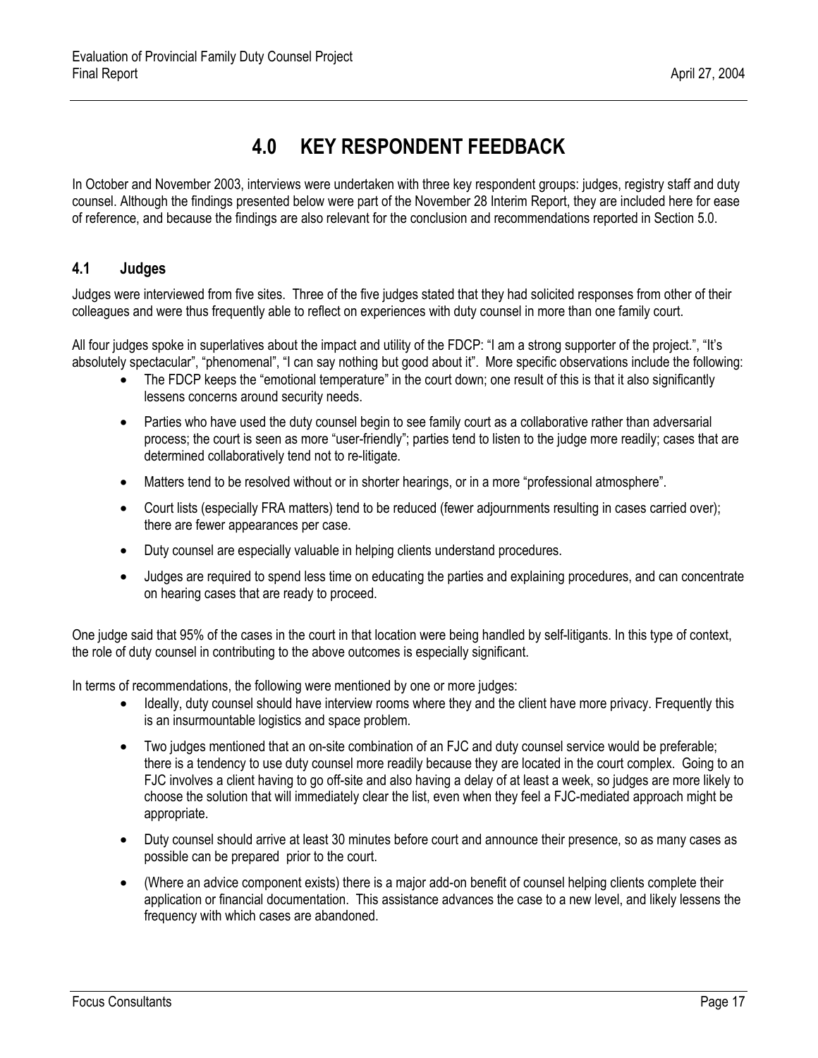# 4.0 KEY RESPONDENT FEEDBACK

In October and November 2003, interviews were undertaken with three key respondent groups: judges, registry staff and duty counsel. Although the findings presented below were part of the November 28 Interim Report, they are included here for ease of reference, and because the findings are also relevant for the conclusion and recommendations reported in Section 5.0.

## 4.1 Judges

Judges were interviewed from five sites. Three of the five judges stated that they had solicited responses from other of their colleagues and were thus frequently able to reflect on experiences with duty counsel in more than one family court.

All four judges spoke in superlatives about the impact and utility of the FDCP: "I am a strong supporter of the project.", "It's absolutely spectacular", "phenomenal", "I can say nothing but good about it". More specific observations include the following:

- The FDCP keeps the "emotional temperature" in the court down; one result of this is that it also significantly lessens concerns around security needs.
- Parties who have used the duty counsel begin to see family court as a collaborative rather than adversarial process; the court is seen as more "user-friendly"; parties tend to listen to the judge more readily; cases that are determined collaboratively tend not to re-litigate.
- Matters tend to be resolved without or in shorter hearings, or in a more "professional atmosphere".
- Court lists (especially FRA matters) tend to be reduced (fewer adjournments resulting in cases carried over); there are fewer appearances per case.
- Duty counsel are especially valuable in helping clients understand procedures.
- Judges are required to spend less time on educating the parties and explaining procedures, and can concentrate on hearing cases that are ready to proceed.

One judge said that 95% of the cases in the court in that location were being handled by self-litigants. In this type of context, the role of duty counsel in contributing to the above outcomes is especially significant.

In terms of recommendations, the following were mentioned by one or more judges:

- Ideally, duty counsel should have interview rooms where they and the client have more privacy. Frequently this is an insurmountable logistics and space problem.
- Two judges mentioned that an on-site combination of an FJC and duty counsel service would be preferable; there is a tendency to use duty counsel more readily because they are located in the court complex. Going to an FJC involves a client having to go off-site and also having a delay of at least a week, so judges are more likely to choose the solution that will immediately clear the list, even when they feel a FJC-mediated approach might be appropriate.
- Duty counsel should arrive at least 30 minutes before court and announce their presence, so as many cases as possible can be prepared prior to the court.
- (Where an advice component exists) there is a major add-on benefit of counsel helping clients complete their application or financial documentation. This assistance advances the case to a new level, and likely lessens the frequency with which cases are abandoned.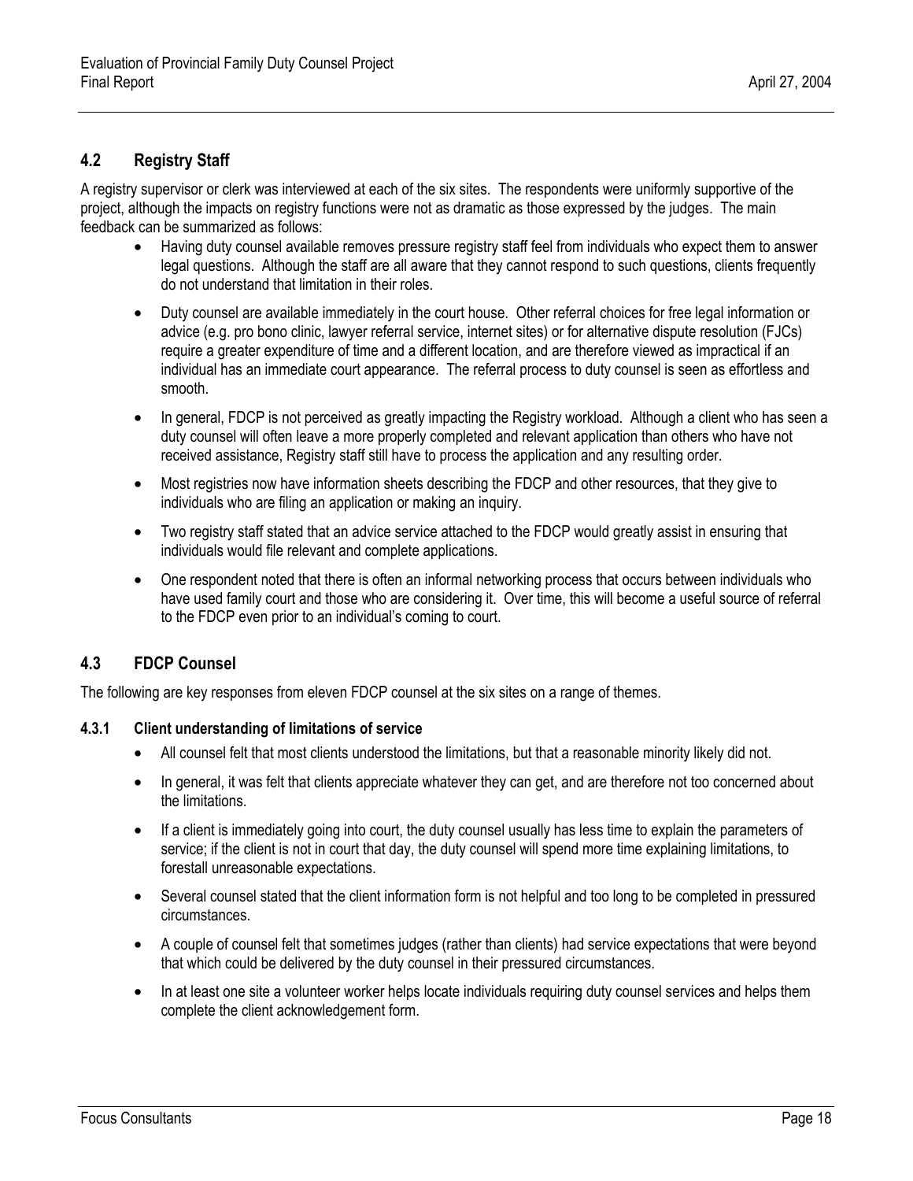## 4.2 Registry Staff

A registry supervisor or clerk was interviewed at each of the six sites. The respondents were uniformly supportive of the project, although the impacts on registry functions were not as dramatic as those expressed by the judges. The main feedback can be summarized as follows:

- Having duty counsel available removes pressure registry staff feel from individuals who expect them to answer legal questions. Although the staff are all aware that they cannot respond to such questions, clients frequently do not understand that limitation in their roles.
- Duty counsel are available immediately in the court house. Other referral choices for free legal information or advice (e.g. pro bono clinic, lawyer referral service, internet sites) or for alternative dispute resolution (FJCs) require a greater expenditure of time and a different location, and are therefore viewed as impractical if an individual has an immediate court appearance. The referral process to duty counsel is seen as effortless and smooth.
- In general, FDCP is not perceived as greatly impacting the Registry workload. Although a client who has seen a duty counsel will often leave a more properly completed and relevant application than others who have not received assistance, Registry staff still have to process the application and any resulting order.
- Most registries now have information sheets describing the FDCP and other resources, that they give to individuals who are filing an application or making an inquiry.
- Two registry staff stated that an advice service attached to the FDCP would greatly assist in ensuring that individuals would file relevant and complete applications.
- One respondent noted that there is often an informal networking process that occurs between individuals who have used family court and those who are considering it. Over time, this will become a useful source of referral to the FDCP even prior to an individual's coming to court.

## 4.3 FDCP Counsel

The following are key responses from eleven FDCP counsel at the six sites on a range of themes.

### 4.3.1 Client understanding of limitations of service

- All counsel felt that most clients understood the limitations, but that a reasonable minority likely did not.
- In general, it was felt that clients appreciate whatever they can get, and are therefore not too concerned about the limitations.
- If a client is immediately going into court, the duty counsel usually has less time to explain the parameters of service; if the client is not in court that day, the duty counsel will spend more time explaining limitations, to forestall unreasonable expectations.
- Several counsel stated that the client information form is not helpful and too long to be completed in pressured circumstances.
- A couple of counsel felt that sometimes judges (rather than clients) had service expectations that were beyond that which could be delivered by the duty counsel in their pressured circumstances.
- In at least one site a volunteer worker helps locate individuals requiring duty counsel services and helps them complete the client acknowledgement form.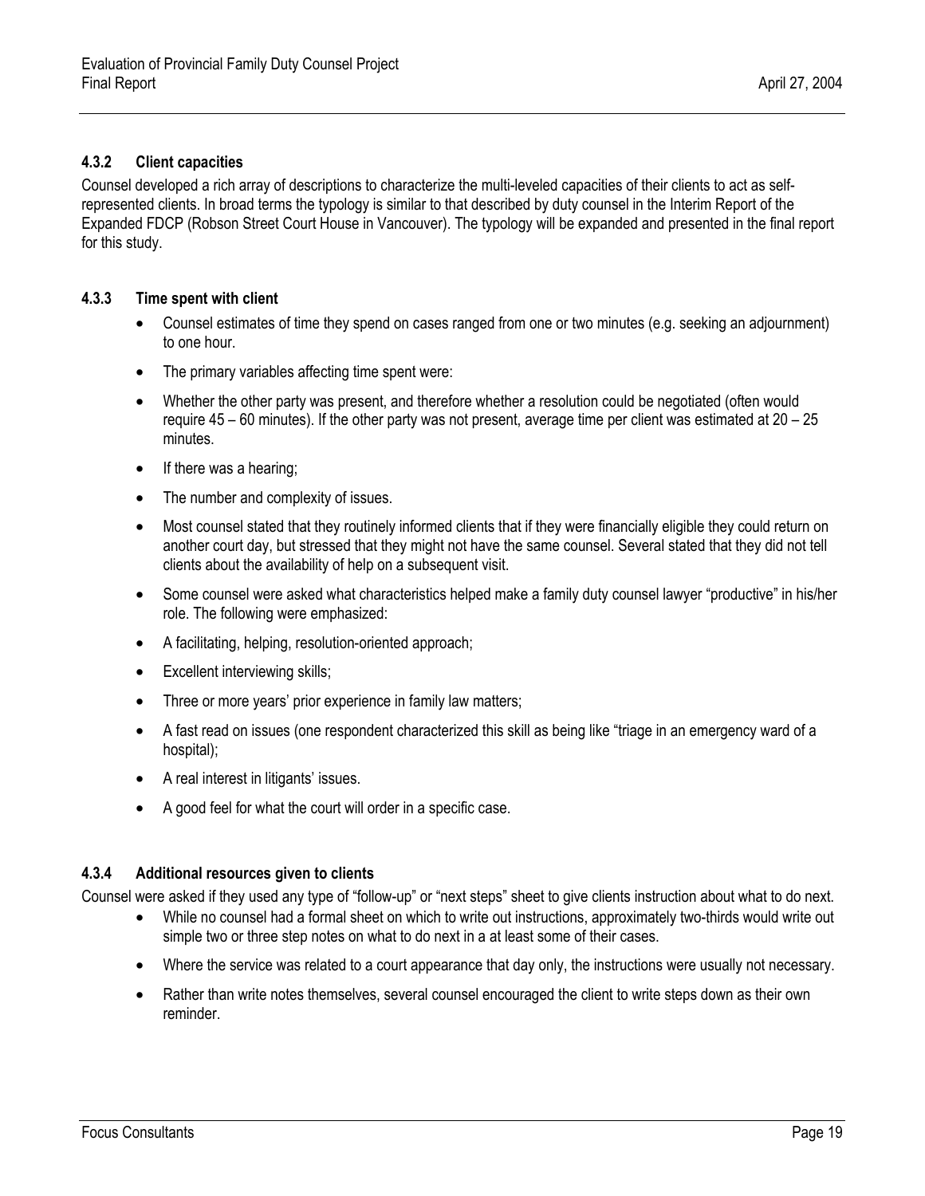#### 4.3.2 Client capacities

Counsel developed a rich array of descriptions to characterize the multi-leveled capacities of their clients to act as self-represented clients. In broad terms the typology is similar to that described by duty counsel in the Interim Report of the Expanded FDCP (Robson Street Court House in Vancouver). The typology will be expanded and presented in the final report for this study.

#### 4.3.3 Time spent with client

- Counsel estimates of time they spend on cases ranged from one or two minutes (e.g. seeking an adjournment) to one hour.
- The primary variables affecting time spent were:
- Whether the other party was present, and therefore whether a resolution could be negotiated (often would require 45 – 60 minutes). If the other party was not present, average time per client was estimated at 20 – 25 minutes.
- If there was a hearing;
- The number and complexity of issues.
- Most counsel stated that they routinely informed clients that if they were financially eligible they could return on another court day, but stressed that they might not have the same counsel. Several stated that they did not tell clients about the availability of help on a subsequent visit.
- Some counsel were asked what characteristics helped make a family duty counsel lawyer "productive" in his/her role. The following were emphasized:
- A facilitating, helping, resolution-oriented approach;
- Excellent interviewing skills;
- Three or more years' prior experience in family law matters;
- A fast read on issues (one respondent characterized this skill as being like "triage in an emergency ward of a hospital);
- A real interest in litigants' issues.
- A good feel for what the court will order in a specific case.

#### 4.3.4 Additional resources given to clients

Counsel were asked if they used any type of "follow-up" or "next steps" sheet to give clients instruction about what to do next.

- While no counsel had a formal sheet on which to write out instructions, approximately two-thirds would write out simple two or three step notes on what to do next in a at least some of their cases.
- Where the service was related to a court appearance that day only, the instructions were usually not necessary.
- Rather than write notes themselves, several counsel encouraged the client to write steps down as their own reminder.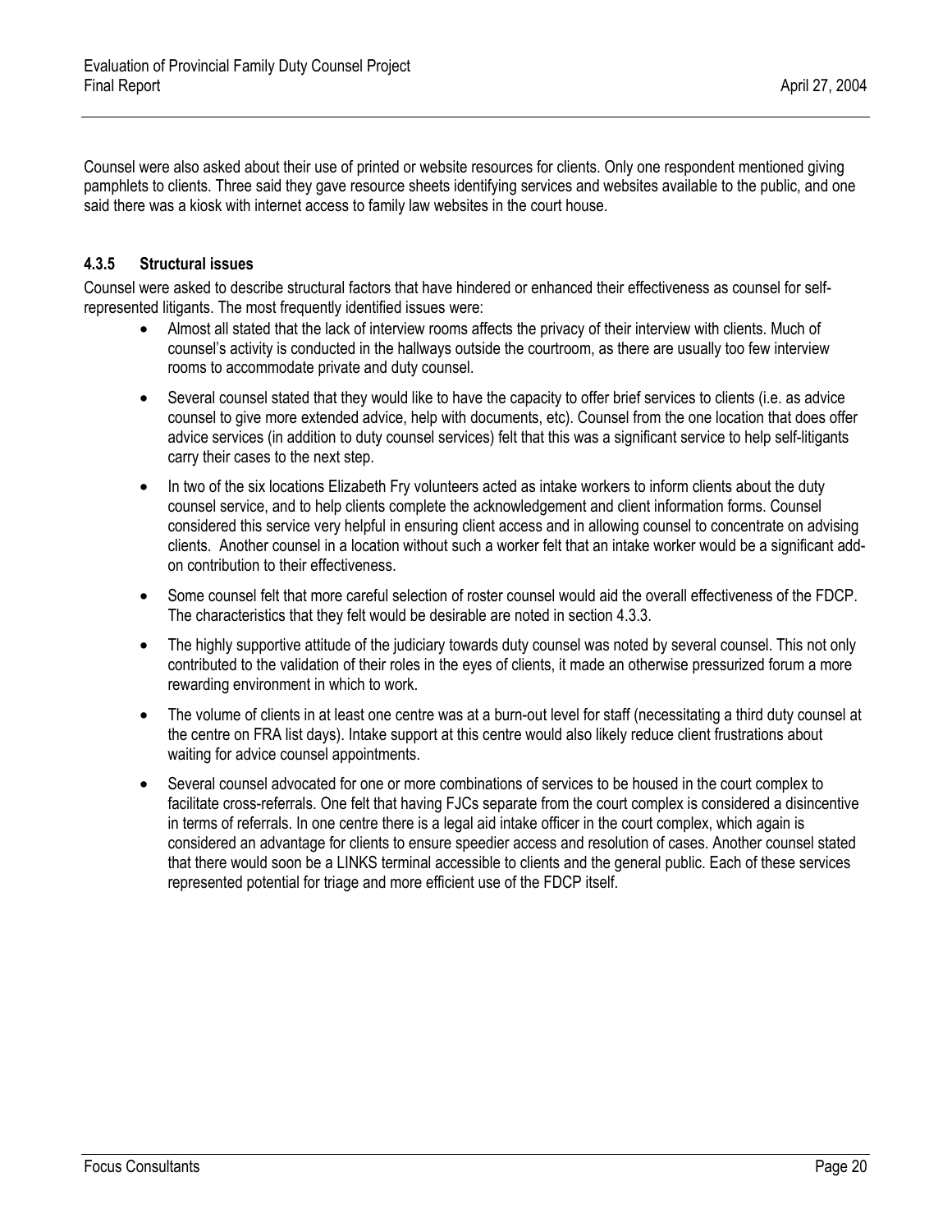Counsel were also asked about their use of printed or website resources for clients. Only one respondent mentioned giving pamphlets to clients. Three said they gave resource sheets identifying services and websites available to the public, and one said there was a kiosk with internet access to family law websites in the court house.

#### 4.3.5 Structural issues

Counsel were asked to describe structural factors that have hindered or enhanced their effectiveness as counsel for self-represented litigants. The most frequently identified issues were:

- Almost all stated that the lack of interview rooms affects the privacy of their interview with clients. Much of counsel's activity is conducted in the hallways outside the courtroom, as there are usually too few interview rooms to accommodate private and duty counsel.
- Several counsel stated that they would like to have the capacity to offer brief services to clients (i.e. as advice counsel to give more extended advice, help with documents, etc). Counsel from the one location that does offer advice services (in addition to duty counsel services) felt that this was a significant service to help self-litigants carry their cases to the next step.
- In two of the six locations Elizabeth Fry volunteers acted as intake workers to inform clients about the duty counsel service, and to help clients complete the acknowledgement and client information forms. Counsel considered this service very helpful in ensuring client access and in allowing counsel to concentrate on advising clients. Another counsel in a location without such a worker felt that an intake worker would be a significant add-on contribution to their effectiveness.
- Some counsel felt that more careful selection of roster counsel would aid the overall effectiveness of the FDCP. The characteristics that they felt would be desirable are noted in section 4.3.3.
- The highly supportive attitude of the judiciary towards duty counsel was noted by several counsel. This not only contributed to the validation of their roles in the eyes of clients, it made an otherwise pressurized forum a more rewarding environment in which to work.
- The volume of clients in at least one centre was at a burn-out level for staff (necessitating a third duty counsel at the centre on FRA list days). Intake support at this centre would also likely reduce client frustrations about waiting for advice counsel appointments.
- Several counsel advocated for one or more combinations of services to be housed in the court complex to facilitate cross-referrals. One felt that having FJCs separate from the court complex is considered a disincentive in terms of referrals. In one centre there is a legal aid intake officer in the court complex, which again is considered an advantage for clients to ensure speedier access and resolution of cases. Another counsel stated that there would soon be a LINKS terminal accessible to clients and the general public. Each of these services represented potential for triage and more efficient use of the FDCP itself.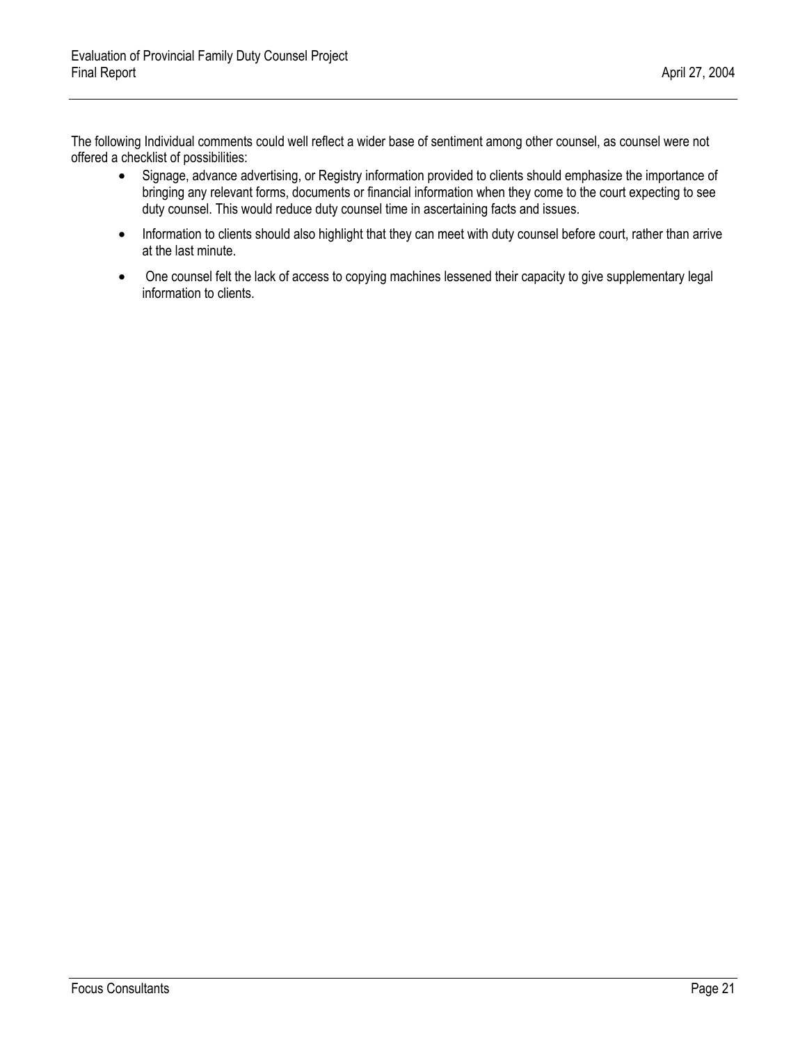The following Individual comments could well reflect a wider base of sentiment among other counsel, as counsel were not offered a checklist of possibilities:

- Signage, advance advertising, or Registry information provided to clients should emphasize the importance of bringing any relevant forms, documents or financial information when they come to the court expecting to see duty counsel. This would reduce duty counsel time in ascertaining facts and issues.
- Information to clients should also highlight that they can meet with duty counsel before court, rather than arrive at the last minute.
- One counsel felt the lack of access to copying machines lessened their capacity to give supplementary legal information to clients.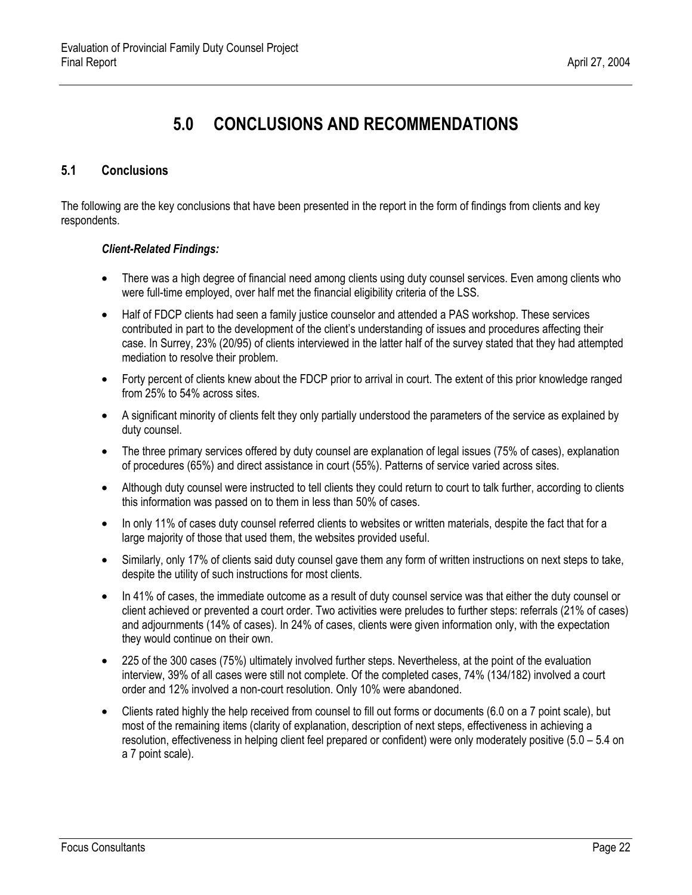# 5.0 CONCLUSIONS AND RECOMMENDATIONS

## 5.1 Conclusions

The following are the key conclusions that have been presented in the report in the form of findings from clients and key respondents.

***Client-Related Findings:***

- There was a high degree of financial need among clients using duty counsel services. Even among clients who were full-time employed, over half met the financial eligibility criteria of the LSS.
- Half of FDCP clients had seen a family justice counselor and attended a PAS workshop. These services contributed in part to the development of the client's understanding of issues and procedures affecting their case. In Surrey, 23% (20/95) of clients interviewed in the latter half of the survey stated that they had attempted mediation to resolve their problem.
- Forty percent of clients knew about the FDCP prior to arrival in court. The extent of this prior knowledge ranged from 25% to 54% across sites.
- A significant minority of clients felt they only partially understood the parameters of the service as explained by duty counsel.
- The three primary services offered by duty counsel are explanation of legal issues (75% of cases), explanation of procedures (65%) and direct assistance in court (55%). Patterns of service varied across sites.
- Although duty counsel were instructed to tell clients they could return to court to talk further, according to clients this information was passed on to them in less than 50% of cases.
- In only 11% of cases duty counsel referred clients to websites or written materials, despite the fact that for a large majority of those that used them, the websites provided useful.
- Similarly, only 17% of clients said duty counsel gave them any form of written instructions on next steps to take, despite the utility of such instructions for most clients.
- In 41% of cases, the immediate outcome as a result of duty counsel service was that either the duty counsel or client achieved or prevented a court order. Two activities were preludes to further steps: referrals (21% of cases) and adjournments (14% of cases). In 24% of cases, clients were given information only, with the expectation they would continue on their own.
- 225 of the 300 cases (75%) ultimately involved further steps. Nevertheless, at the point of the evaluation interview, 39% of all cases were still not complete. Of the completed cases, 74% (134/182) involved a court order and 12% involved a non-court resolution. Only 10% were abandoned.
- Clients rated highly the help received from counsel to fill out forms or documents (6.0 on a 7 point scale), but most of the remaining items (clarity of explanation, description of next steps, effectiveness in achieving a resolution, effectiveness in helping client feel prepared or confident) were only moderately positive (5.0 – 5.4 on a 7 point scale).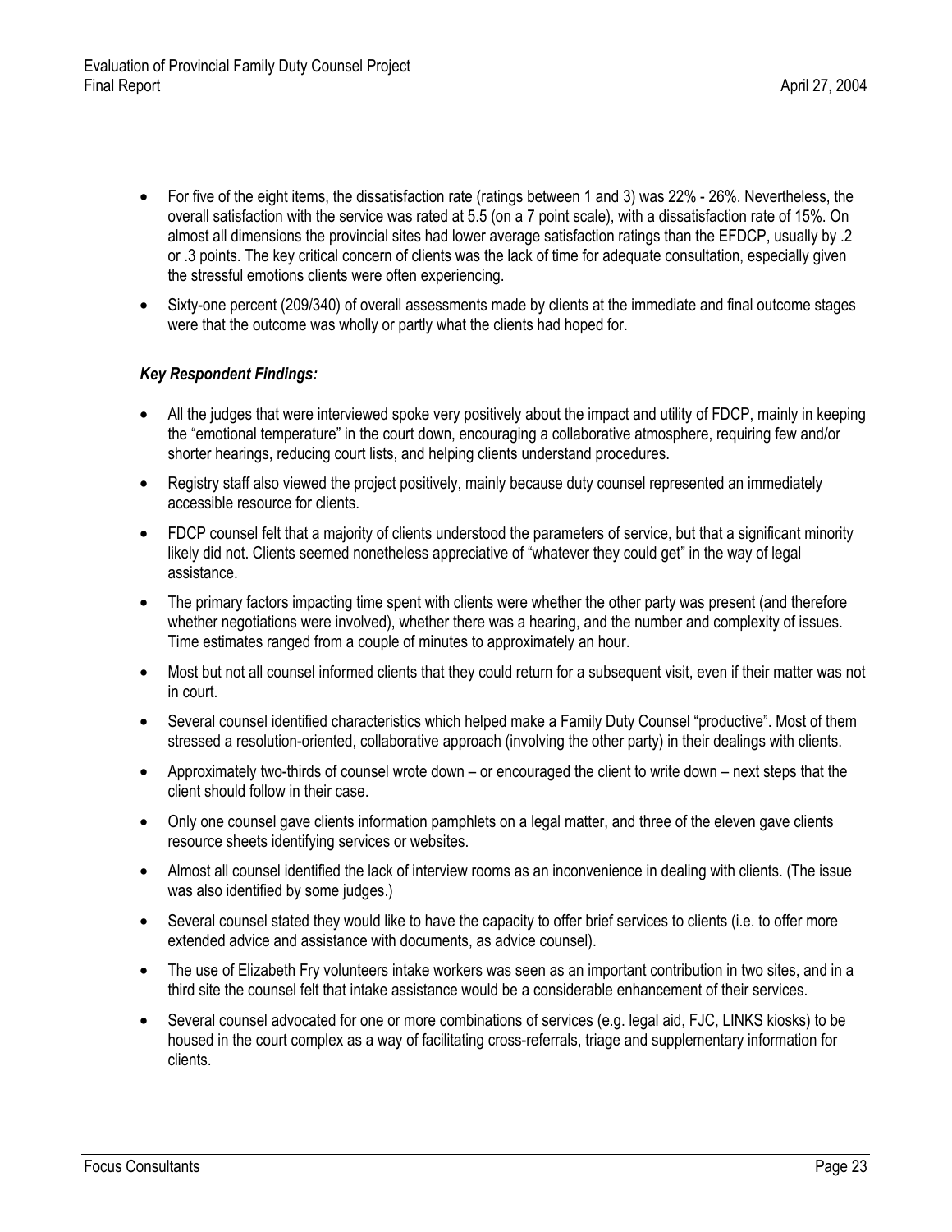- For five of the eight items, the dissatisfaction rate (ratings between 1 and 3) was 22% - 26%. Nevertheless, the overall satisfaction with the service was rated at 5.5 (on a 7 point scale), with a dissatisfaction rate of 15%. On almost all dimensions the provincial sites had lower average satisfaction ratings than the EFDCP, usually by .2 or .3 points. The key critical concern of clients was the lack of time for adequate consultation, especially given the stressful emotions clients were often experiencing.
- Sixty-one percent (209/340) of overall assessments made by clients at the immediate and final outcome stages were that the outcome was wholly or partly what the clients had hoped for.

***Key Respondent Findings:***

- All the judges that were interviewed spoke very positively about the impact and utility of FDCP, mainly in keeping the "emotional temperature" in the court down, encouraging a collaborative atmosphere, requiring few and/or shorter hearings, reducing court lists, and helping clients understand procedures.
- Registry staff also viewed the project positively, mainly because duty counsel represented an immediately accessible resource for clients.
- FDCP counsel felt that a majority of clients understood the parameters of service, but that a significant minority likely did not. Clients seemed nonetheless appreciative of "whatever they could get" in the way of legal assistance.
- The primary factors impacting time spent with clients were whether the other party was present (and therefore whether negotiations were involved), whether there was a hearing, and the number and complexity of issues. Time estimates ranged from a couple of minutes to approximately an hour.
- Most but not all counsel informed clients that they could return for a subsequent visit, even if their matter was not in court.
- Several counsel identified characteristics which helped make a Family Duty Counsel "productive". Most of them stressed a resolution-oriented, collaborative approach (involving the other party) in their dealings with clients.
- Approximately two-thirds of counsel wrote down – or encouraged the client to write down – next steps that the client should follow in their case.
- Only one counsel gave clients information pamphlets on a legal matter, and three of the eleven gave clients resource sheets identifying services or websites.
- Almost all counsel identified the lack of interview rooms as an inconvenience in dealing with clients. (The issue was also identified by some judges.)
- Several counsel stated they would like to have the capacity to offer brief services to clients (i.e. to offer more extended advice and assistance with documents, as advice counsel).
- The use of Elizabeth Fry volunteers intake workers was seen as an important contribution in two sites, and in a third site the counsel felt that intake assistance would be a considerable enhancement of their services.
- Several counsel advocated for one or more combinations of services (e.g. legal aid, FJC, LINKS kiosks) to be housed in the court complex as a way of facilitating cross-referrals, triage and supplementary information for clients.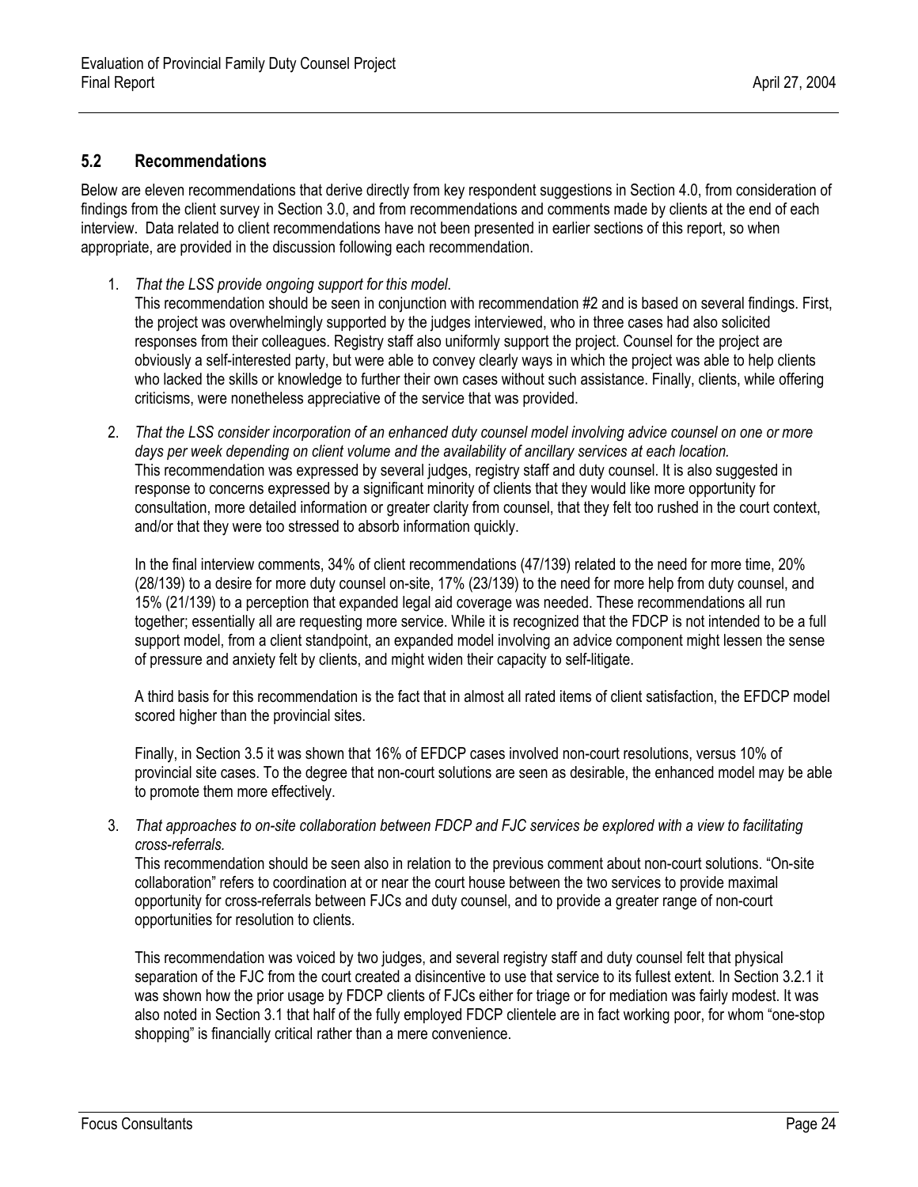## 5.2 Recommendations

Below are eleven recommendations that derive directly from key respondent suggestions in Section 4.0, from consideration of findings from the client survey in Section 3.0, and from recommendations and comments made by clients at the end of each interview. Data related to client recommendations have not been presented in earlier sections of this report, so when appropriate, are provided in the discussion following each recommendation.

1. *That the LSS provide ongoing support for this model.*
   This recommendation should be seen in conjunction with recommendation #2 and is based on several findings. First, the project was overwhelmingly supported by the judges interviewed, who in three cases had also solicited responses from their colleagues. Registry staff also uniformly support the project. Counsel for the project are obviously a self-interested party, but were able to convey clearly ways in which the project was able to help clients who lacked the skills or knowledge to further their own cases without such assistance. Finally, clients, while offering criticisms, were nonetheless appreciative of the service that was provided.

2. *That the LSS consider incorporation of an enhanced duty counsel model involving advice counsel on one or more days per week depending on client volume and the availability of ancillary services at each location.*
   This recommendation was expressed by several judges, registry staff and duty counsel. It is also suggested in response to concerns expressed by a significant minority of clients that they would like more opportunity for consultation, more detailed information or greater clarity from counsel, that they felt too rushed in the court context, and/or that they were too stressed to absorb information quickly.

   In the final interview comments, 34% of client recommendations (47/139) related to the need for more time, 20% (28/139) to a desire for more duty counsel on-site, 17% (23/139) to the need for more help from duty counsel, and 15% (21/139) to a perception that expanded legal aid coverage was needed. These recommendations all run together; essentially all are requesting more service. While it is recognized that the FDCP is not intended to be a full support model, from a client standpoint, an expanded model involving an advice component might lessen the sense of pressure and anxiety felt by clients, and might widen their capacity to self-litigate.

   A third basis for this recommendation is the fact that in almost all rated items of client satisfaction, the EFDCP model scored higher than the provincial sites.

   Finally, in Section 3.5 it was shown that 16% of EFDCP cases involved non-court resolutions, versus 10% of provincial site cases. To the degree that non-court solutions are seen as desirable, the enhanced model may be able to promote them more effectively.

3. *That approaches to on-site collaboration between FDCP and FJC services be explored with a view to facilitating cross-referrals.*
   This recommendation should be seen also in relation to the previous comment about non-court solutions. "On-site collaboration" refers to coordination at or near the court house between the two services to provide maximal opportunity for cross-referrals between FJCs and duty counsel, and to provide a greater range of non-court opportunities for resolution to clients.

   This recommendation was voiced by two judges, and several registry staff and duty counsel felt that physical separation of the FJC from the court created a disincentive to use that service to its fullest extent. In Section 3.2.1 it was shown how the prior usage by FDCP clients of FJCs either for triage or for mediation was fairly modest. It was also noted in Section 3.1 that half of the fully employed FDCP clientele are in fact working poor, for whom "one-stop shopping" is financially critical rather than a mere convenience.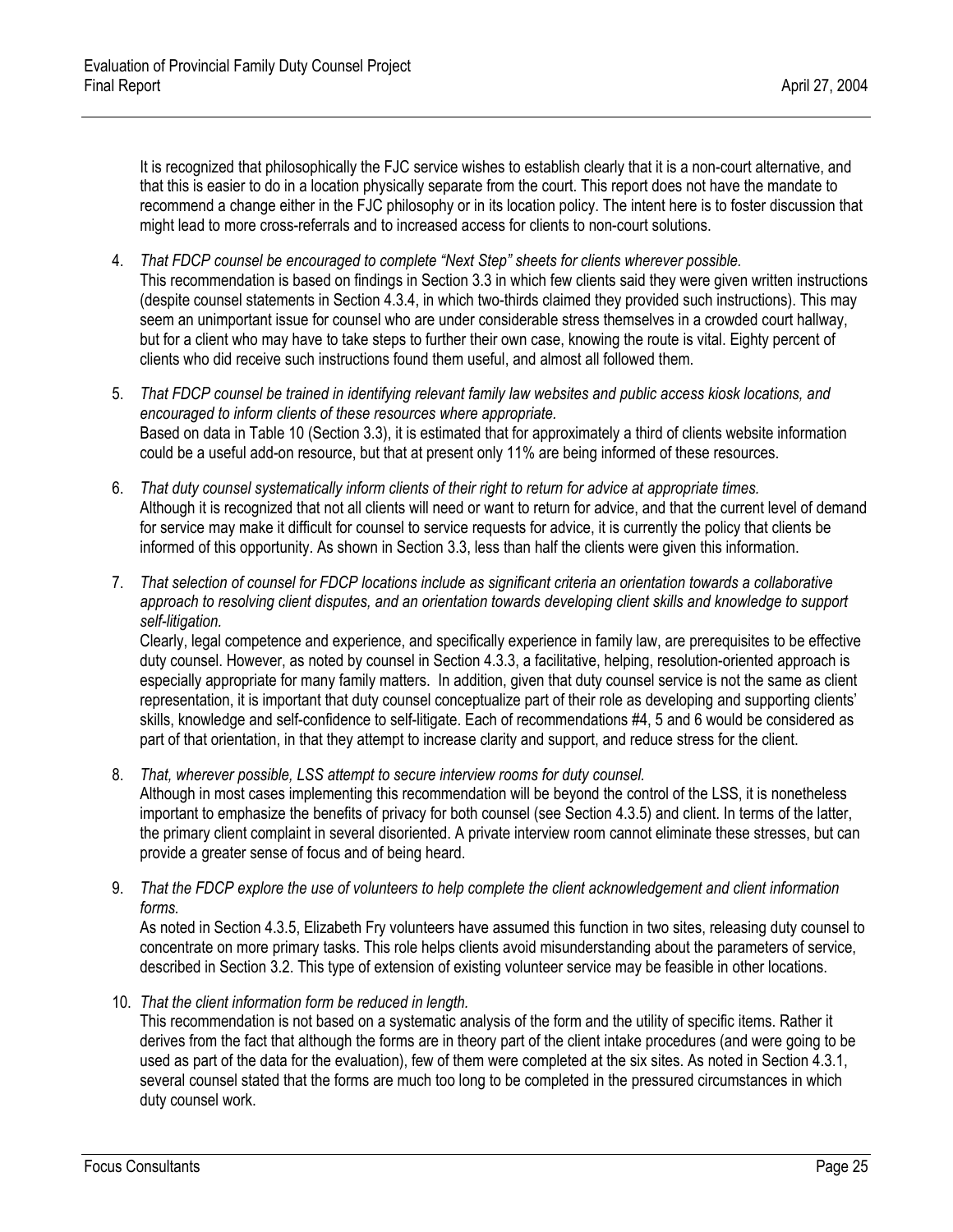It is recognized that philosophically the FJC service wishes to establish clearly that it is a non-court alternative, and that this is easier to do in a location physically separate from the court. This report does not have the mandate to recommend a change either in the FJC philosophy or in its location policy. The intent here is to foster discussion that might lead to more cross-referrals and to increased access for clients to non-court solutions.

4. *That FDCP counsel be encouraged to complete "Next Step" sheets for clients wherever possible.*
   This recommendation is based on findings in Section 3.3 in which few clients said they were given written instructions (despite counsel statements in Section 4.3.4, in which two-thirds claimed they provided such instructions). This may seem an unimportant issue for counsel who are under considerable stress themselves in a crowded court hallway, but for a client who may have to take steps to further their own case, knowing the route is vital. Eighty percent of clients who did receive such instructions found them useful, and almost all followed them.

5. *That FDCP counsel be trained in identifying relevant family law websites and public access kiosk locations, and encouraged to inform clients of these resources where appropriate.*
   Based on data in Table 10 (Section 3.3), it is estimated that for approximately a third of clients website information could be a useful add-on resource, but that at present only 11% are being informed of these resources.

6. *That duty counsel systematically inform clients of their right to return for advice at appropriate times.*
   Although it is recognized that not all clients will need or want to return for advice, and that the current level of demand for service may make it difficult for counsel to service requests for advice, it is currently the policy that clients be informed of this opportunity. As shown in Section 3.3, less than half the clients were given this information.

7. *That selection of counsel for FDCP locations include as significant criteria an orientation towards a collaborative approach to resolving client disputes, and an orientation towards developing client skills and knowledge to support self-litigation.*
   Clearly, legal competence and experience, and specifically experience in family law, are prerequisites to be effective duty counsel. However, as noted by counsel in Section 4.3.3, a facilitative, helping, resolution-oriented approach is especially appropriate for many family matters. In addition, given that duty counsel service is not the same as client representation, it is important that duty counsel conceptualize part of their role as developing and supporting clients' skills, knowledge and self-confidence to self-litigate. Each of recommendations #4, 5 and 6 would be considered as part of that orientation, in that they attempt to increase clarity and support, and reduce stress for the client.

8. *That, wherever possible, LSS attempt to secure interview rooms for duty counsel.*
   Although in most cases implementing this recommendation will be beyond the control of the LSS, it is nonetheless important to emphasize the benefits of privacy for both counsel (see Section 4.3.5) and client. In terms of the latter, the primary client complaint in several disoriented. A private interview room cannot eliminate these stresses, but can provide a greater sense of focus and of being heard.

9. *That the FDCP explore the use of volunteers to help complete the client acknowledgement and client information forms.*
   As noted in Section 4.3.5, Elizabeth Fry volunteers have assumed this function in two sites, releasing duty counsel to concentrate on more primary tasks. This role helps clients avoid misunderstanding about the parameters of service, described in Section 3.2. This type of extension of existing volunteer service may be feasible in other locations.

10. *That the client information form be reduced in length.*
    This recommendation is not based on a systematic analysis of the form and the utility of specific items. Rather it derives from the fact that although the forms are in theory part of the client intake procedures (and were going to be used as part of the data for the evaluation), few of them were completed at the six sites. As noted in Section 4.3.1, several counsel stated that the forms are much too long to be completed in the pressured circumstances in which duty counsel work.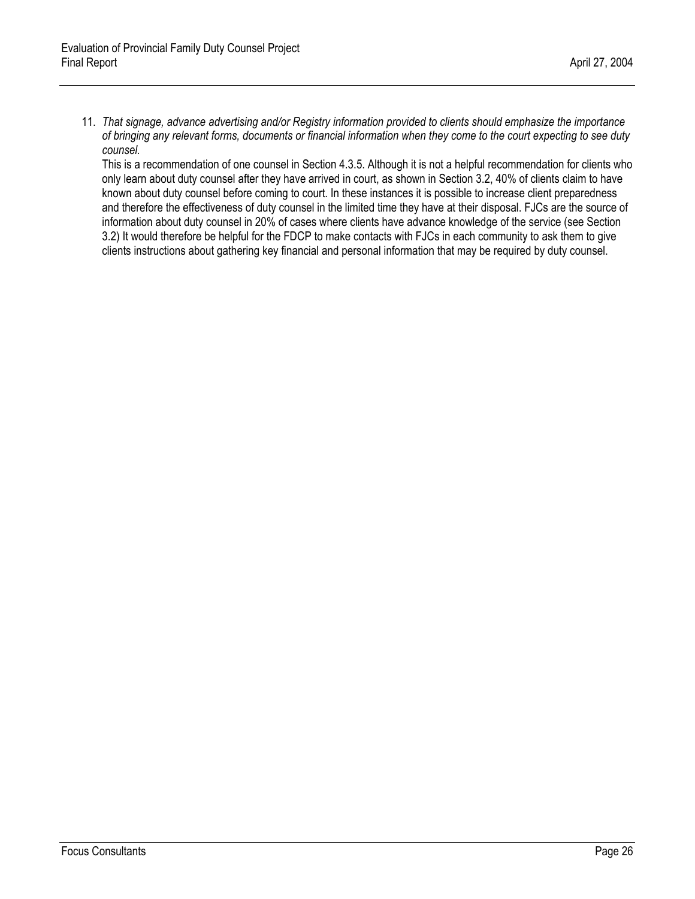11. *That signage, advance advertising and/or Registry information provided to clients should emphasize the importance of bringing any relevant forms, documents or financial information when they come to the court expecting to see duty counsel.*

    This is a recommendation of one counsel in Section 4.3.5. Although it is not a helpful recommendation for clients who only learn about duty counsel after they have arrived in court, as shown in Section 3.2, 40% of clients claim to have known about duty counsel before coming to court. In these instances it is possible to increase client preparedness and therefore the effectiveness of duty counsel in the limited time they have at their disposal. FJCs are the source of information about duty counsel in 20% of cases where clients have advance knowledge of the service (see Section 3.2) It would therefore be helpful for the FDCP to make contacts with FJCs in each community to ask them to give clients instructions about gathering key financial and personal information that may be required by duty counsel.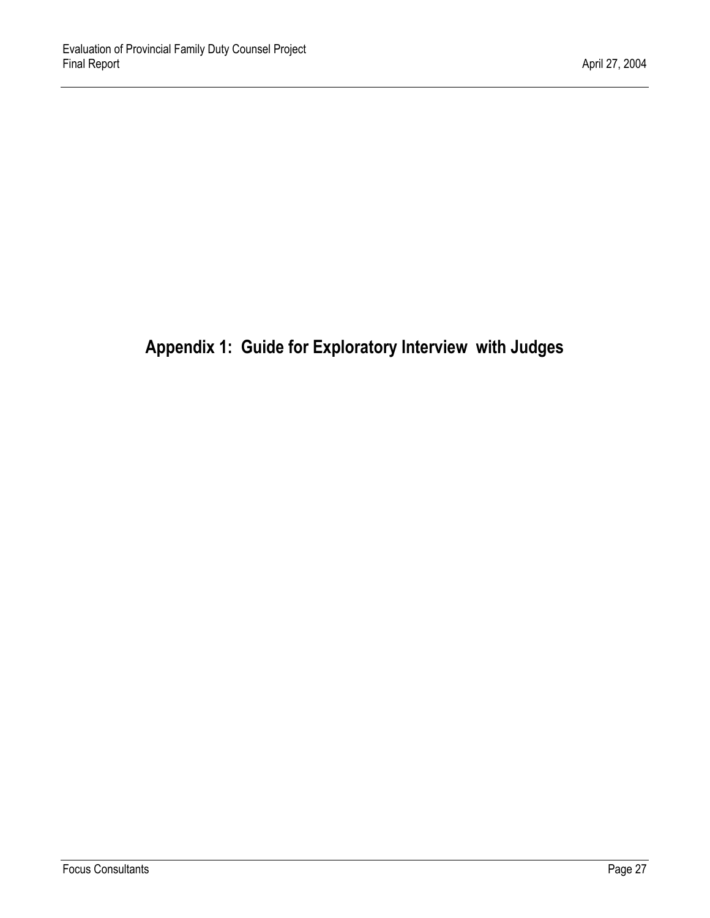# Appendix 1: Guide for Exploratory Interview with Judges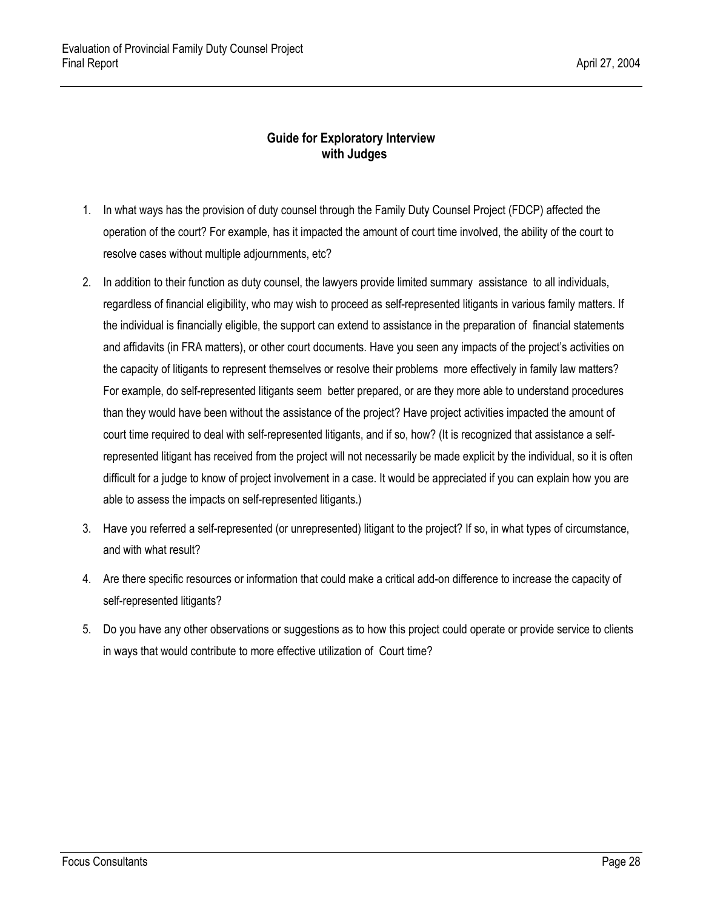## Guide for Exploratory Interview with Judges

1. In what ways has the provision of duty counsel through the Family Duty Counsel Project (FDCP) affected the operation of the court? For example, has it impacted the amount of court time involved, the ability of the court to resolve cases without multiple adjournments, etc?
2. In addition to their function as duty counsel, the lawyers provide limited summary assistance to all individuals, regardless of financial eligibility, who may wish to proceed as self-represented litigants in various family matters. If the individual is financially eligible, the support can extend to assistance in the preparation of financial statements and affidavits (in FRA matters), or other court documents. Have you seen any impacts of the project's activities on the capacity of litigants to represent themselves or resolve their problems more effectively in family law matters? For example, do self-represented litigants seem better prepared, or are they more able to understand procedures than they would have been without the assistance of the project? Have project activities impacted the amount of court time required to deal with self-represented litigants, and if so, how? (It is recognized that assistance a self-represented litigant has received from the project will not necessarily be made explicit by the individual, so it is often difficult for a judge to know of project involvement in a case. It would be appreciated if you can explain how you are able to assess the impacts on self-represented litigants.)
3. Have you referred a self-represented (or unrepresented) litigant to the project? If so, in what types of circumstance, and with what result?
4. Are there specific resources or information that could make a critical add-on difference to increase the capacity of self-represented litigants?
5. Do you have any other observations or suggestions as to how this project could operate or provide service to clients in ways that would contribute to more effective utilization of Court time?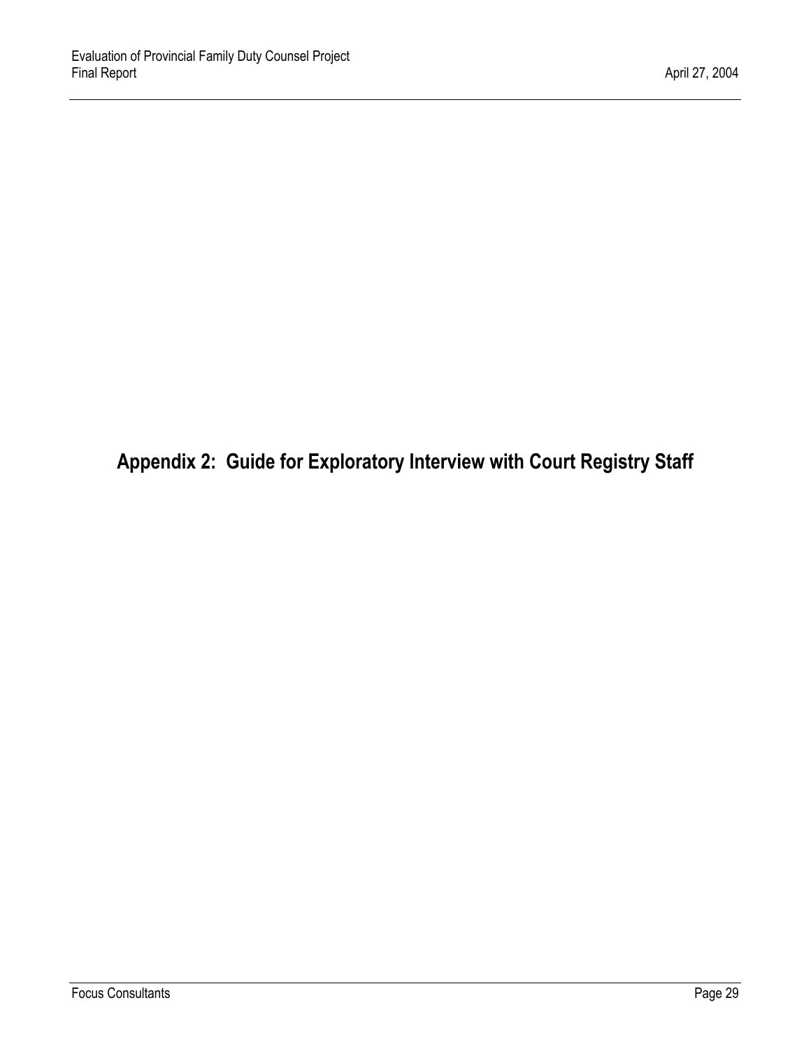# Appendix 2: Guide for Exploratory Interview with Court Registry Staff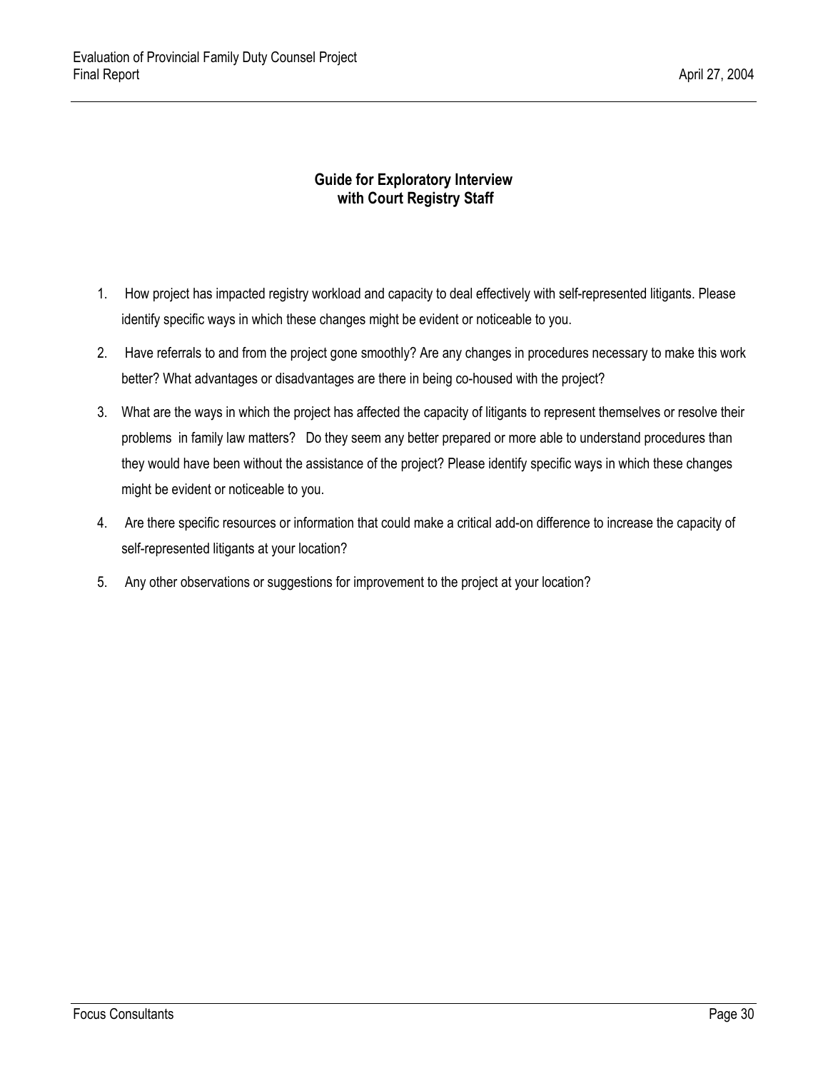## Guide for Exploratory Interview with Court Registry Staff

1. How project has impacted registry workload and capacity to deal effectively with self-represented litigants. Please identify specific ways in which these changes might be evident or noticeable to you.
2. Have referrals to and from the project gone smoothly? Are any changes in procedures necessary to make this work better? What advantages or disadvantages are there in being co-housed with the project?
3. What are the ways in which the project has affected the capacity of litigants to represent themselves or resolve their problems in family law matters? Do they seem any better prepared or more able to understand procedures than they would have been without the assistance of the project? Please identify specific ways in which these changes might be evident or noticeable to you.
4. Are there specific resources or information that could make a critical add-on difference to increase the capacity of self-represented litigants at your location?
5. Any other observations or suggestions for improvement to the project at your location?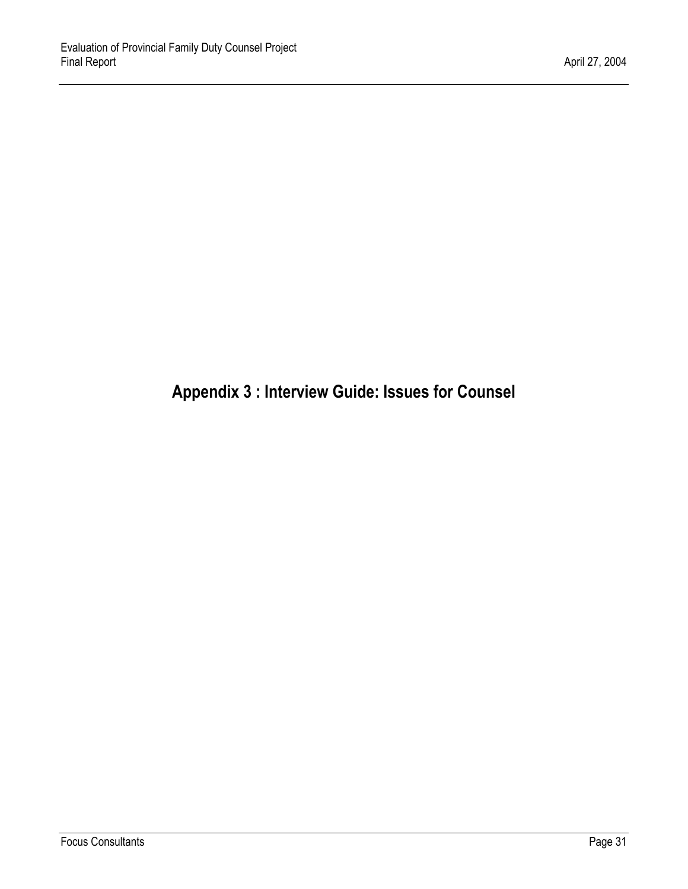# Appendix 3 : Interview Guide: Issues for Counsel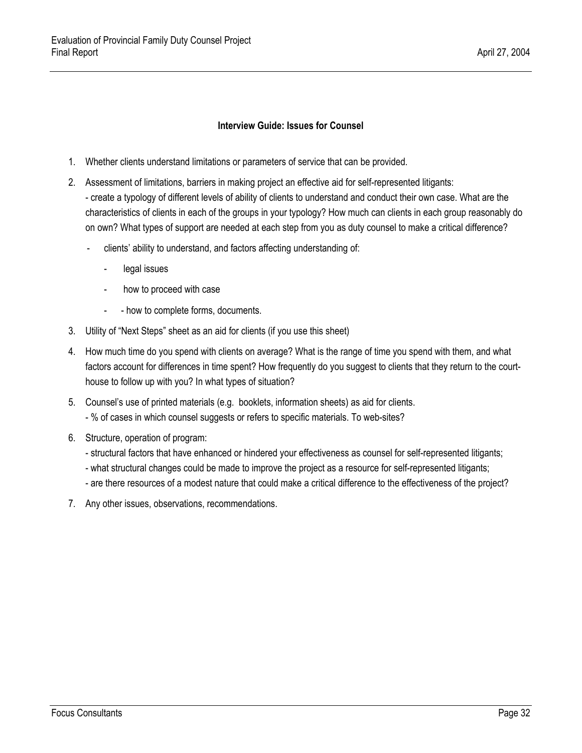**Interview Guide: Issues for Counsel**

1. Whether clients understand limitations or parameters of service that can be provided.
2. Assessment of limitations, barriers in making project an effective aid for self-represented litigants:
   - create a typology of different levels of ability of clients to understand and conduct their own case. What are the characteristics of clients in each of the groups in your typology? How much can clients in each group reasonably do on own? What types of support are needed at each step from you as duty counsel to make a critical difference?
     - clients' ability to understand, and factors affecting understanding of:
       - legal issues
       - how to proceed with case
       - - how to complete forms, documents.
3. Utility of "Next Steps" sheet as an aid for clients (if you use this sheet)
4. How much time do you spend with clients on average? What is the range of time you spend with them, and what factors account for differences in time spent? How frequently do you suggest to clients that they return to the court-house to follow up with you? In what types of situation?
5. Counsel's use of printed materials (e.g. booklets, information sheets) as aid for clients.
   - % of cases in which counsel suggests or refers to specific materials. To web-sites?
6. Structure, operation of program:
   - structural factors that have enhanced or hindered your effectiveness as counsel for self-represented litigants;
   - what structural changes could be made to improve the project as a resource for self-represented litigants;
   - are there resources of a modest nature that could make a critical difference to the effectiveness of the project?
7. Any other issues, observations, recommendations.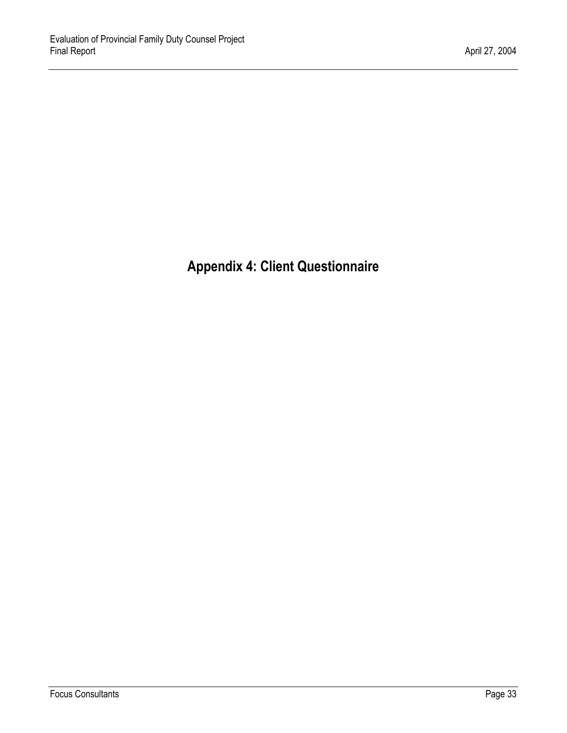# Appendix 4: Client Questionnaire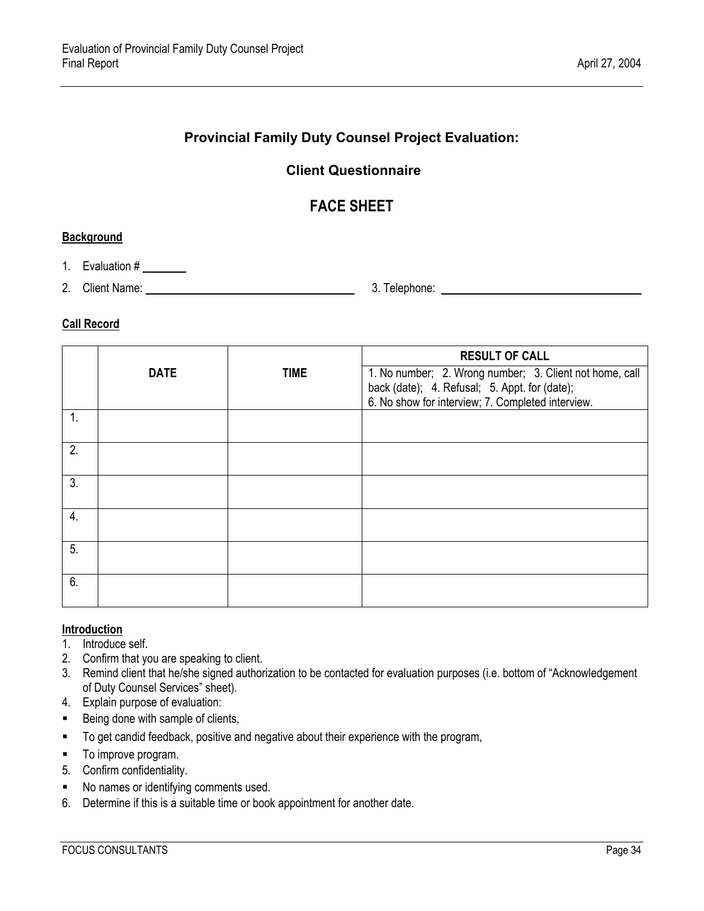## Provincial Family Duty Counsel Project Evaluation:

### Client Questionnaire

# FACE SHEET

**Background**

1. Evaluation # ________
2. Client Name: ______________________ 3. Telephone: ______________________

**Call Record**

| | DATE | TIME | RESULT OF CALL<br>1. No number; 2. Wrong number; 3. Client not home, call back (date); 4. Refusal; 5. Appt. for (date); 6. No show for interview; 7. Completed interview. |
|---|---|---|---|
| 1. | | | |
| 2. | | | |
| 3. | | | |
| 4. | | | |
| 5. | | | |
| 6. | | | |

**Introduction**

1. Introduce self.
2. Confirm that you are speaking to client.
3. Remind client that he/she signed authorization to be contacted for evaluation purposes (i.e. bottom of "Acknowledgement of Duty Counsel Services" sheet).
4. Explain purpose of evaluation:
   - Being done with sample of clients,
   - To get candid feedback, positive and negative about their experience with the program,
   - To improve program.
5. Confirm confidentiality.
   - No names or identifying comments used.
6. Determine if this is a suitable time or book appointment for another date.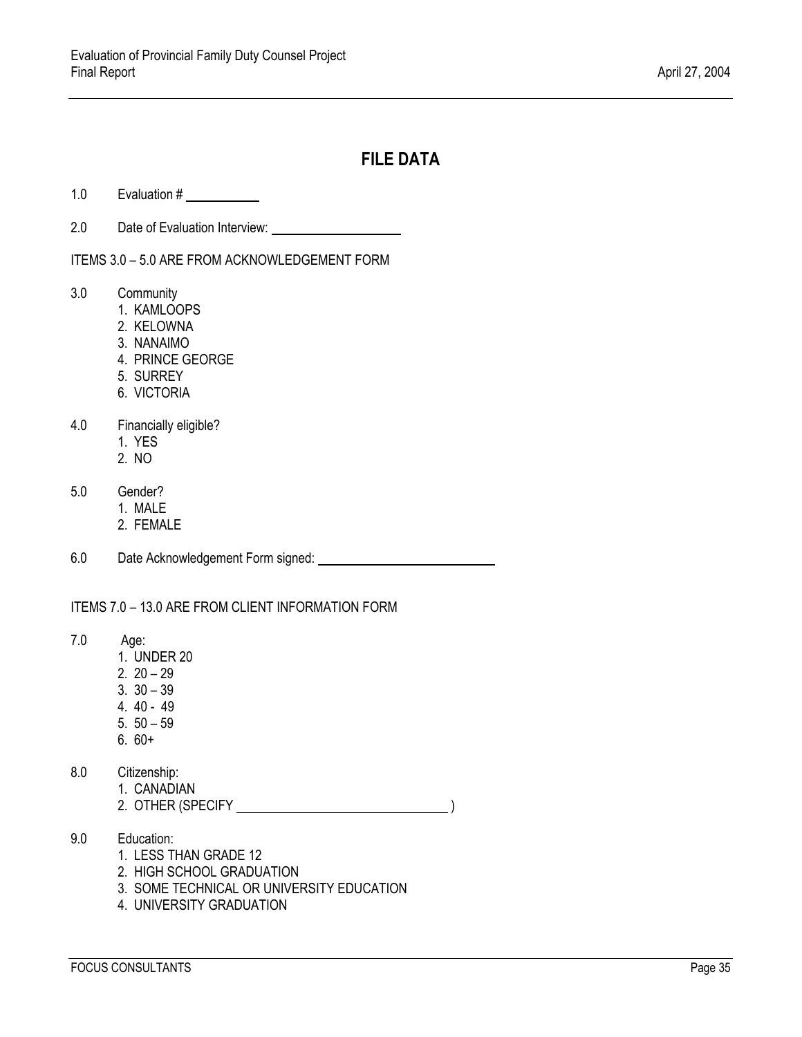# FILE DATA

1.0 Evaluation # __________

2.0 Date of Evaluation Interview: __________________

ITEMS 3.0 – 5.0 ARE FROM ACKNOWLEDGEMENT FORM

3.0 Community
1. KAMLOOPS
2. KELOWNA
3. NANAIMO
4. PRINCE GEORGE
5. SURREY
6. VICTORIA

4.0 Financially eligible?
1. YES
2. NO

5.0 Gender?
1. MALE
2. FEMALE

6.0 Date Acknowledgement Form signed: __________________________

ITEMS 7.0 – 13.0 ARE FROM CLIENT INFORMATION FORM

7.0 Age:
1. UNDER 20
2. 20 – 29
3. 30 – 39
4. 40 - 49
5. 50 – 59
6. 60+

8.0 Citizenship:
1. CANADIAN
2. OTHER (SPECIFY ______________________________ )

9.0 Education:
1. LESS THAN GRADE 12
2. HIGH SCHOOL GRADUATION
3. SOME TECHNICAL OR UNIVERSITY EDUCATION
4. UNIVERSITY GRADUATION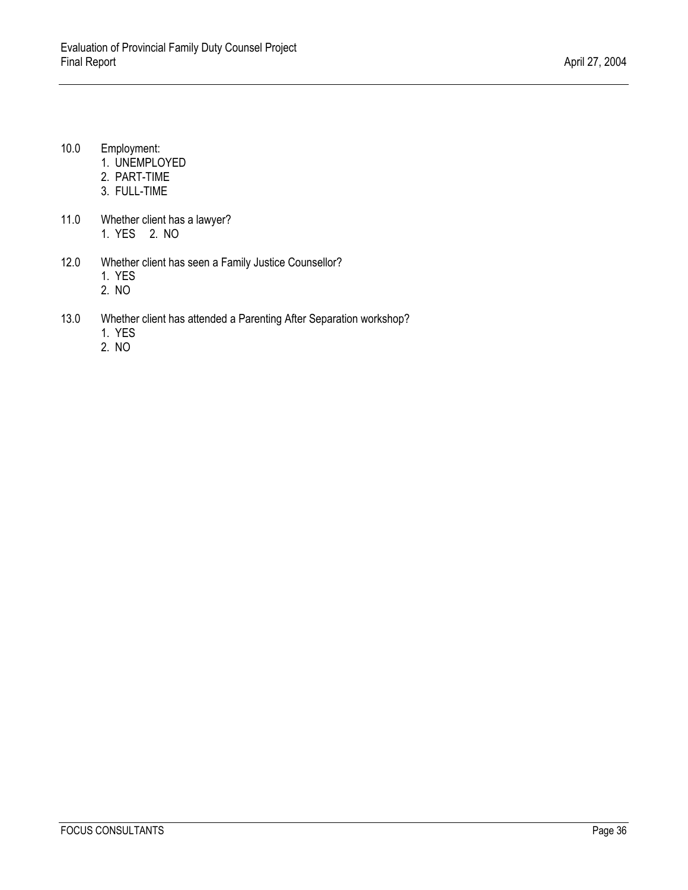10.0 Employment:
1. UNEMPLOYED
2. PART-TIME
3. FULL-TIME

11.0 Whether client has a lawyer?
1. YES 2. NO

12.0 Whether client has seen a Family Justice Counsellor?
1. YES
2. NO

13.0 Whether client has attended a Parenting After Separation workshop?
1. YES
2. NO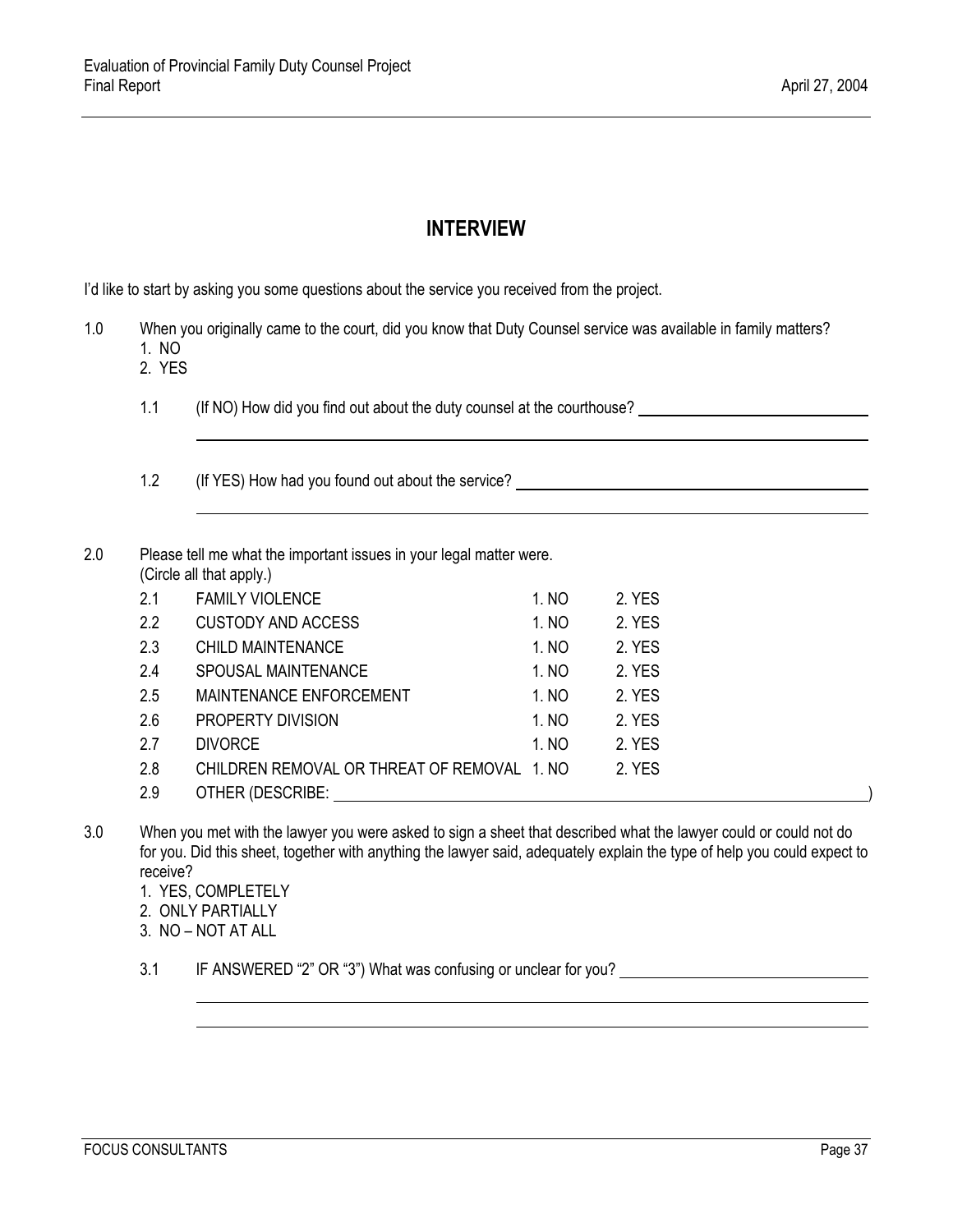## INTERVIEW

I'd like to start by asking you some questions about the service you received from the project.

1.0 When you originally came to the court, did you know that Duty Counsel service was available in family matters?
1. NO
2. YES

1.1 (If NO) How did you find out about the duty counsel at the courthouse? ______________________________

______________________________________________________________________________

1.2 (If YES) How had you found out about the service? ______________________________

______________________________________________________________________________

2.0 Please tell me what the important issues in your legal matter were.
(Circle all that apply.)

| | | | |
|---|---|---|---|
| 2.1 | FAMILY VIOLENCE | 1. NO | 2. YES |
| 2.2 | CUSTODY AND ACCESS | 1. NO | 2. YES |
| 2.3 | CHILD MAINTENANCE | 1. NO | 2. YES |
| 2.4 | SPOUSAL MAINTENANCE | 1. NO | 2. YES |
| 2.5 | MAINTENANCE ENFORCEMENT | 1. NO | 2. YES |
| 2.6 | PROPERTY DIVISION | 1. NO | 2. YES |
| 2.7 | DIVORCE | 1. NO | 2. YES |
| 2.8 | CHILDREN REMOVAL OR THREAT OF REMOVAL | 1. NO | 2. YES |
| 2.9 | OTHER (DESCRIBE: ______________________________) | | |

3.0 When you met with the lawyer you were asked to sign a sheet that described what the lawyer could or could not do for you. Did this sheet, together with anything the lawyer said, adequately explain the type of help you could expect to receive?
1. YES, COMPLETELY
2. ONLY PARTIALLY
3. NO – NOT AT ALL

3.1 IF ANSWERED "2" OR "3") What was confusing or unclear for you? ______________________________

______________________________________________________________________________

______________________________________________________________________________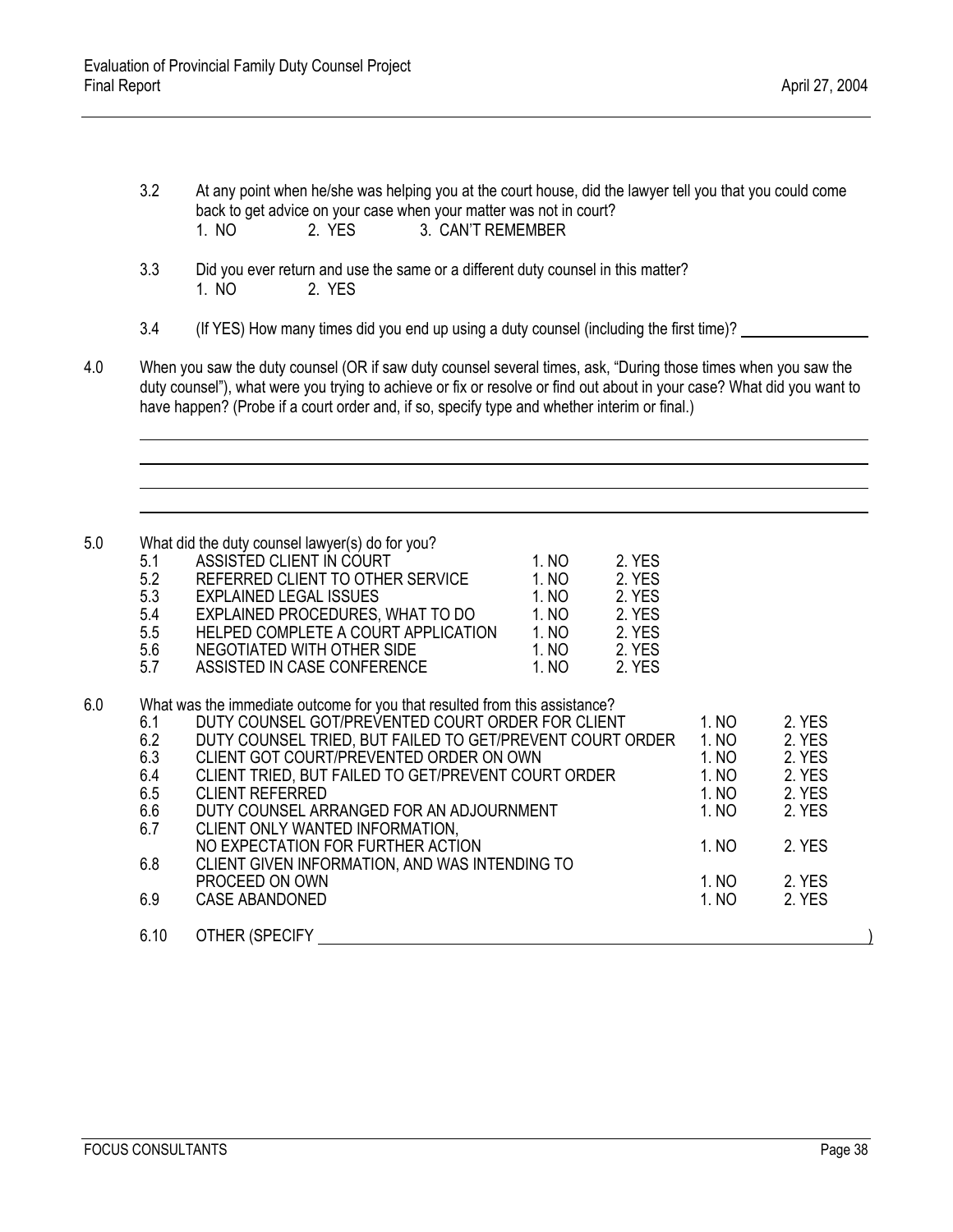3.2 At any point when he/she was helping you at the court house, did the lawyer tell you that you could come back to get advice on your case when your matter was not in court?
1. NO 2. YES 3. CAN'T REMEMBER

3.3 Did you ever return and use the same or a different duty counsel in this matter?
1. NO 2. YES

3.4 (If YES) How many times did you end up using a duty counsel (including the first time)? ________________

4.0 When you saw the duty counsel (OR if saw duty counsel several times, ask, "During those times when you saw the duty counsel"), what were you trying to achieve or fix or resolve or find out about in your case? What did you want to have happen? (Probe if a court order and, if so, specify type and whether interim or final.)

________________________________________________________________________________

________________________________________________________________________________

________________________________________________________________________________

________________________________________________________________________________

5.0 What did the duty counsel lawyer(s) do for you?

| | | | |
|---|---|---|---|
| 5.1 | ASSISTED CLIENT IN COURT | 1. NO | 2. YES |
| 5.2 | REFERRED CLIENT TO OTHER SERVICE | 1. NO | 2. YES |
| 5.3 | EXPLAINED LEGAL ISSUES | 1. NO | 2. YES |
| 5.4 | EXPLAINED PROCEDURES, WHAT TO DO | 1. NO | 2. YES |
| 5.5 | HELPED COMPLETE A COURT APPLICATION | 1. NO | 2. YES |
| 5.6 | NEGOTIATED WITH OTHER SIDE | 1. NO | 2. YES |
| 5.7 | ASSISTED IN CASE CONFERENCE | 1. NO | 2. YES |

6.0 What was the immediate outcome for you that resulted from this assistance?

| | | | |
|---|---|---|---|
| 6.1 | DUTY COUNSEL GOT/PREVENTED COURT ORDER FOR CLIENT | 1. NO | 2. YES |
| 6.2 | DUTY COUNSEL TRIED, BUT FAILED TO GET/PREVENT COURT ORDER | 1. NO | 2. YES |
| 6.3 | CLIENT GOT COURT/PREVENTED ORDER ON OWN | 1. NO | 2. YES |
| 6.4 | CLIENT TRIED, BUT FAILED TO GET/PREVENT COURT ORDER | 1. NO | 2. YES |
| 6.5 | CLIENT REFERRED | 1. NO | 2. YES |
| 6.6 | DUTY COUNSEL ARRANGED FOR AN ADJOURNMENT | 1. NO | 2. YES |
| 6.7 | CLIENT ONLY WANTED INFORMATION, NO EXPECTATION FOR FURTHER ACTION | 1. NO | 2. YES |
| 6.8 | CLIENT GIVEN INFORMATION, AND WAS INTENDING TO PROCEED ON OWN | 1. NO | 2. YES |
| 6.9 | CASE ABANDONED | 1. NO | 2. YES |

6.10 OTHER (SPECIFY ________________________________________________)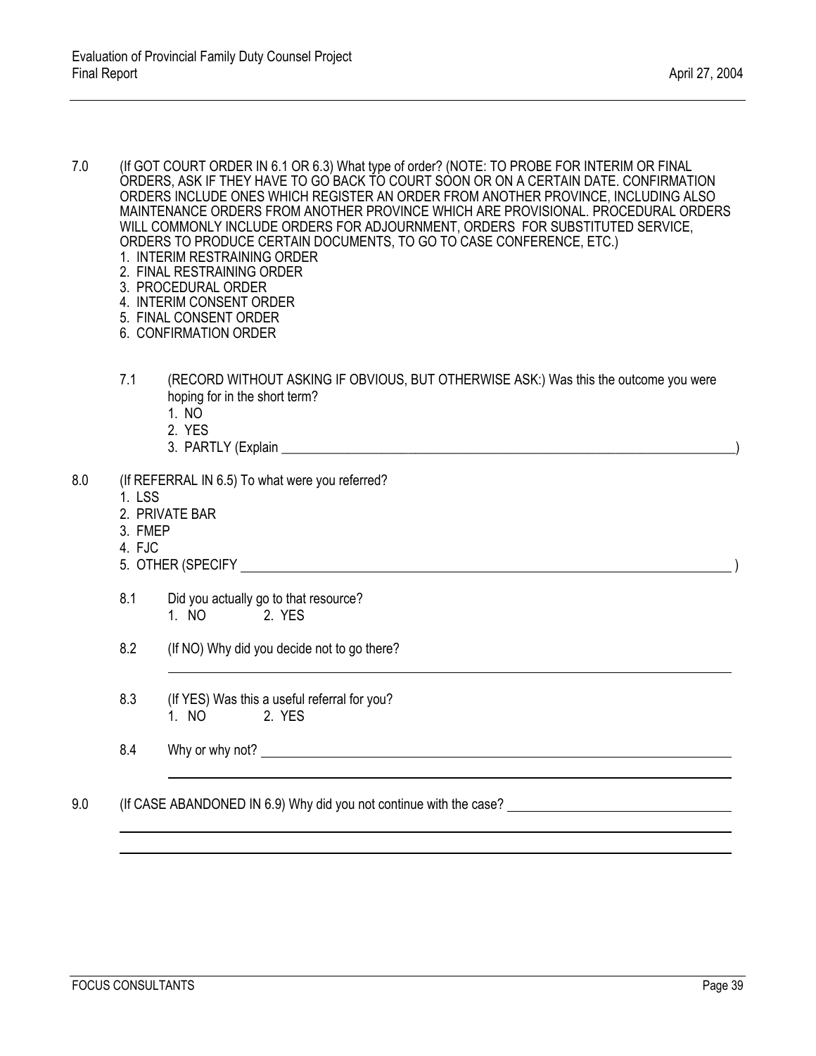7.0 (If GOT COURT ORDER IN 6.1 OR 6.3) What type of order? (NOTE: TO PROBE FOR INTERIM OR FINAL ORDERS, ASK IF THEY HAVE TO GO BACK TO COURT SOON OR ON A CERTAIN DATE. CONFIRMATION ORDERS INCLUDE ONES WHICH REGISTER AN ORDER FROM ANOTHER PROVINCE, INCLUDING ALSO MAINTENANCE ORDERS FROM ANOTHER PROVINCE WHICH ARE PROVISIONAL. PROCEDURAL ORDERS WILL COMMONLY INCLUDE ORDERS FOR ADJOURNMENT, ORDERS FOR SUBSTITUTED SERVICE, ORDERS TO PRODUCE CERTAIN DOCUMENTS, TO GO TO CASE CONFERENCE, ETC.)

1. INTERIM RESTRAINING ORDER
2. FINAL RESTRAINING ORDER
3. PROCEDURAL ORDER
4. INTERIM CONSENT ORDER
5. FINAL CONSENT ORDER
6. CONFIRMATION ORDER

7.1 (RECORD WITHOUT ASKING IF OBVIOUS, BUT OTHERWISE ASK:) Was this the outcome you were hoping for in the short term?

1. NO
2. YES
3. PARTLY (Explain ______________________________)

8.0 (If REFERRAL IN 6.5) To what were you referred?

1. LSS
2. PRIVATE BAR
3. FMEP
4. FJC
5. OTHER (SPECIFY ______________________________)

8.1 Did you actually go to that resource?
1. NO 2. YES

8.2 (If NO) Why did you decide not to go there?

______________________________

8.3 (If YES) Was this a useful referral for you?
1. NO 2. YES

8.4 Why or why not? ______________________________

______________________________

9.0 (If CASE ABANDONED IN 6.9) Why did you not continue with the case? ______________________________

______________________________

______________________________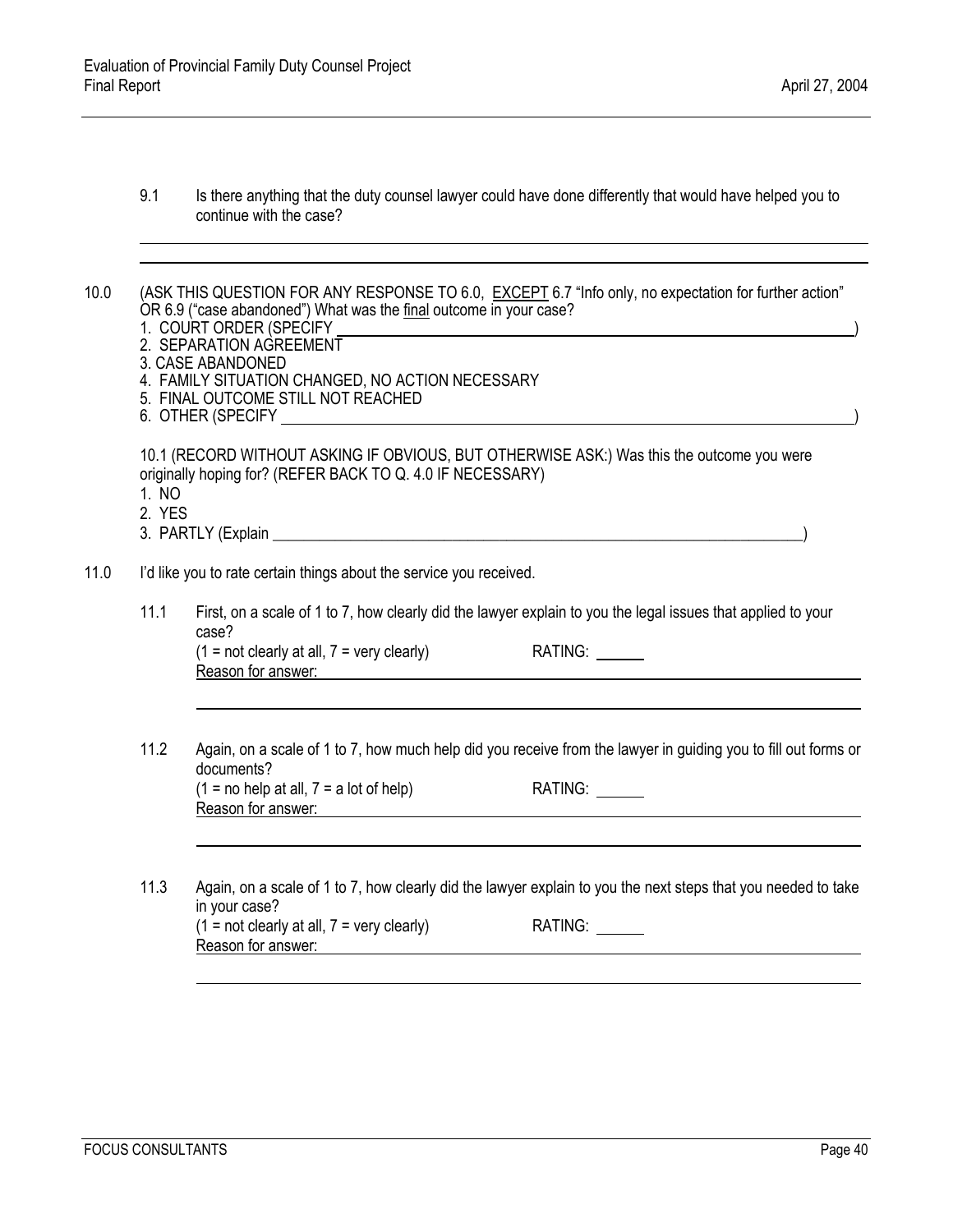9.1 Is there anything that the duty counsel lawyer could have done differently that would have helped you to continue with the case?

\_\_\_\_\_\_\_\_\_\_\_\_\_\_\_\_\_\_\_\_\_\_\_\_\_\_\_\_\_\_\_\_\_\_\_\_\_\_\_\_\_\_\_\_\_\_\_\_\_\_\_\_\_\_\_\_\_\_\_\_

\_\_\_\_\_\_\_\_\_\_\_\_\_\_\_\_\_\_\_\_\_\_\_\_\_\_\_\_\_\_\_\_\_\_\_\_\_\_\_\_\_\_\_\_\_\_\_\_\_\_\_\_\_\_\_\_\_\_\_\_

10.0 (ASK THIS QUESTION FOR ANY RESPONSE TO 6.0, <u>EXCEPT</u> 6.7 "Info only, no expectation for further action" OR 6.9 ("case abandoned") What was the <u>final</u> outcome in your case?

1. COURT ORDER (SPECIFY \_\_\_\_\_\_\_\_\_\_\_\_\_\_\_\_\_\_\_\_\_\_\_\_\_\_\_\_\_\_\_\_\_\_\_\_\_\_\_\_\_\_)
2. SEPARATION AGREEMENT
3. CASE ABANDONED
4. FAMILY SITUATION CHANGED, NO ACTION NECESSARY
5. FINAL OUTCOME STILL NOT REACHED
6. OTHER (SPECIFY \_\_\_\_\_\_\_\_\_\_\_\_\_\_\_\_\_\_\_\_\_\_\_\_\_\_\_\_\_\_\_\_\_\_\_\_\_\_\_\_\_\_\_\_\_\_)

10.1 (RECORD WITHOUT ASKING IF OBVIOUS, BUT OTHERWISE ASK:) Was this the outcome you were originally hoping for? (REFER BACK TO Q. 4.0 IF NECESSARY)

1. NO
2. YES
3. PARTLY (Explain \_\_\_\_\_\_\_\_\_\_\_\_\_\_\_\_\_\_\_\_\_\_\_\_\_\_\_\_\_\_\_\_\_\_\_\_\_\_\_\_\_\_\_\_\_\_)

11.0 I'd like you to rate certain things about the service you received.

11.1 First, on a scale of 1 to 7, how clearly did the lawyer explain to you the legal issues that applied to your case?
(1 = not clearly at all, 7 = very clearly) RATING: \_\_\_\_\_\_
<u>Reason for answer:</u> \_\_\_\_\_\_\_\_\_\_\_\_\_\_\_\_\_\_\_\_\_\_\_\_\_\_\_\_\_\_\_\_\_\_\_\_\_\_\_\_\_\_

\_\_\_\_\_\_\_\_\_\_\_\_\_\_\_\_\_\_\_\_\_\_\_\_\_\_\_\_\_\_\_\_\_\_\_\_\_\_\_\_\_\_\_\_\_\_\_\_\_\_\_\_\_\_\_\_\_\_\_\_

11.2 Again, on a scale of 1 to 7, how much help did you receive from the lawyer in guiding you to fill out forms or documents?
(1 = no help at all, 7 = a lot of help) RATING: \_\_\_\_\_\_
<u>Reason for answer:</u> \_\_\_\_\_\_\_\_\_\_\_\_\_\_\_\_\_\_\_\_\_\_\_\_\_\_\_\_\_\_\_\_\_\_\_\_\_\_\_\_\_\_

\_\_\_\_\_\_\_\_\_\_\_\_\_\_\_\_\_\_\_\_\_\_\_\_\_\_\_\_\_\_\_\_\_\_\_\_\_\_\_\_\_\_\_\_\_\_\_\_\_\_\_\_\_\_\_\_\_\_\_\_

11.3 Again, on a scale of 1 to 7, how clearly did the lawyer explain to you the next steps that you needed to take in your case?
(1 = not clearly at all, 7 = very clearly) RATING: \_\_\_\_\_\_
<u>Reason for answer:</u> \_\_\_\_\_\_\_\_\_\_\_\_\_\_\_\_\_\_\_\_\_\_\_\_\_\_\_\_\_\_\_\_\_\_\_\_\_\_\_\_\_\_

\_\_\_\_\_\_\_\_\_\_\_\_\_\_\_\_\_\_\_\_\_\_\_\_\_\_\_\_\_\_\_\_\_\_\_\_\_\_\_\_\_\_\_\_\_\_\_\_\_\_\_\_\_\_\_\_\_\_\_\_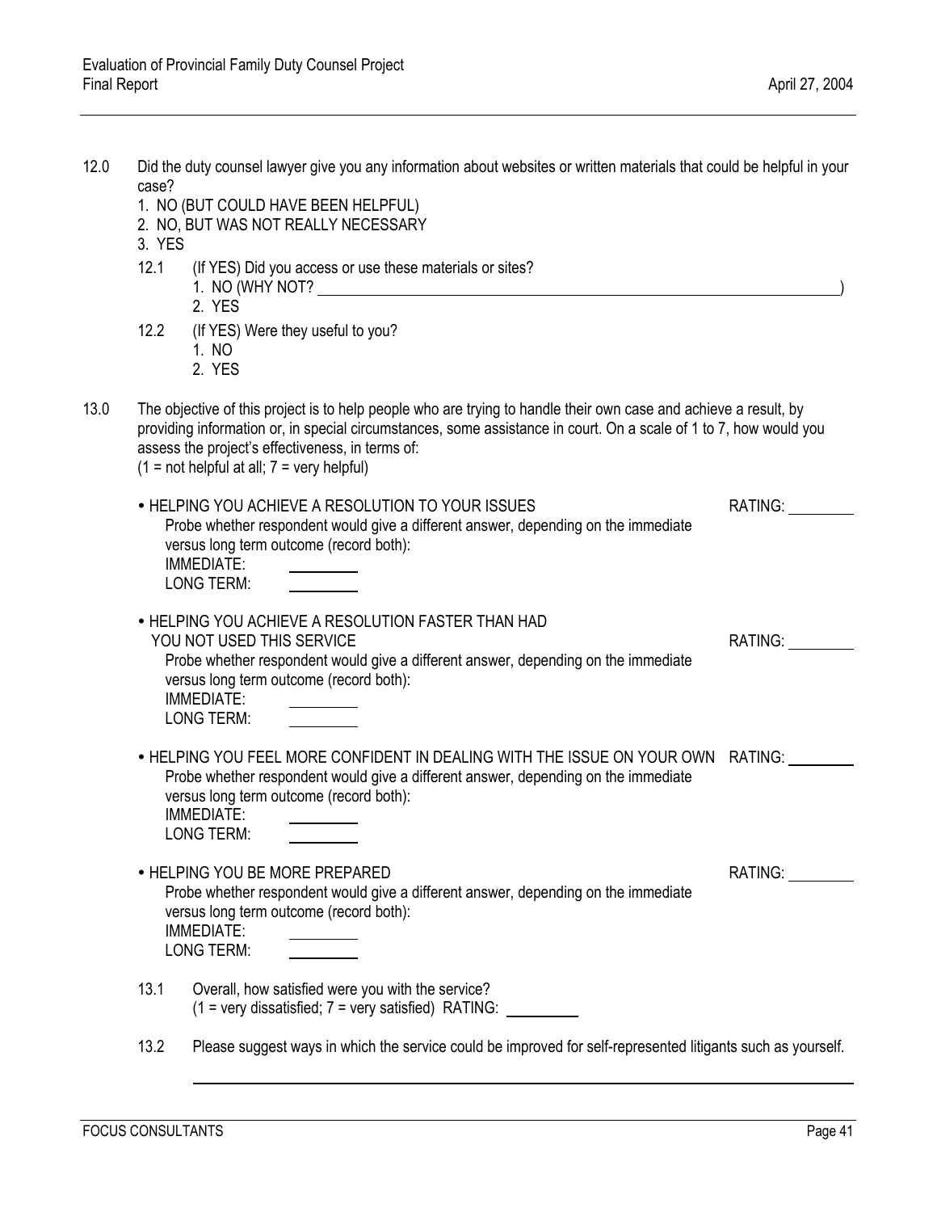12.0 Did the duty counsel lawyer give you any information about websites or written materials that could be helpful in your case?

1. NO (BUT COULD HAVE BEEN HELPFUL)
2. NO, BUT WAS NOT REALLY NECESSARY
3. YES

12.1 (If YES) Did you access or use these materials or sites?

1. NO (WHY NOT? ______________________________________________)
2. YES

12.2 (If YES) Were they useful to you?

1. NO
2. YES

13.0 The objective of this project is to help people who are trying to handle their own case and achieve a result, by providing information or, in special circumstances, some assistance in court. On a scale of 1 to 7, how would you assess the project's effectiveness, in terms of:
(1 = not helpful at all; 7 = very helpful)

- HELPING YOU ACHIEVE A RESOLUTION TO YOUR ISSUES — RATING: ________
  Probe whether respondent would give a different answer, depending on the immediate versus long term outcome (record both):
  IMMEDIATE: ________
  LONG TERM: ________

- HELPING YOU ACHIEVE A RESOLUTION FASTER THAN HAD YOU NOT USED THIS SERVICE — RATING: ________
  Probe whether respondent would give a different answer, depending on the immediate versus long term outcome (record both):
  IMMEDIATE: ________
  LONG TERM: ________

- HELPING YOU FEEL MORE CONFIDENT IN DEALING WITH THE ISSUE ON YOUR OWN — RATING: ________
  Probe whether respondent would give a different answer, depending on the immediate versus long term outcome (record both):
  IMMEDIATE: ________
  LONG TERM: ________

- HELPING YOU BE MORE PREPARED — RATING: ________
  Probe whether respondent would give a different answer, depending on the immediate versus long term outcome (record both):
  IMMEDIATE: ________
  LONG TERM: ________

13.1 Overall, how satisfied were you with the service?
(1 = very dissatisfied; 7 = very satisfied) RATING: ________

13.2 Please suggest ways in which the service could be improved for self-represented litigants such as yourself.

______________________________________________